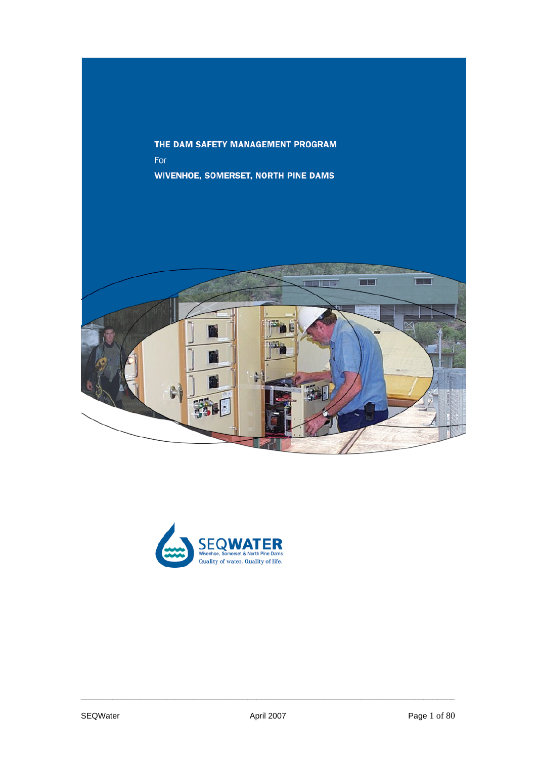# THE DAM SAFETY MANAGEMENT PROGRAM

For

# WIVENHOE, SOMERSET, NORTH PINE DAMS

SEQWATER
Wivenhoe, Somerset & North Pine Dams
Quality of water. Quality of life.

SEQWater April 2007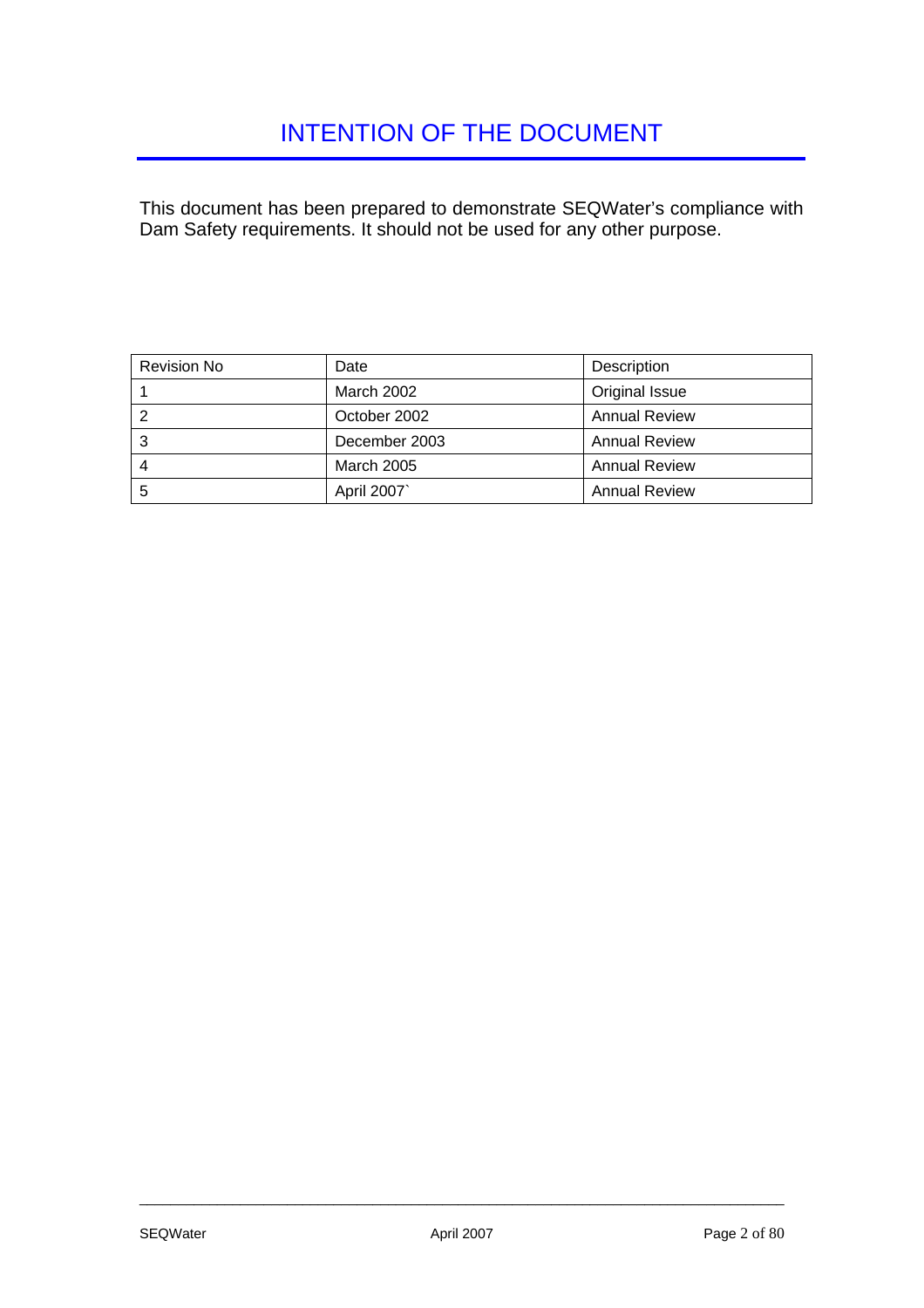# INTENTION OF THE DOCUMENT

This document has been prepared to demonstrate SEQWater's compliance with Dam Safety requirements. It should not be used for any other purpose.

| Revision No | Date | Description |
|---|---|---|
| 1 | March 2002 | Original Issue |
| 2 | October 2002 | Annual Review |
| 3 | December 2003 | Annual Review |
| 4 | March 2005 | Annual Review |
| 5 | April 2007` | Annual Review |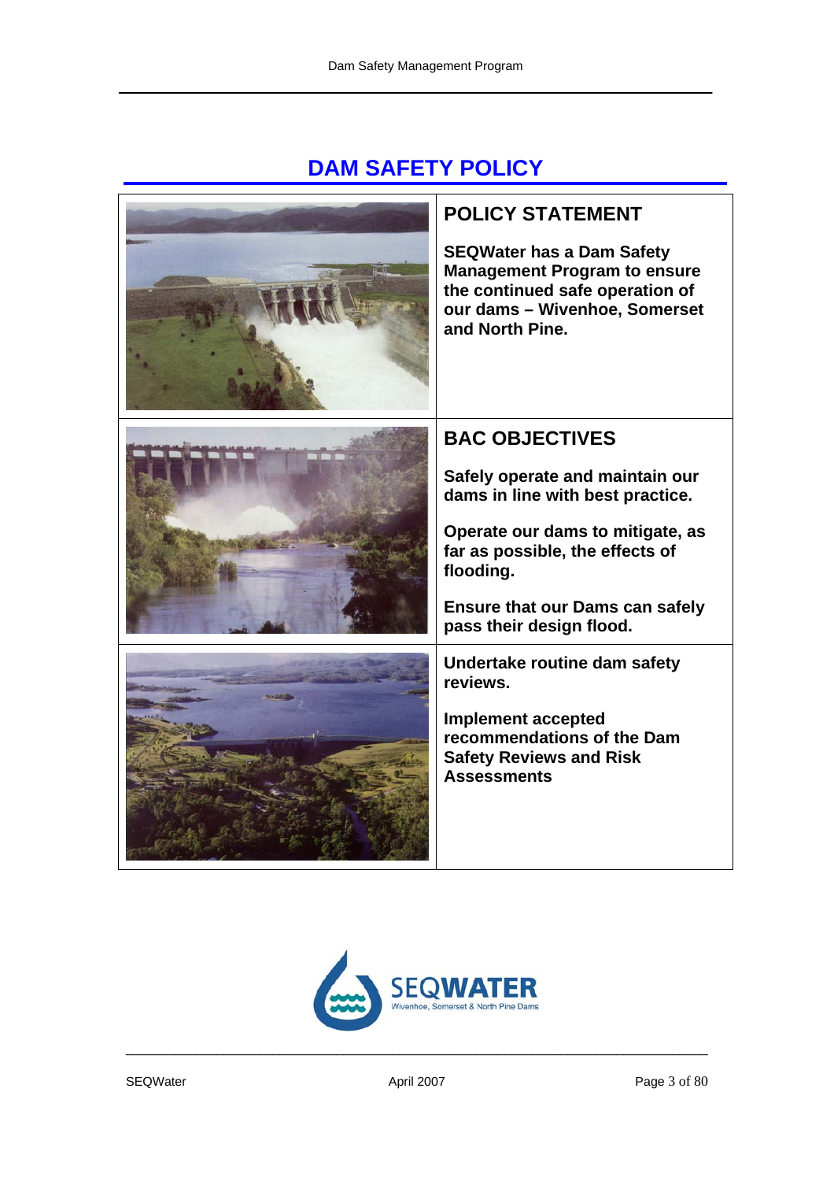# DAM SAFETY POLICY

## POLICY STATEMENT

**SEQWater has a Dam Safety Management Program to ensure the continued safe operation of our dams – Wivenhoe, Somerset and North Pine.**

## BAC OBJECTIVES

**Safely operate and maintain our dams in line with best practice.**

**Operate our dams to mitigate, as far as possible, the effects of flooding.**

**Ensure that our Dams can safely pass their design flood.**

**Undertake routine dam safety reviews.**

**Implement accepted recommendations of the Dam Safety Reviews and Risk Assessments**

SEQWATER
Wivenhoe, Somerset & North Pine Dams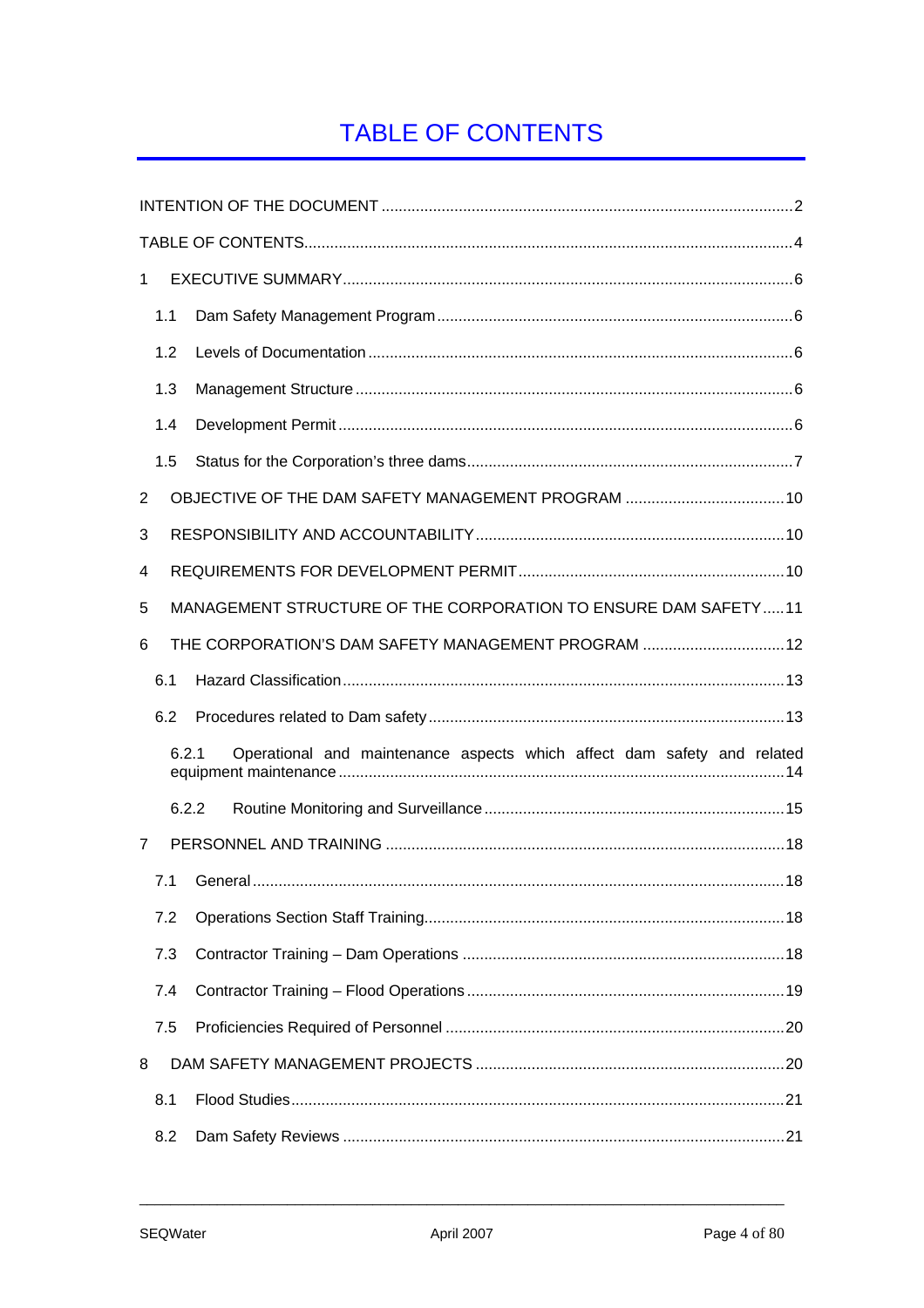# TABLE OF CONTENTS

INTENTION OF THE DOCUMENT ..... 2

TABLE OF CONTENTS ..... 4

1 EXECUTIVE SUMMARY ..... 6

- 1.1 Dam Safety Management Program ..... 6
- 1.2 Levels of Documentation ..... 6
- 1.3 Management Structure ..... 6
- 1.4 Development Permit ..... 6
- 1.5 Status for the Corporation's three dams ..... 7

2 OBJECTIVE OF THE DAM SAFETY MANAGEMENT PROGRAM ..... 10

3 RESPONSIBILITY AND ACCOUNTABILITY ..... 10

4 REQUIREMENTS FOR DEVELOPMENT PERMIT ..... 10

5 MANAGEMENT STRUCTURE OF THE CORPORATION TO ENSURE DAM SAFETY ..... 11

6 THE CORPORATION'S DAM SAFETY MANAGEMENT PROGRAM ..... 12

- 6.1 Hazard Classification ..... 13
- 6.2 Procedures related to Dam safety ..... 13
  - 6.2.1 Operational and maintenance aspects which affect dam safety and related equipment maintenance ..... 14
  - 6.2.2 Routine Monitoring and Surveillance ..... 15

7 PERSONNEL AND TRAINING ..... 18

- 7.1 General ..... 18
- 7.2 Operations Section Staff Training ..... 18
- 7.3 Contractor Training – Dam Operations ..... 18
- 7.4 Contractor Training – Flood Operations ..... 19
- 7.5 Proficiencies Required of Personnel ..... 20

8 DAM SAFETY MANAGEMENT PROJECTS ..... 20

- 8.1 Flood Studies ..... 21
- 8.2 Dam Safety Reviews ..... 21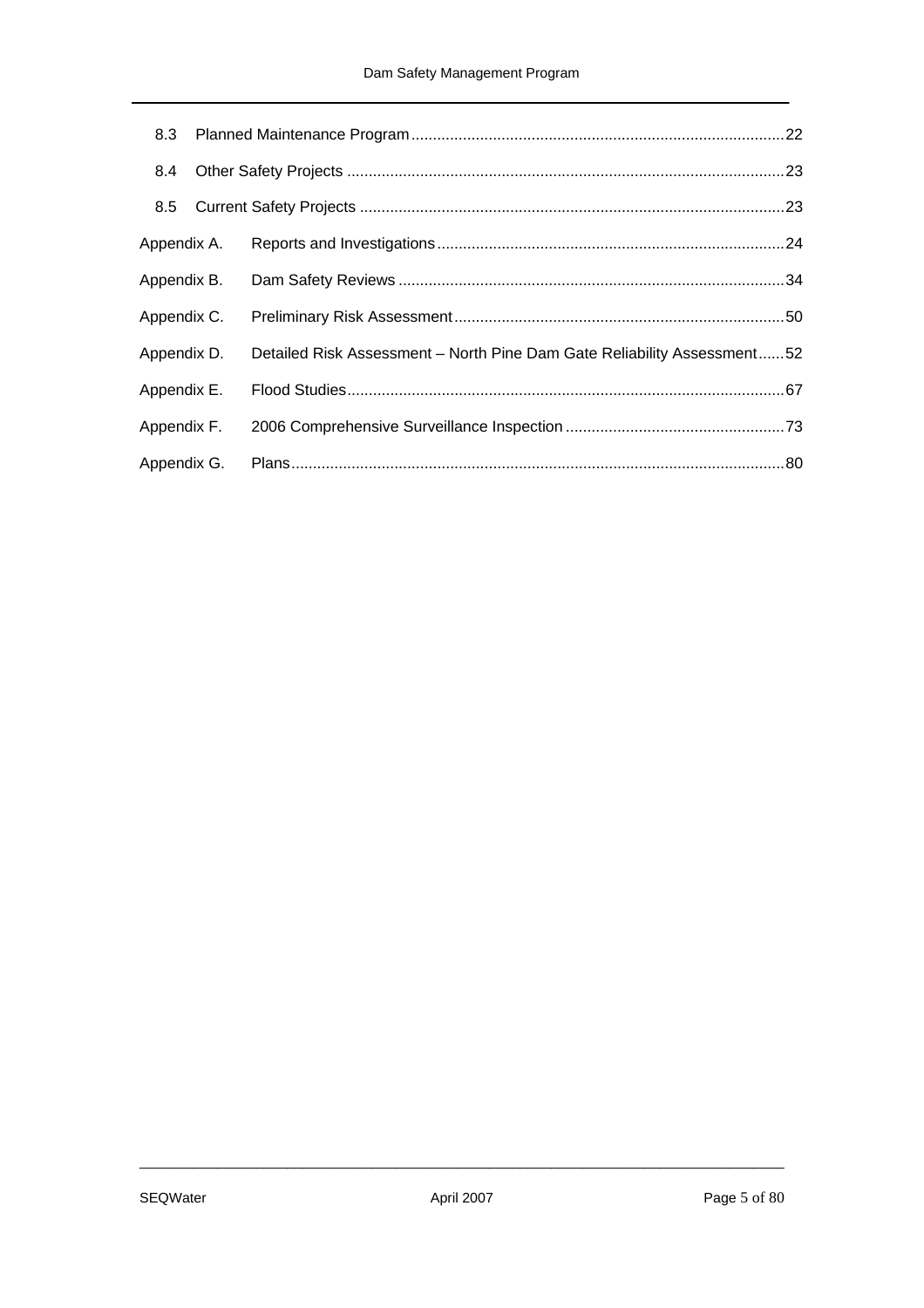| | | |
|---|---|---|
| 8.3 | Planned Maintenance Program | 22 |
| 8.4 | Other Safety Projects | 23 |
| 8.5 | Current Safety Projects | 23 |
| Appendix A. | Reports and Investigations | 24 |
| Appendix B. | Dam Safety Reviews | 34 |
| Appendix C. | Preliminary Risk Assessment | 50 |
| Appendix D. | Detailed Risk Assessment – North Pine Dam Gate Reliability Assessment | 52 |
| Appendix E. | Flood Studies | 67 |
| Appendix F. | 2006 Comprehensive Surveillance Inspection | 73 |
| Appendix G. | Plans | 80 |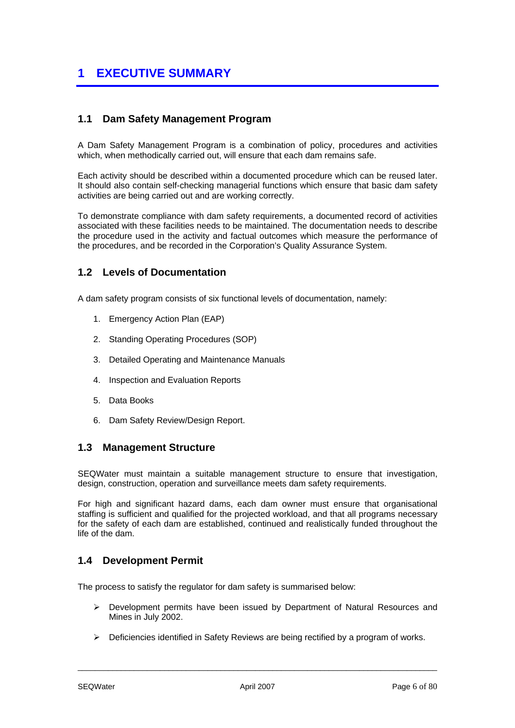# 1 EXECUTIVE SUMMARY

## 1.1 Dam Safety Management Program

A Dam Safety Management Program is a combination of policy, procedures and activities which, when methodically carried out, will ensure that each dam remains safe.

Each activity should be described within a documented procedure which can be reused later. It should also contain self-checking managerial functions which ensure that basic dam safety activities are being carried out and are working correctly.

To demonstrate compliance with dam safety requirements, a documented record of activities associated with these facilities needs to be maintained. The documentation needs to describe the procedure used in the activity and factual outcomes which measure the performance of the procedures, and be recorded in the Corporation's Quality Assurance System.

## 1.2 Levels of Documentation

A dam safety program consists of six functional levels of documentation, namely:

1. Emergency Action Plan (EAP)
2. Standing Operating Procedures (SOP)
3. Detailed Operating and Maintenance Manuals
4. Inspection and Evaluation Reports
5. Data Books
6. Dam Safety Review/Design Report.

## 1.3 Management Structure

SEQWater must maintain a suitable management structure to ensure that investigation, design, construction, operation and surveillance meets dam safety requirements.

For high and significant hazard dams, each dam owner must ensure that organisational staffing is sufficient and qualified for the projected workload, and that all programs necessary for the safety of each dam are established, continued and realistically funded throughout the life of the dam.

## 1.4 Development Permit

The process to satisfy the regulator for dam safety is summarised below:

- Development permits have been issued by Department of Natural Resources and Mines in July 2002.
- Deficiencies identified in Safety Reviews are being rectified by a program of works.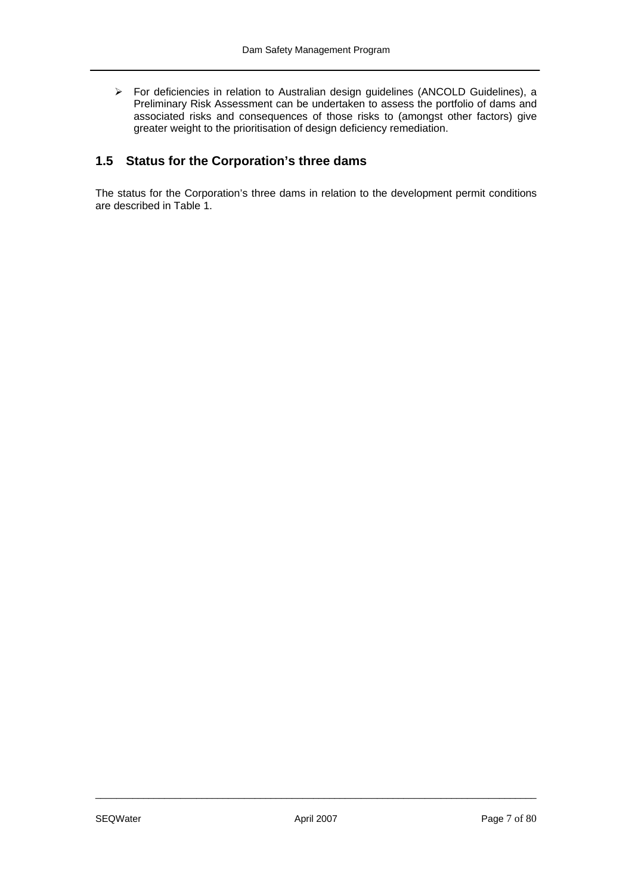- For deficiencies in relation to Australian design guidelines (ANCOLD Guidelines), a Preliminary Risk Assessment can be undertaken to assess the portfolio of dams and associated risks and consequences of those risks to (amongst other factors) give greater weight to the prioritisation of design deficiency remediation.

## 1.5 Status for the Corporation's three dams

The status for the Corporation's three dams in relation to the development permit conditions are described in Table 1.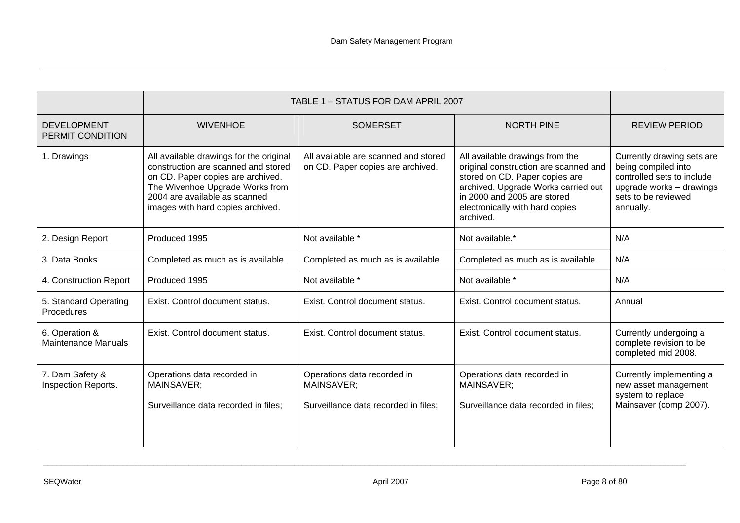| | TABLE 1 – STATUS FOR DAM APRIL 2007 | | | |
|---|---|---|---|---|
| DEVELOPMENT PERMIT CONDITION | WIVENHOE | SOMERSET | NORTH PINE | REVIEW PERIOD |
| 1. Drawings | All available drawings for the original construction are scanned and stored on CD. Paper copies are archived. The Wivenhoe Upgrade Works from 2004 are available as scanned images with hard copies archived. | All available are scanned and stored on CD. Paper copies are archived. | All available drawings from the original construction are scanned and stored on CD. Paper copies are archived. Upgrade Works carried out in 2000 and 2005 are stored electronically with hard copies archived. | Currently drawing sets are being compiled into controlled sets to include upgrade works – drawings sets to be reviewed annually. |
| 2. Design Report | Produced 1995 | Not available * | Not available.* | N/A |
| 3. Data Books | Completed as much as is available. | Completed as much as is available. | Completed as much as is available. | N/A |
| 4. Construction Report | Produced 1995 | Not available * | Not available * | N/A |
| 5. Standard Operating Procedures | Exist. Control document status. | Exist. Control document status. | Exist. Control document status. | Annual |
| 6. Operation & Maintenance Manuals | Exist. Control document status. | Exist. Control document status. | Exist. Control document status. | Currently undergoing a complete revision to be completed mid 2008. |
| 7. Dam Safety & Inspection Reports. | Operations data recorded in MAINSAVER;<br><br>Surveillance data recorded in files; | Operations data recorded in MAINSAVER;<br><br>Surveillance data recorded in files; | Operations data recorded in MAINSAVER;<br><br>Surveillance data recorded in files; | Currently implementing a new asset management system to replace Mainsaver (comp 2007). |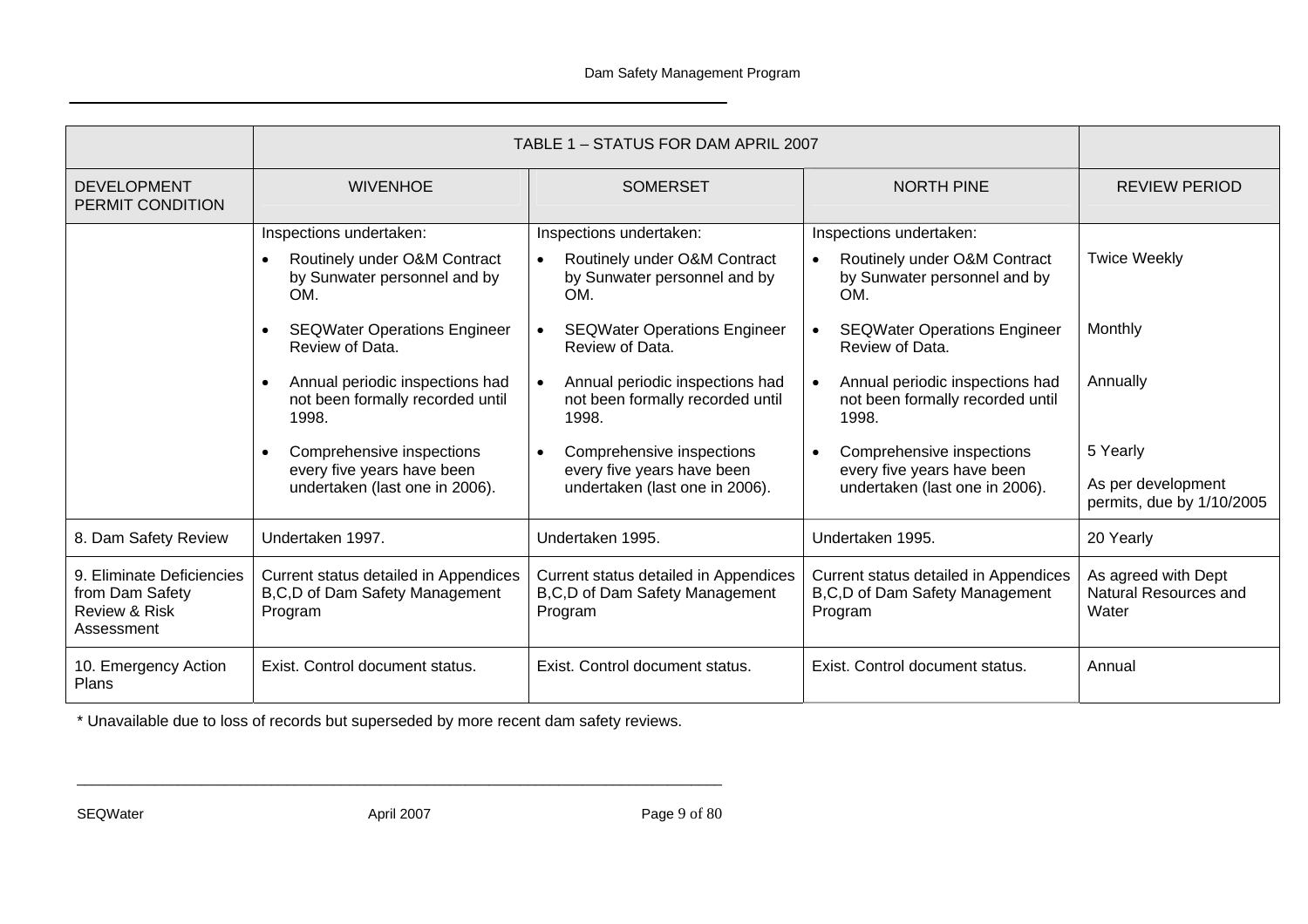| | TABLE 1 – STATUS FOR DAM APRIL 2007 | | | |
|---|---|---|---|---|
| DEVELOPMENT PERMIT CONDITION | WIVENHOE | SOMERSET | NORTH PINE | REVIEW PERIOD |
| | Inspections undertaken:<br>• Routinely under O&M Contract by Sunwater personnel and by OM.<br>• SEQWater Operations Engineer Review of Data.<br>• Annual periodic inspections had not been formally recorded until 1998.<br>• Comprehensive inspections every five years have been undertaken (last one in 2006). | Inspections undertaken:<br>• Routinely under O&M Contract by Sunwater personnel and by OM.<br>• SEQWater Operations Engineer Review of Data.<br>• Annual periodic inspections had not been formally recorded until 1998.<br>• Comprehensive inspections every five years have been undertaken (last one in 2006). | Inspections undertaken:<br>• Routinely under O&M Contract by Sunwater personnel and by OM.<br>• SEQWater Operations Engineer Review of Data.<br>• Annual periodic inspections had not been formally recorded until 1998.<br>• Comprehensive inspections every five years have been undertaken (last one in 2006). | Twice Weekly<br>Monthly<br>Annually<br>5 Yearly<br>As per development permits, due by 1/10/2005 |
| 8. Dam Safety Review | Undertaken 1997. | Undertaken 1995. | Undertaken 1995. | 20 Yearly |
| 9. Eliminate Deficiencies from Dam Safety Review & Risk Assessment | Current status detailed in Appendices B,C,D of Dam Safety Management Program | Current status detailed in Appendices B,C,D of Dam Safety Management Program | Current status detailed in Appendices B,C,D of Dam Safety Management Program | As agreed with Dept Natural Resources and Water |
| 10. Emergency Action Plans | Exist. Control document status. | Exist. Control document status. | Exist. Control document status. | Annual |

* Unavailable due to loss of records but superseded by more recent dam safety reviews.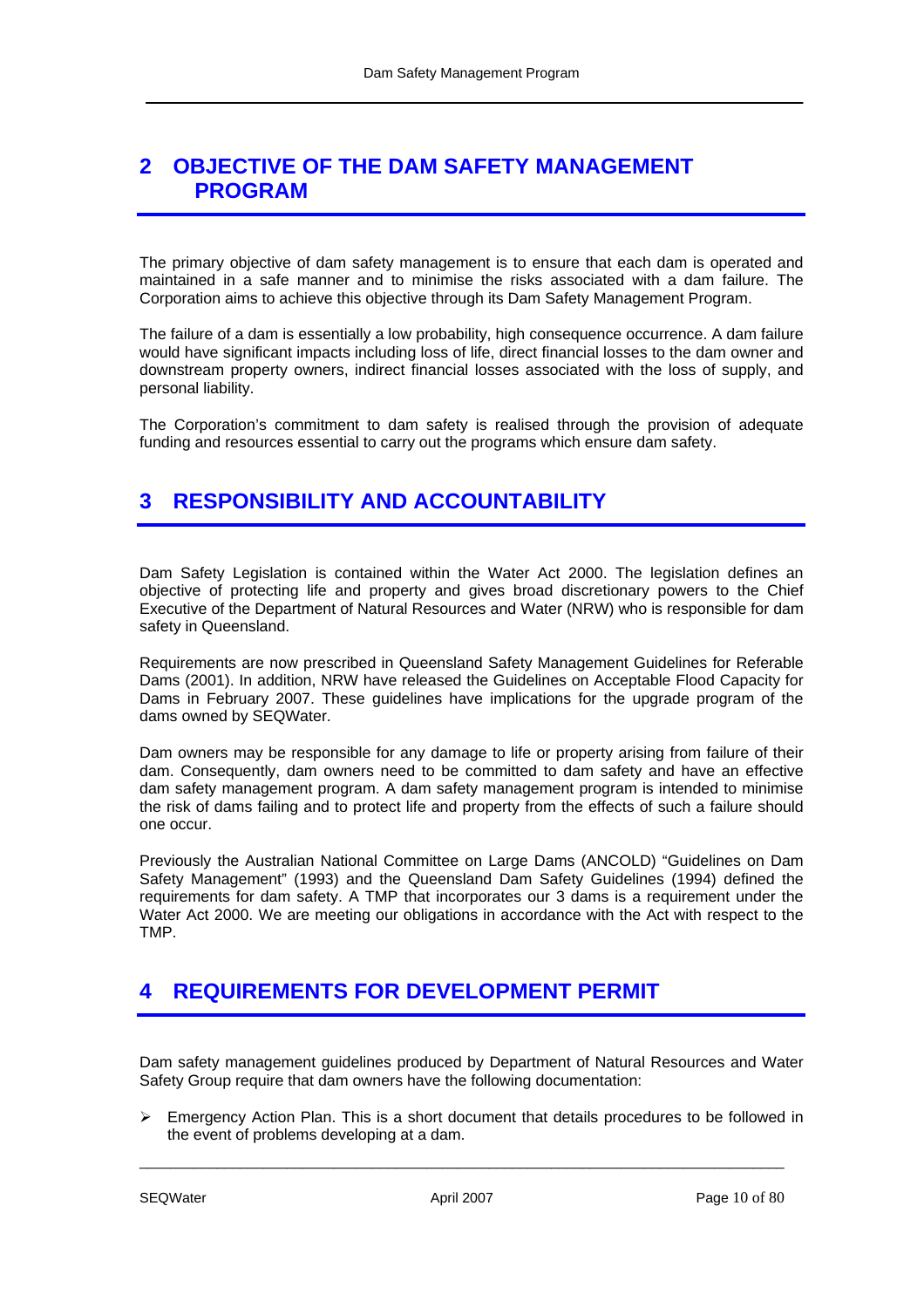## 2 OBJECTIVE OF THE DAM SAFETY MANAGEMENT PROGRAM

The primary objective of dam safety management is to ensure that each dam is operated and maintained in a safe manner and to minimise the risks associated with a dam failure. The Corporation aims to achieve this objective through its Dam Safety Management Program.

The failure of a dam is essentially a low probability, high consequence occurrence. A dam failure would have significant impacts including loss of life, direct financial losses to the dam owner and downstream property owners, indirect financial losses associated with the loss of supply, and personal liability.

The Corporation's commitment to dam safety is realised through the provision of adequate funding and resources essential to carry out the programs which ensure dam safety.

## 3 RESPONSIBILITY AND ACCOUNTABILITY

Dam Safety Legislation is contained within the Water Act 2000. The legislation defines an objective of protecting life and property and gives broad discretionary powers to the Chief Executive of the Department of Natural Resources and Water (NRW) who is responsible for dam safety in Queensland.

Requirements are now prescribed in Queensland Safety Management Guidelines for Referable Dams (2001). In addition, NRW have released the Guidelines on Acceptable Flood Capacity for Dams in February 2007. These guidelines have implications for the upgrade program of the dams owned by SEQWater.

Dam owners may be responsible for any damage to life or property arising from failure of their dam. Consequently, dam owners need to be committed to dam safety and have an effective dam safety management program. A dam safety management program is intended to minimise the risk of dams failing and to protect life and property from the effects of such a failure should one occur.

Previously the Australian National Committee on Large Dams (ANCOLD) "Guidelines on Dam Safety Management" (1993) and the Queensland Dam Safety Guidelines (1994) defined the requirements for dam safety. A TMP that incorporates our 3 dams is a requirement under the Water Act 2000. We are meeting our obligations in accordance with the Act with respect to the TMP.

## 4 REQUIREMENTS FOR DEVELOPMENT PERMIT

Dam safety management guidelines produced by Department of Natural Resources and Water Safety Group require that dam owners have the following documentation:

- Emergency Action Plan. This is a short document that details procedures to be followed in the event of problems developing at a dam.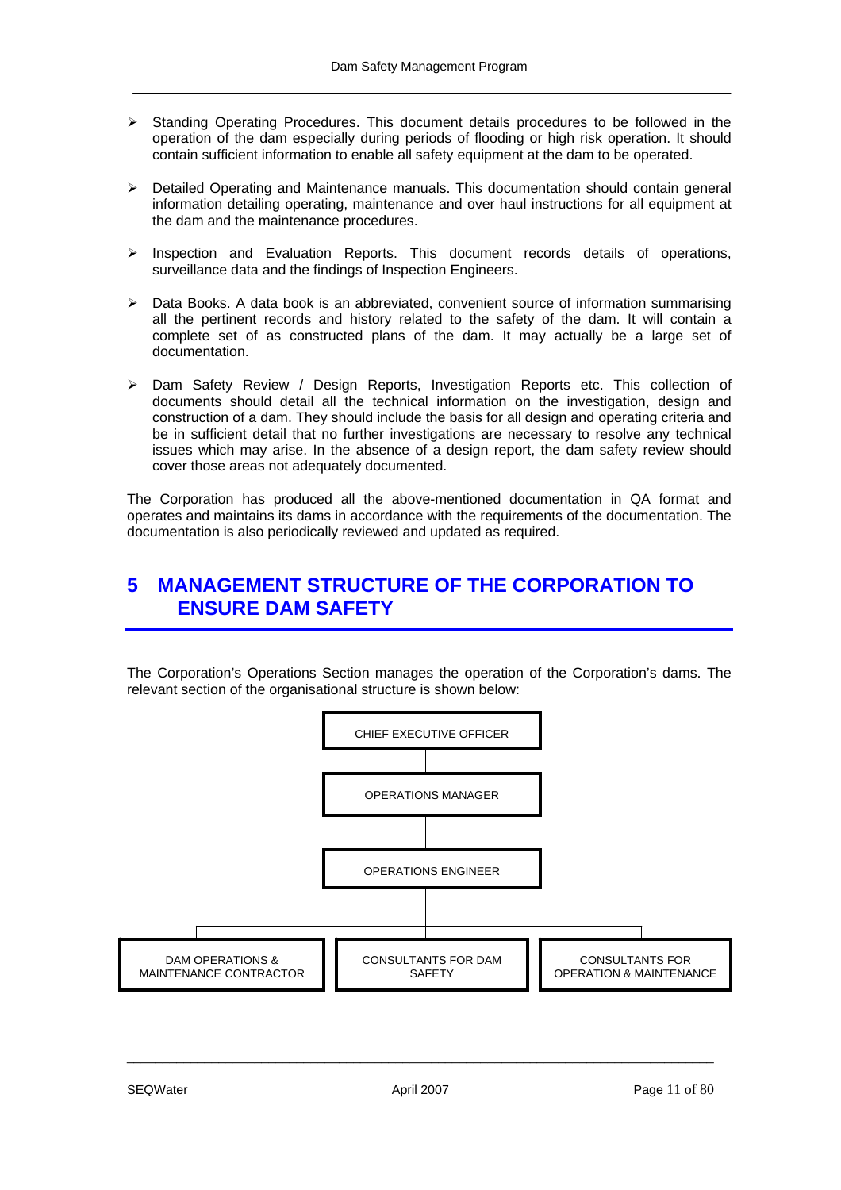- Standing Operating Procedures. This document details procedures to be followed in the operation of the dam especially during periods of flooding or high risk operation. It should contain sufficient information to enable all safety equipment at the dam to be operated.

- Detailed Operating and Maintenance manuals. This documentation should contain general information detailing operating, maintenance and over haul instructions for all equipment at the dam and the maintenance procedures.

- Inspection and Evaluation Reports. This document records details of operations, surveillance data and the findings of Inspection Engineers.

- Data Books. A data book is an abbreviated, convenient source of information summarising all the pertinent records and history related to the safety of the dam. It will contain a complete set of as constructed plans of the dam. It may actually be a large set of documentation.

- Dam Safety Review / Design Reports, Investigation Reports etc. This collection of documents should detail all the technical information on the investigation, design and construction of a dam. They should include the basis for all design and operating criteria and be in sufficient detail that no further investigations are necessary to resolve any technical issues which may arise. In the absence of a design report, the dam safety review should cover those areas not adequately documented.

The Corporation has produced all the above-mentioned documentation in QA format and operates and maintains its dams in accordance with the requirements of the documentation. The documentation is also periodically reviewed and updated as required.

# 5 MANAGEMENT STRUCTURE OF THE CORPORATION TO ENSURE DAM SAFETY

The Corporation's Operations Section manages the operation of the Corporation's dams. The relevant section of the organisational structure is shown below:

```
                         CHIEF EXECUTIVE OFFICER
                                   |
                          OPERATIONS MANAGER
                                   |
                          OPERATIONS ENGINEER
                                   |
          -------------------------------------------------------
          |                        |                            |
DAM OPERATIONS &          CONSULTANTS FOR DAM          CONSULTANTS FOR
MAINTENANCE CONTRACTOR    SAFETY                       OPERATION & MAINTENANCE
```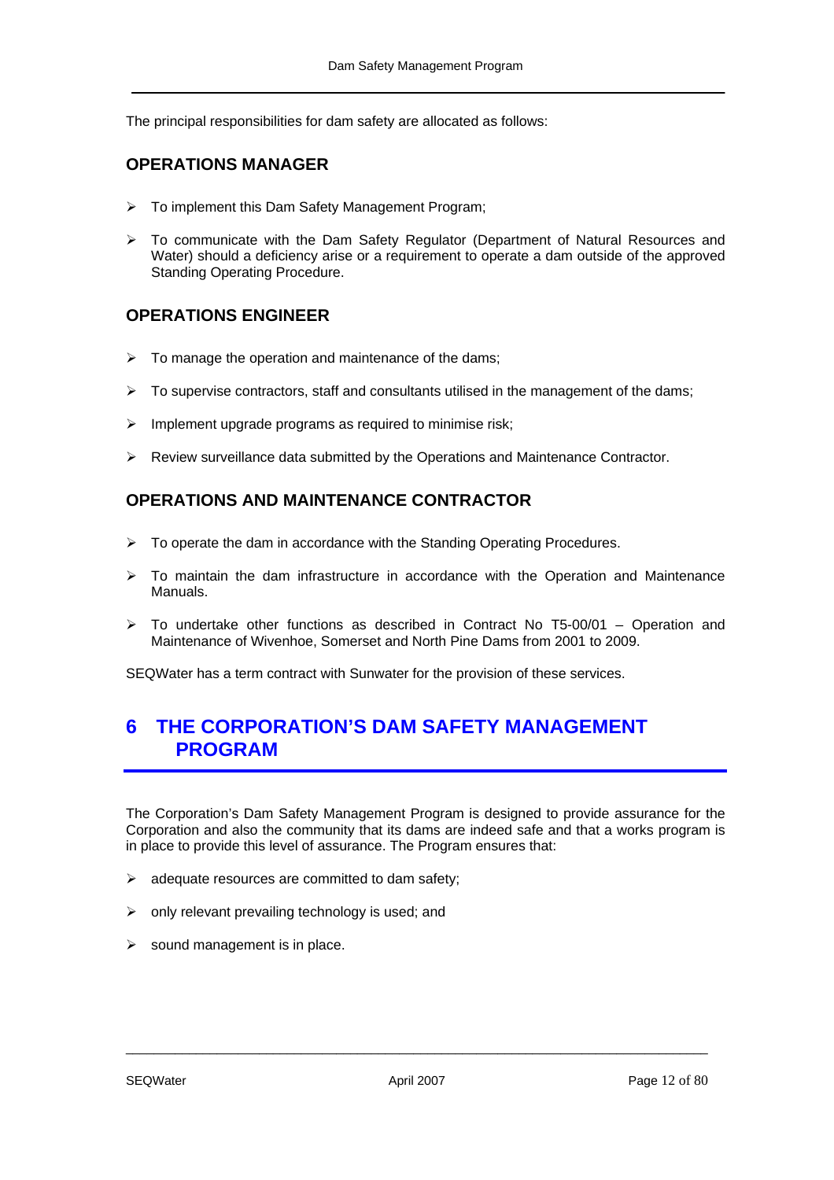The principal responsibilities for dam safety are allocated as follows:

### OPERATIONS MANAGER

- To implement this Dam Safety Management Program;
- To communicate with the Dam Safety Regulator (Department of Natural Resources and Water) should a deficiency arise or a requirement to operate a dam outside of the approved Standing Operating Procedure.

### OPERATIONS ENGINEER

- To manage the operation and maintenance of the dams;
- To supervise contractors, staff and consultants utilised in the management of the dams;
- Implement upgrade programs as required to minimise risk;
- Review surveillance data submitted by the Operations and Maintenance Contractor.

### OPERATIONS AND MAINTENANCE CONTRACTOR

- To operate the dam in accordance with the Standing Operating Procedures.
- To maintain the dam infrastructure in accordance with the Operation and Maintenance Manuals.
- To undertake other functions as described in Contract No T5-00/01 – Operation and Maintenance of Wivenhoe, Somerset and North Pine Dams from 2001 to 2009.

SEQWater has a term contract with Sunwater for the provision of these services.

# 6 THE CORPORATION'S DAM SAFETY MANAGEMENT PROGRAM

The Corporation's Dam Safety Management Program is designed to provide assurance for the Corporation and also the community that its dams are indeed safe and that a works program is in place to provide this level of assurance. The Program ensures that:

- adequate resources are committed to dam safety;
- only relevant prevailing technology is used; and
- sound management is in place.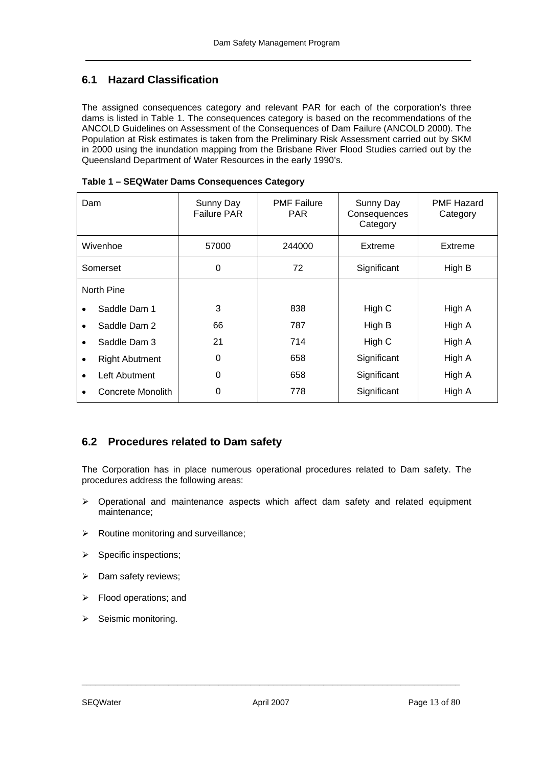## 6.1 Hazard Classification

The assigned consequences category and relevant PAR for each of the corporation's three dams is listed in Table 1. The consequences category is based on the recommendations of the ANCOLD Guidelines on Assessment of the Consequences of Dam Failure (ANCOLD 2000). The Population at Risk estimates is taken from the Preliminary Risk Assessment carried out by SKM in 2000 using the inundation mapping from the Brisbane River Flood Studies carried out by the Queensland Department of Water Resources in the early 1990's.

**Table 1 – SEQWater Dams Consequences Category**

| Dam | Sunny Day Failure PAR | PMF Failure PAR | Sunny Day Consequences Category | PMF Hazard Category |
|---|---|---|---|---|
| Wivenhoe | 57000 | 244000 | Extreme | Extreme |
| Somerset | 0 | 72 | Significant | High B |
| North Pine | | | | |
| • Saddle Dam 1 | 3 | 838 | High C | High A |
| • Saddle Dam 2 | 66 | 787 | High B | High A |
| • Saddle Dam 3 | 21 | 714 | High C | High A |
| • Right Abutment | 0 | 658 | Significant | High A |
| • Left Abutment | 0 | 658 | Significant | High A |
| • Concrete Monolith | 0 | 778 | Significant | High A |

## 6.2 Procedures related to Dam safety

The Corporation has in place numerous operational procedures related to Dam safety. The procedures address the following areas:

- Operational and maintenance aspects which affect dam safety and related equipment maintenance;
- Routine monitoring and surveillance;
- Specific inspections;
- Dam safety reviews;
- Flood operations; and
- Seismic monitoring.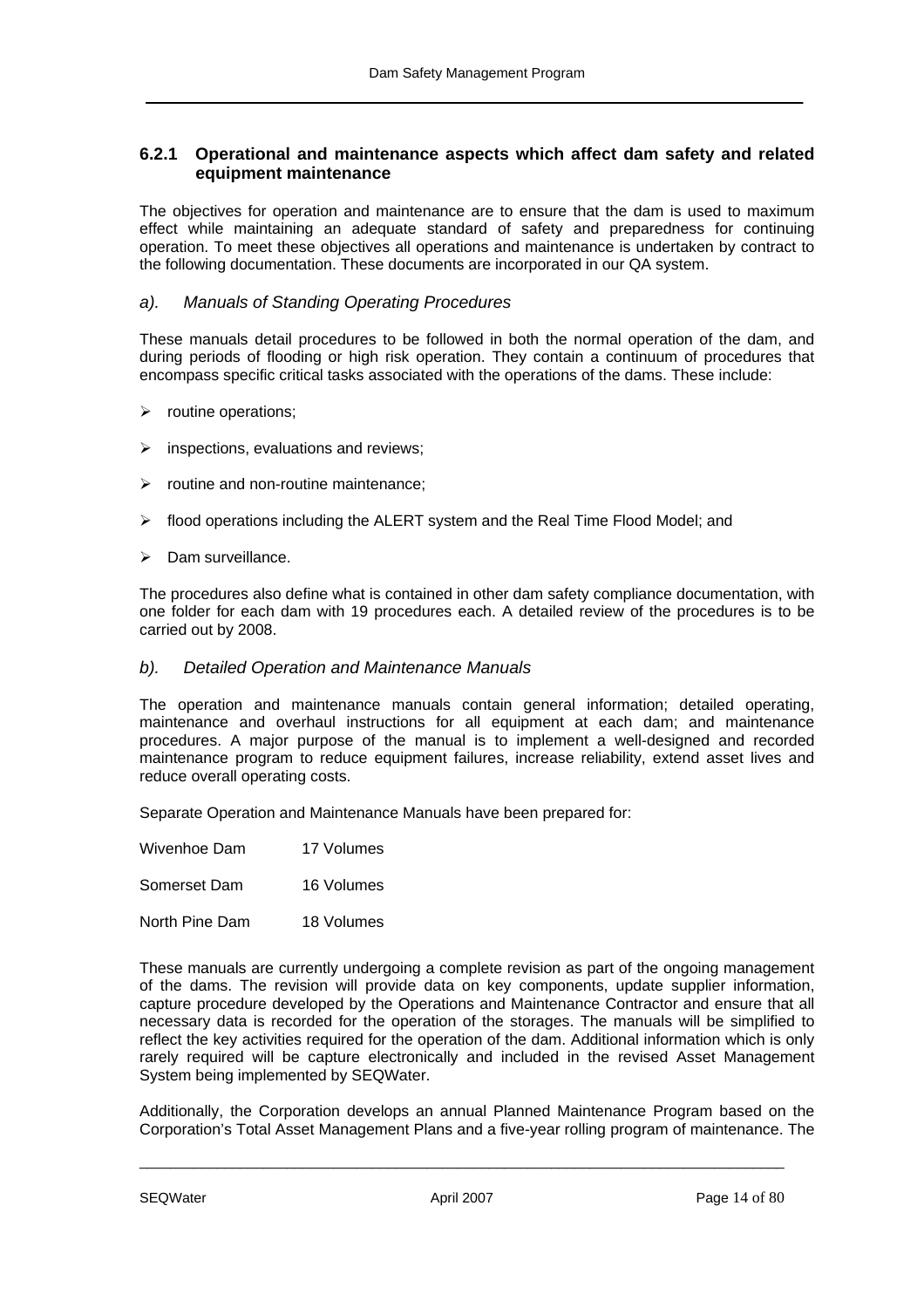### 6.2.1 Operational and maintenance aspects which affect dam safety and related equipment maintenance

The objectives for operation and maintenance are to ensure that the dam is used to maximum effect while maintaining an adequate standard of safety and preparedness for continuing operation. To meet these objectives all operations and maintenance is undertaken by contract to the following documentation. These documents are incorporated in our QA system.

*a). Manuals of Standing Operating Procedures*

These manuals detail procedures to be followed in both the normal operation of the dam, and during periods of flooding or high risk operation. They contain a continuum of procedures that encompass specific critical tasks associated with the operations of the dams. These include:

- routine operations;
- inspections, evaluations and reviews;
- routine and non-routine maintenance;
- flood operations including the ALERT system and the Real Time Flood Model; and
- Dam surveillance.

The procedures also define what is contained in other dam safety compliance documentation, with one folder for each dam with 19 procedures each. A detailed review of the procedures is to be carried out by 2008.

*b). Detailed Operation and Maintenance Manuals*

The operation and maintenance manuals contain general information; detailed operating, maintenance and overhaul instructions for all equipment at each dam; and maintenance procedures. A major purpose of the manual is to implement a well-designed and recorded maintenance program to reduce equipment failures, increase reliability, extend asset lives and reduce overall operating costs.

Separate Operation and Maintenance Manuals have been prepared for:

| | |
|---|---|
| Wivenhoe Dam | 17 Volumes |
| Somerset Dam | 16 Volumes |
| North Pine Dam | 18 Volumes |

These manuals are currently undergoing a complete revision as part of the ongoing management of the dams. The revision will provide data on key components, update supplier information, capture procedure developed by the Operations and Maintenance Contractor and ensure that all necessary data is recorded for the operation of the storages. The manuals will be simplified to reflect the key activities required for the operation of the dam. Additional information which is only rarely required will be capture electronically and included in the revised Asset Management System being implemented by SEQWater.

Additionally, the Corporation develops an annual Planned Maintenance Program based on the Corporation's Total Asset Management Plans and a five-year rolling program of maintenance. The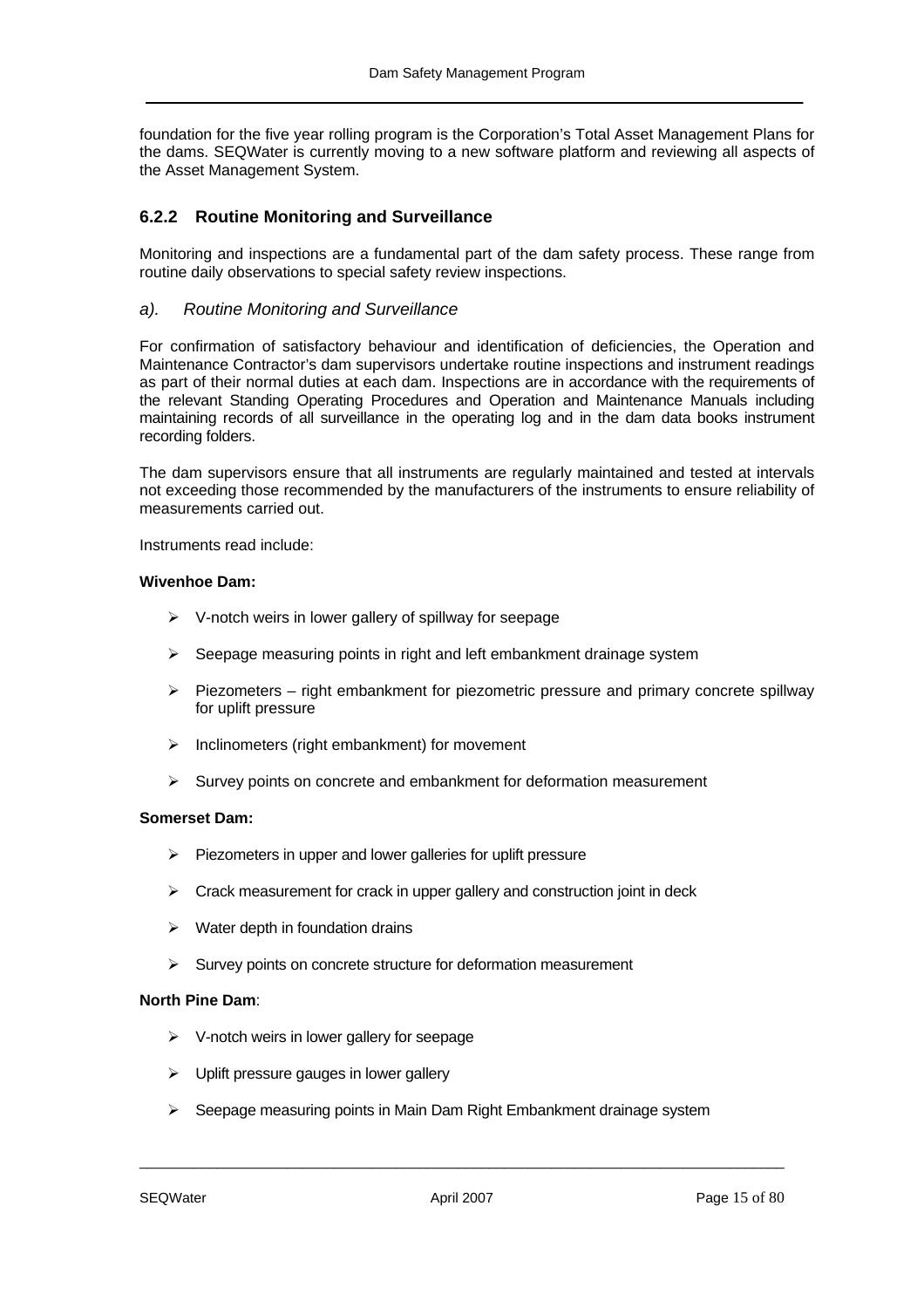foundation for the five year rolling program is the Corporation's Total Asset Management Plans for the dams. SEQWater is currently moving to a new software platform and reviewing all aspects of the Asset Management System.

### 6.2.2 Routine Monitoring and Surveillance

Monitoring and inspections are a fundamental part of the dam safety process. These range from routine daily observations to special safety review inspections.

*a). Routine Monitoring and Surveillance*

For confirmation of satisfactory behaviour and identification of deficiencies, the Operation and Maintenance Contractor's dam supervisors undertake routine inspections and instrument readings as part of their normal duties at each dam. Inspections are in accordance with the requirements of the relevant Standing Operating Procedures and Operation and Maintenance Manuals including maintaining records of all surveillance in the operating log and in the dam data books instrument recording folders.

The dam supervisors ensure that all instruments are regularly maintained and tested at intervals not exceeding those recommended by the manufacturers of the instruments to ensure reliability of measurements carried out.

Instruments read include:

**Wivenhoe Dam:**

- V-notch weirs in lower gallery of spillway for seepage
- Seepage measuring points in right and left embankment drainage system
- Piezometers – right embankment for piezometric pressure and primary concrete spillway for uplift pressure
- Inclinometers (right embankment) for movement
- Survey points on concrete and embankment for deformation measurement

**Somerset Dam:**

- Piezometers in upper and lower galleries for uplift pressure
- Crack measurement for crack in upper gallery and construction joint in deck
- Water depth in foundation drains
- Survey points on concrete structure for deformation measurement

**North Pine Dam**:

- V-notch weirs in lower gallery for seepage
- Uplift pressure gauges in lower gallery
- Seepage measuring points in Main Dam Right Embankment drainage system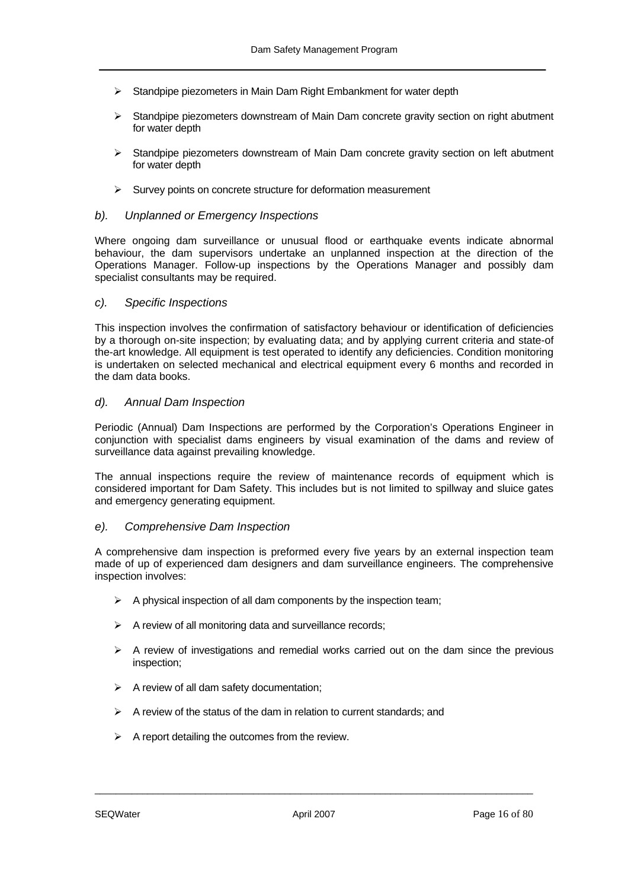- Standpipe piezometers in Main Dam Right Embankment for water depth
- Standpipe piezometers downstream of Main Dam concrete gravity section on right abutment for water depth
- Standpipe piezometers downstream of Main Dam concrete gravity section on left abutment for water depth
- Survey points on concrete structure for deformation measurement

### *b). Unplanned or Emergency Inspections*

Where ongoing dam surveillance or unusual flood or earthquake events indicate abnormal behaviour, the dam supervisors undertake an unplanned inspection at the direction of the Operations Manager. Follow-up inspections by the Operations Manager and possibly dam specialist consultants may be required.

### *c). Specific Inspections*

This inspection involves the confirmation of satisfactory behaviour or identification of deficiencies by a thorough on-site inspection; by evaluating data; and by applying current criteria and state-of the-art knowledge. All equipment is test operated to identify any deficiencies. Condition monitoring is undertaken on selected mechanical and electrical equipment every 6 months and recorded in the dam data books.

### *d). Annual Dam Inspection*

Periodic (Annual) Dam Inspections are performed by the Corporation's Operations Engineer in conjunction with specialist dams engineers by visual examination of the dams and review of surveillance data against prevailing knowledge.

The annual inspections require the review of maintenance records of equipment which is considered important for Dam Safety. This includes but is not limited to spillway and sluice gates and emergency generating equipment.

### *e). Comprehensive Dam Inspection*

A comprehensive dam inspection is preformed every five years by an external inspection team made of up of experienced dam designers and dam surveillance engineers. The comprehensive inspection involves:

- A physical inspection of all dam components by the inspection team;
- A review of all monitoring data and surveillance records;
- A review of investigations and remedial works carried out on the dam since the previous inspection;
- A review of all dam safety documentation;
- A review of the status of the dam in relation to current standards; and
- A report detailing the outcomes from the review.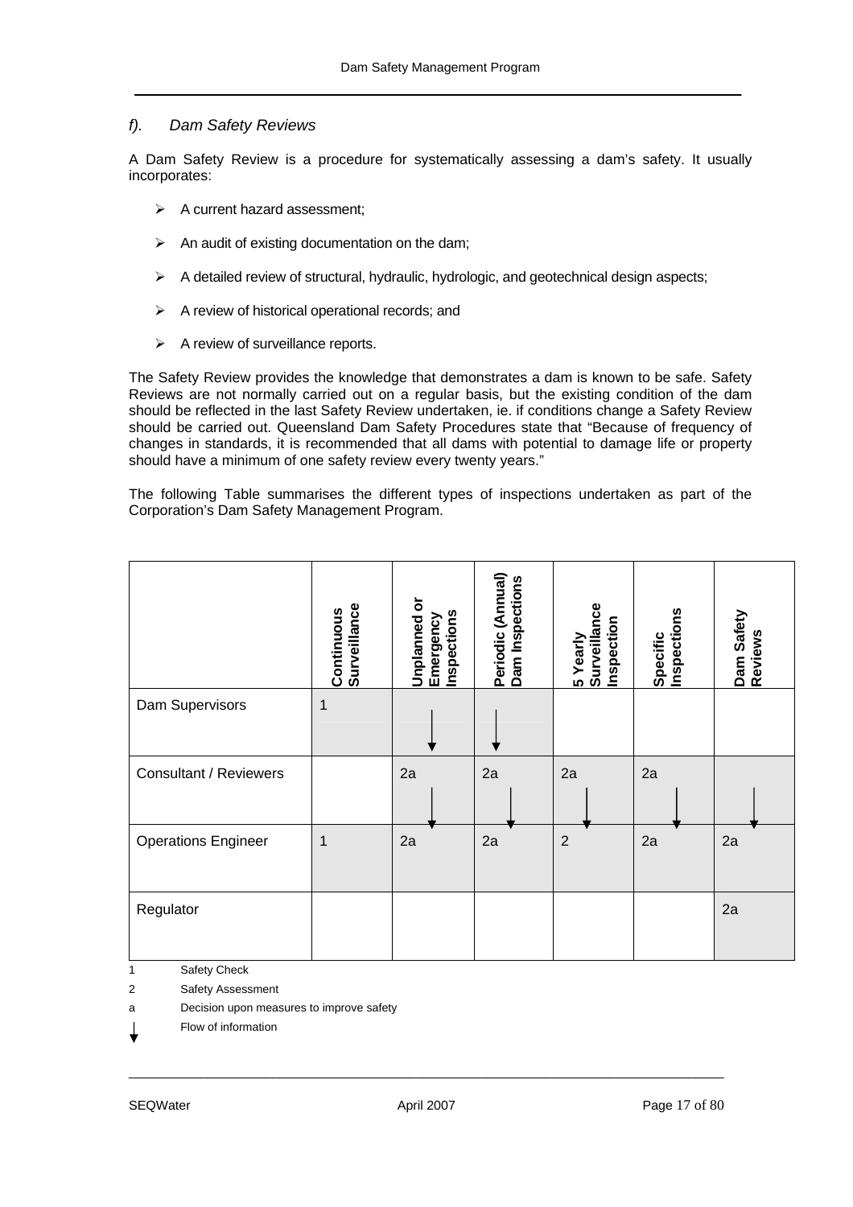### f). Dam Safety Reviews

A Dam Safety Review is a procedure for systematically assessing a dam's safety. It usually incorporates:

- A current hazard assessment;
- An audit of existing documentation on the dam;
- A detailed review of structural, hydraulic, hydrologic, and geotechnical design aspects;
- A review of historical operational records; and
- A review of surveillance reports.

The Safety Review provides the knowledge that demonstrates a dam is known to be safe. Safety Reviews are not normally carried out on a regular basis, but the existing condition of the dam should be reflected in the last Safety Review undertaken, ie. if conditions change a Safety Review should be carried out. Queensland Dam Safety Procedures state that "Because of frequency of changes in standards, it is recommended that all dams with potential to damage life or property should have a minimum of one safety review every twenty years."

The following Table summarises the different types of inspections undertaken as part of the Corporation's Dam Safety Management Program.

| | **Continuous Surveillance** | **Unplanned or Emergency Inspections** | **Periodic (Annual) Dam Inspections** | **5 Yearly Surveillance Inspection** | **Specific Inspections** | **Dam Safety Reviews** |
|---|---|---|---|---|---|---|
| Dam Supervisors | 1 | ↓ | ↓ | | | |
| Consultant / Reviewers | | 2a ↓ | 2a ↓ | 2a ↓ | 2a ↓ | ↓ |
| Operations Engineer | 1 | 2a | 2a | 2 | 2a | 2a |
| Regulator | | | | | | 2a |

1 Safety Check

2 Safety Assessment

a Decision upon measures to improve safety

↓ Flow of information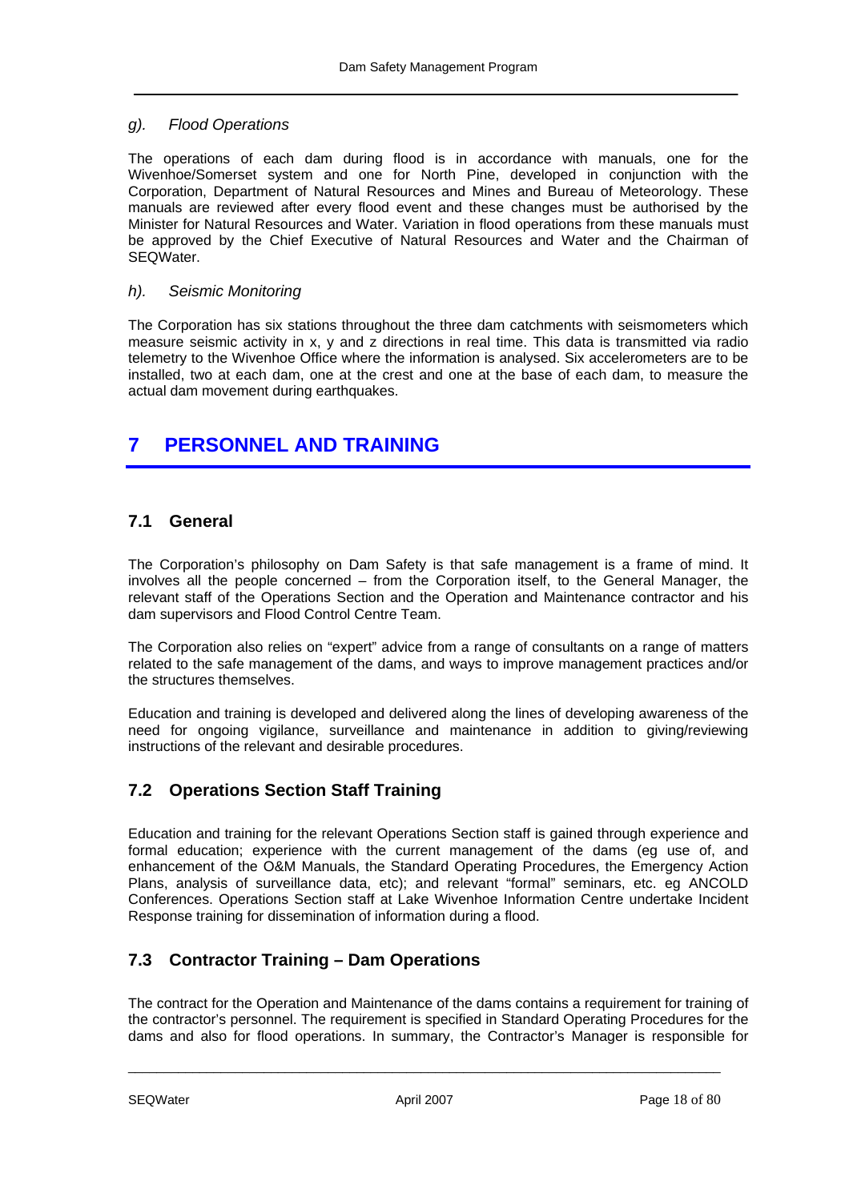*g). Flood Operations*

The operations of each dam during flood is in accordance with manuals, one for the Wivenhoe/Somerset system and one for North Pine, developed in conjunction with the Corporation, Department of Natural Resources and Mines and Bureau of Meteorology. These manuals are reviewed after every flood event and these changes must be authorised by the Minister for Natural Resources and Water. Variation in flood operations from these manuals must be approved by the Chief Executive of Natural Resources and Water and the Chairman of SEQWater.

*h). Seismic Monitoring*

The Corporation has six stations throughout the three dam catchments with seismometers which measure seismic activity in x, y and z directions in real time. This data is transmitted via radio telemetry to the Wivenhoe Office where the information is analysed. Six accelerometers are to be installed, two at each dam, one at the crest and one at the base of each dam, to measure the actual dam movement during earthquakes.

# 7 PERSONNEL AND TRAINING

## 7.1 General

The Corporation's philosophy on Dam Safety is that safe management is a frame of mind. It involves all the people concerned – from the Corporation itself, to the General Manager, the relevant staff of the Operations Section and the Operation and Maintenance contractor and his dam supervisors and Flood Control Centre Team.

The Corporation also relies on "expert" advice from a range of consultants on a range of matters related to the safe management of the dams, and ways to improve management practices and/or the structures themselves.

Education and training is developed and delivered along the lines of developing awareness of the need for ongoing vigilance, surveillance and maintenance in addition to giving/reviewing instructions of the relevant and desirable procedures.

## 7.2 Operations Section Staff Training

Education and training for the relevant Operations Section staff is gained through experience and formal education; experience with the current management of the dams (eg use of, and enhancement of the O&M Manuals, the Standard Operating Procedures, the Emergency Action Plans, analysis of surveillance data, etc); and relevant "formal" seminars, etc. eg ANCOLD Conferences. Operations Section staff at Lake Wivenhoe Information Centre undertake Incident Response training for dissemination of information during a flood.

## 7.3 Contractor Training – Dam Operations

The contract for the Operation and Maintenance of the dams contains a requirement for training of the contractor's personnel. The requirement is specified in Standard Operating Procedures for the dams and also for flood operations. In summary, the Contractor's Manager is responsible for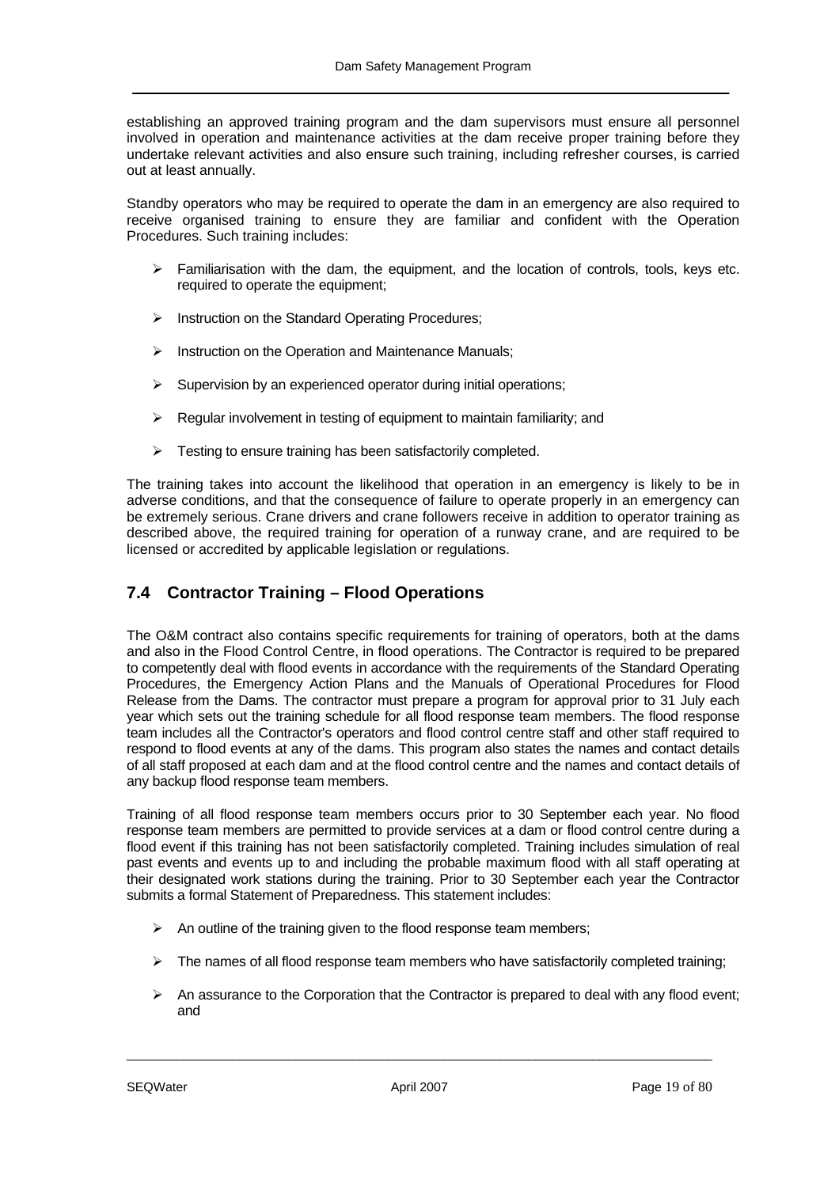establishing an approved training program and the dam supervisors must ensure all personnel involved in operation and maintenance activities at the dam receive proper training before they undertake relevant activities and also ensure such training, including refresher courses, is carried out at least annually.

Standby operators who may be required to operate the dam in an emergency are also required to receive organised training to ensure they are familiar and confident with the Operation Procedures. Such training includes:

- Familiarisation with the dam, the equipment, and the location of controls, tools, keys etc. required to operate the equipment;
- Instruction on the Standard Operating Procedures;
- Instruction on the Operation and Maintenance Manuals;
- Supervision by an experienced operator during initial operations;
- Regular involvement in testing of equipment to maintain familiarity; and
- Testing to ensure training has been satisfactorily completed.

The training takes into account the likelihood that operation in an emergency is likely to be in adverse conditions, and that the consequence of failure to operate properly in an emergency can be extremely serious. Crane drivers and crane followers receive in addition to operator training as described above, the required training for operation of a runway crane, and are required to be licensed or accredited by applicable legislation or regulations.

## 7.4 Contractor Training – Flood Operations

The O&M contract also contains specific requirements for training of operators, both at the dams and also in the Flood Control Centre, in flood operations. The Contractor is required to be prepared to competently deal with flood events in accordance with the requirements of the Standard Operating Procedures, the Emergency Action Plans and the Manuals of Operational Procedures for Flood Release from the Dams. The contractor must prepare a program for approval prior to 31 July each year which sets out the training schedule for all flood response team members. The flood response team includes all the Contractor's operators and flood control centre staff and other staff required to respond to flood events at any of the dams. This program also states the names and contact details of all staff proposed at each dam and at the flood control centre and the names and contact details of any backup flood response team members.

Training of all flood response team members occurs prior to 30 September each year. No flood response team members are permitted to provide services at a dam or flood control centre during a flood event if this training has not been satisfactorily completed. Training includes simulation of real past events and events up to and including the probable maximum flood with all staff operating at their designated work stations during the training. Prior to 30 September each year the Contractor submits a formal Statement of Preparedness. This statement includes:

- An outline of the training given to the flood response team members;
- The names of all flood response team members who have satisfactorily completed training;
- An assurance to the Corporation that the Contractor is prepared to deal with any flood event; and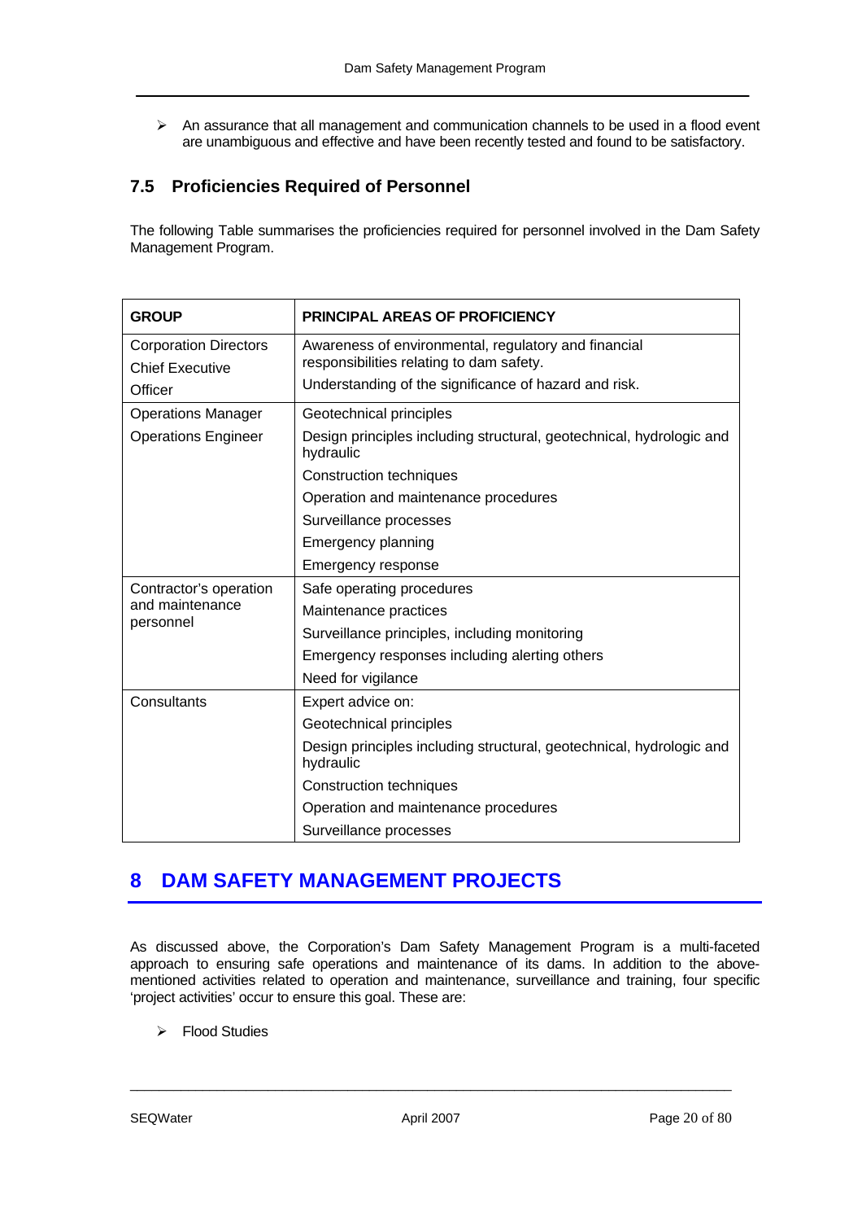- An assurance that all management and communication channels to be used in a flood event are unambiguous and effective and have been recently tested and found to be satisfactory.

### 7.5 Proficiencies Required of Personnel

The following Table summarises the proficiencies required for personnel involved in the Dam Safety Management Program.

| GROUP | PRINCIPAL AREAS OF PROFICIENCY |
|---|---|
| Corporation Directors<br>Chief Executive Officer | Awareness of environmental, regulatory and financial responsibilities relating to dam safety.<br>Understanding of the significance of hazard and risk. |
| Operations Manager<br>Operations Engineer | Geotechnical principles<br>Design principles including structural, geotechnical, hydrologic and hydraulic<br>Construction techniques<br>Operation and maintenance procedures<br>Surveillance processes<br>Emergency planning<br>Emergency response |
| Contractor's operation and maintenance personnel | Safe operating procedures<br>Maintenance practices<br>Surveillance principles, including monitoring<br>Emergency responses including alerting others<br>Need for vigilance |
| Consultants | Expert advice on:<br>Geotechnical principles<br>Design principles including structural, geotechnical, hydrologic and hydraulic<br>Construction techniques<br>Operation and maintenance procedures<br>Surveillance processes |

# 8 DAM SAFETY MANAGEMENT PROJECTS

As discussed above, the Corporation's Dam Safety Management Program is a multi-faceted approach to ensuring safe operations and maintenance of its dams. In addition to the above-mentioned activities related to operation and maintenance, surveillance and training, four specific 'project activities' occur to ensure this goal. These are:

- Flood Studies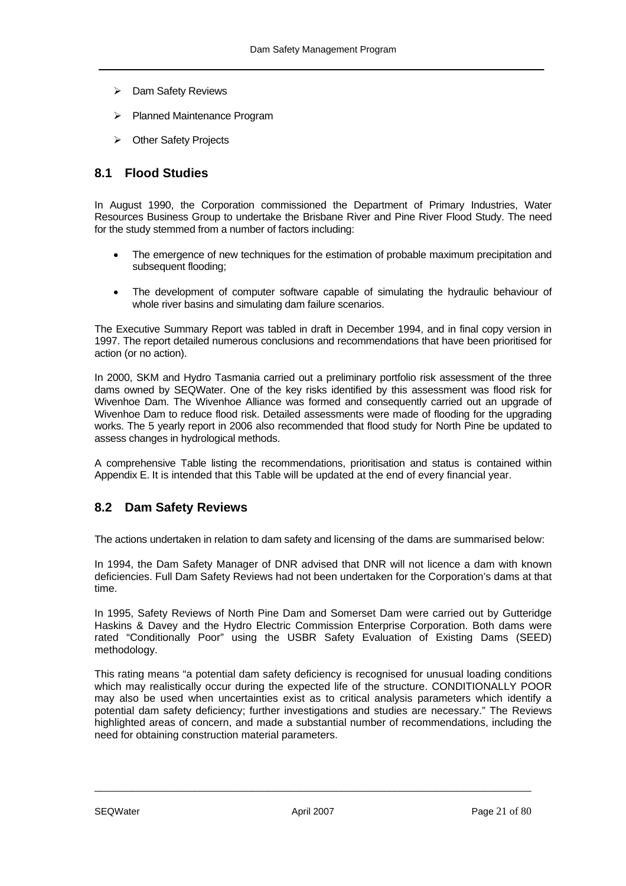- Dam Safety Reviews
- Planned Maintenance Program
- Other Safety Projects

## 8.1 Flood Studies

In August 1990, the Corporation commissioned the Department of Primary Industries, Water Resources Business Group to undertake the Brisbane River and Pine River Flood Study. The need for the study stemmed from a number of factors including:

- The emergence of new techniques for the estimation of probable maximum precipitation and subsequent flooding;
- The development of computer software capable of simulating the hydraulic behaviour of whole river basins and simulating dam failure scenarios.

The Executive Summary Report was tabled in draft in December 1994, and in final copy version in 1997. The report detailed numerous conclusions and recommendations that have been prioritised for action (or no action).

In 2000, SKM and Hydro Tasmania carried out a preliminary portfolio risk assessment of the three dams owned by SEQWater. One of the key risks identified by this assessment was flood risk for Wivenhoe Dam. The Wivenhoe Alliance was formed and consequently carried out an upgrade of Wivenhoe Dam to reduce flood risk. Detailed assessments were made of flooding for the upgrading works. The 5 yearly report in 2006 also recommended that flood study for North Pine be updated to assess changes in hydrological methods.

A comprehensive Table listing the recommendations, prioritisation and status is contained within Appendix E. It is intended that this Table will be updated at the end of every financial year.

## 8.2 Dam Safety Reviews

The actions undertaken in relation to dam safety and licensing of the dams are summarised below:

In 1994, the Dam Safety Manager of DNR advised that DNR will not licence a dam with known deficiencies. Full Dam Safety Reviews had not been undertaken for the Corporation's dams at that time.

In 1995, Safety Reviews of North Pine Dam and Somerset Dam were carried out by Gutteridge Haskins & Davey and the Hydro Electric Commission Enterprise Corporation. Both dams were rated "Conditionally Poor" using the USBR Safety Evaluation of Existing Dams (SEED) methodology.

This rating means "a potential dam safety deficiency is recognised for unusual loading conditions which may realistically occur during the expected life of the structure. CONDITIONALLY POOR may also be used when uncertainties exist as to critical analysis parameters which identify a potential dam safety deficiency; further investigations and studies are necessary." The Reviews highlighted areas of concern, and made a substantial number of recommendations, including the need for obtaining construction material parameters.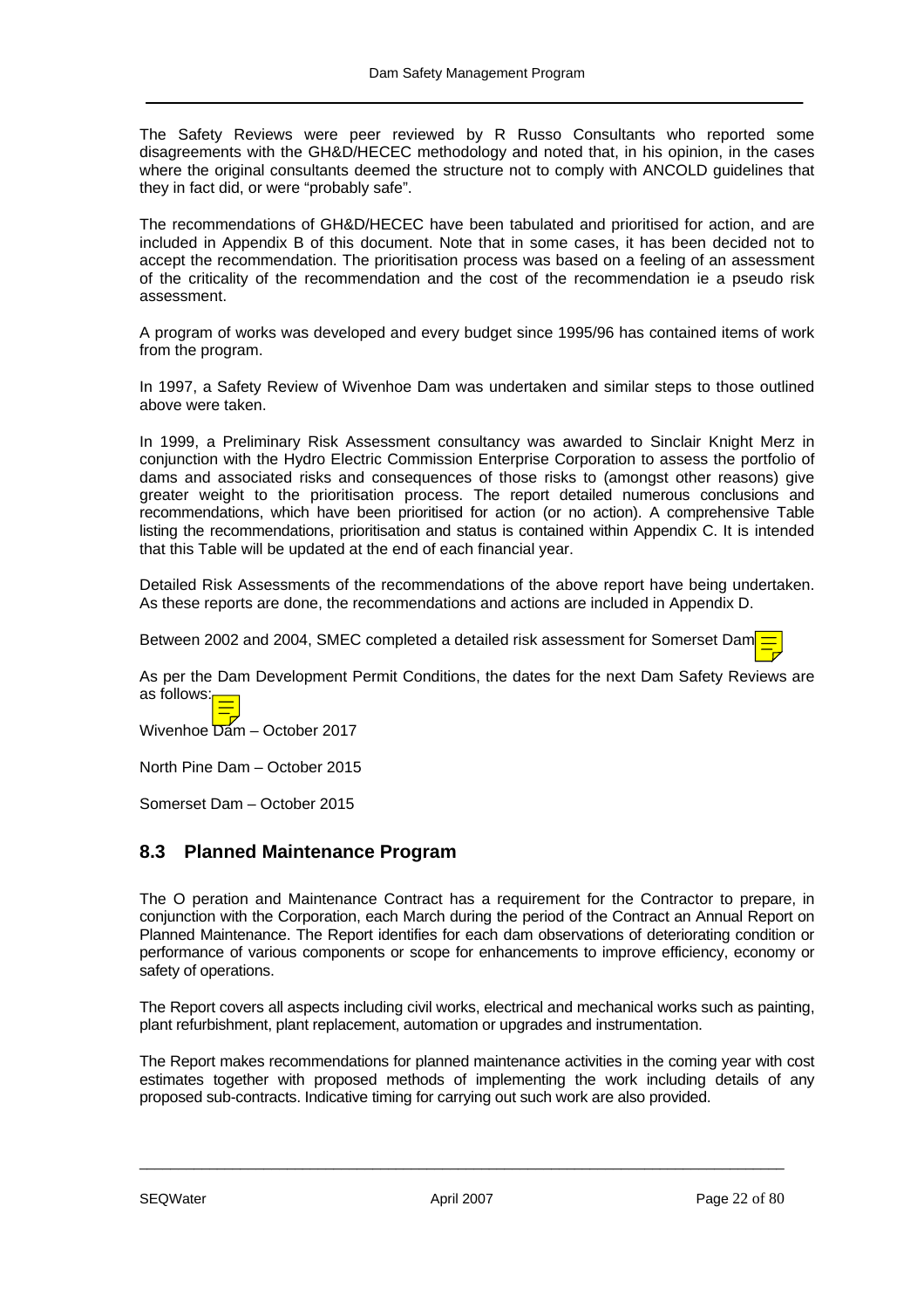The Safety Reviews were peer reviewed by R Russo Consultants who reported some disagreements with the GH&D/HECEC methodology and noted that, in his opinion, in the cases where the original consultants deemed the structure not to comply with ANCOLD guidelines that they in fact did, or were "probably safe".

The recommendations of GH&D/HECEC have been tabulated and prioritised for action, and are included in Appendix B of this document. Note that in some cases, it has been decided not to accept the recommendation. The prioritisation process was based on a feeling of an assessment of the criticality of the recommendation and the cost of the recommendation ie a pseudo risk assessment.

A program of works was developed and every budget since 1995/96 has contained items of work from the program.

In 1997, a Safety Review of Wivenhoe Dam was undertaken and similar steps to those outlined above were taken.

In 1999, a Preliminary Risk Assessment consultancy was awarded to Sinclair Knight Merz in conjunction with the Hydro Electric Commission Enterprise Corporation to assess the portfolio of dams and associated risks and consequences of those risks to (amongst other reasons) give greater weight to the prioritisation process. The report detailed numerous conclusions and recommendations, which have been prioritised for action (or no action). A comprehensive Table listing the recommendations, prioritisation and status is contained within Appendix C. It is intended that this Table will be updated at the end of each financial year.

Detailed Risk Assessments of the recommendations of the above report have being undertaken. As these reports are done, the recommendations and actions are included in Appendix D.

Between 2002 and 2004, SMEC completed a detailed risk assessment for Somerset Dam

As per the Dam Development Permit Conditions, the dates for the next Dam Safety Reviews are as follows:

Wivenhoe Dam – October 2017

North Pine Dam – October 2015

Somerset Dam – October 2015

## 8.3 Planned Maintenance Program

The O peration and Maintenance Contract has a requirement for the Contractor to prepare, in conjunction with the Corporation, each March during the period of the Contract an Annual Report on Planned Maintenance. The Report identifies for each dam observations of deteriorating condition or performance of various components or scope for enhancements to improve efficiency, economy or safety of operations.

The Report covers all aspects including civil works, electrical and mechanical works such as painting, plant refurbishment, plant replacement, automation or upgrades and instrumentation.

The Report makes recommendations for planned maintenance activities in the coming year with cost estimates together with proposed methods of implementing the work including details of any proposed sub-contracts. Indicative timing for carrying out such work are also provided.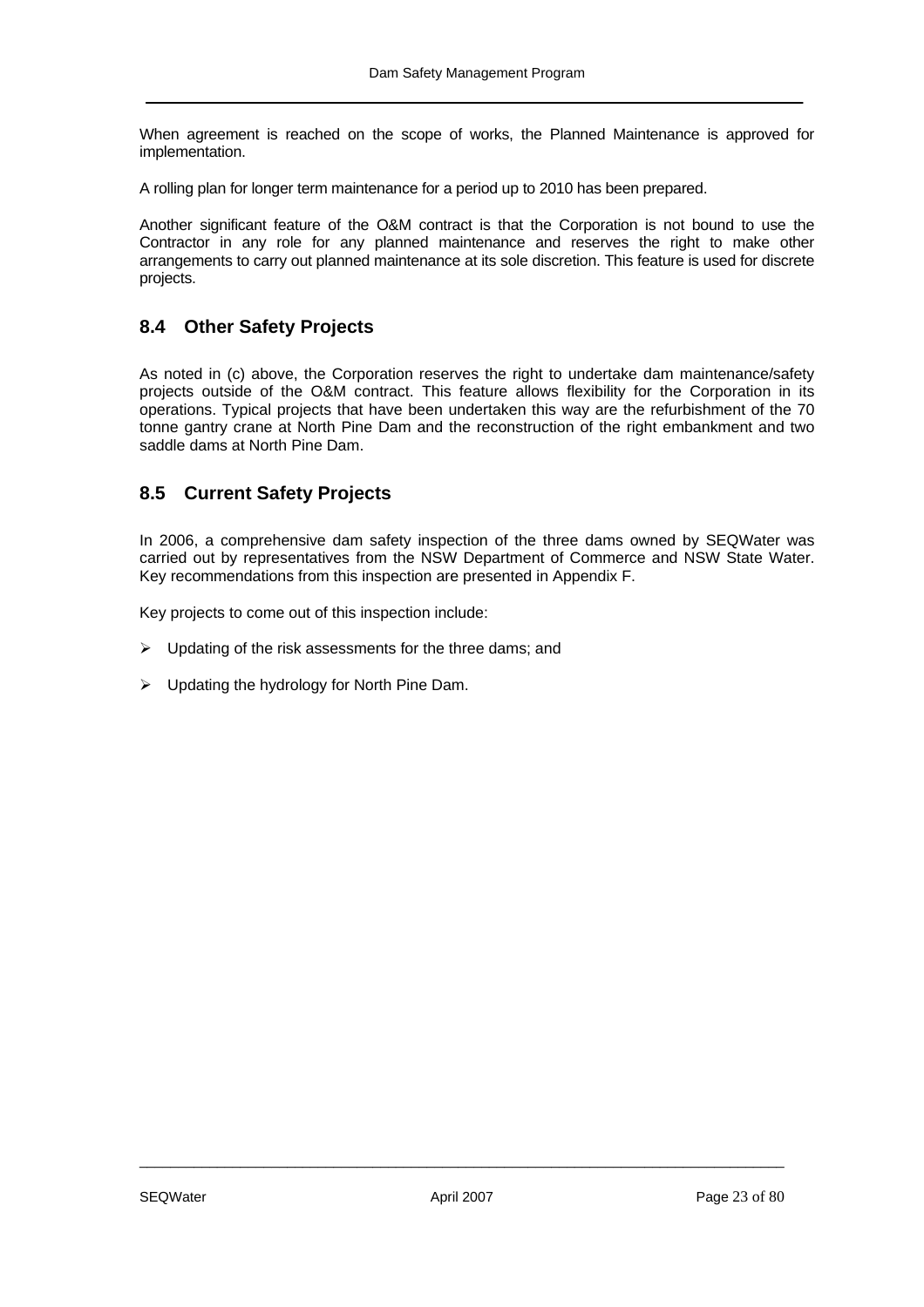When agreement is reached on the scope of works, the Planned Maintenance is approved for implementation.

A rolling plan for longer term maintenance for a period up to 2010 has been prepared.

Another significant feature of the O&M contract is that the Corporation is not bound to use the Contractor in any role for any planned maintenance and reserves the right to make other arrangements to carry out planned maintenance at its sole discretion. This feature is used for discrete projects.

## 8.4 Other Safety Projects

As noted in (c) above, the Corporation reserves the right to undertake dam maintenance/safety projects outside of the O&M contract. This feature allows flexibility for the Corporation in its operations. Typical projects that have been undertaken this way are the refurbishment of the 70 tonne gantry crane at North Pine Dam and the reconstruction of the right embankment and two saddle dams at North Pine Dam.

## 8.5 Current Safety Projects

In 2006, a comprehensive dam safety inspection of the three dams owned by SEQWater was carried out by representatives from the NSW Department of Commerce and NSW State Water. Key recommendations from this inspection are presented in Appendix F.

Key projects to come out of this inspection include:

- Updating of the risk assessments for the three dams; and
- Updating the hydrology for North Pine Dam.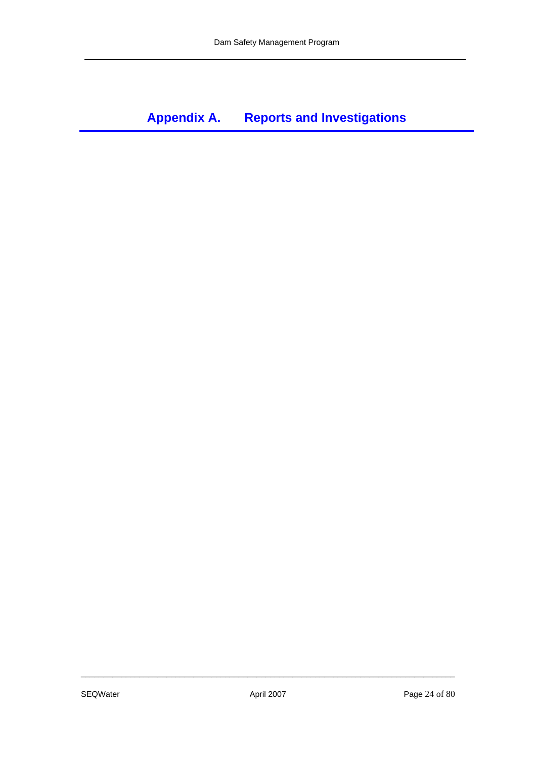# Appendix A. Reports and Investigations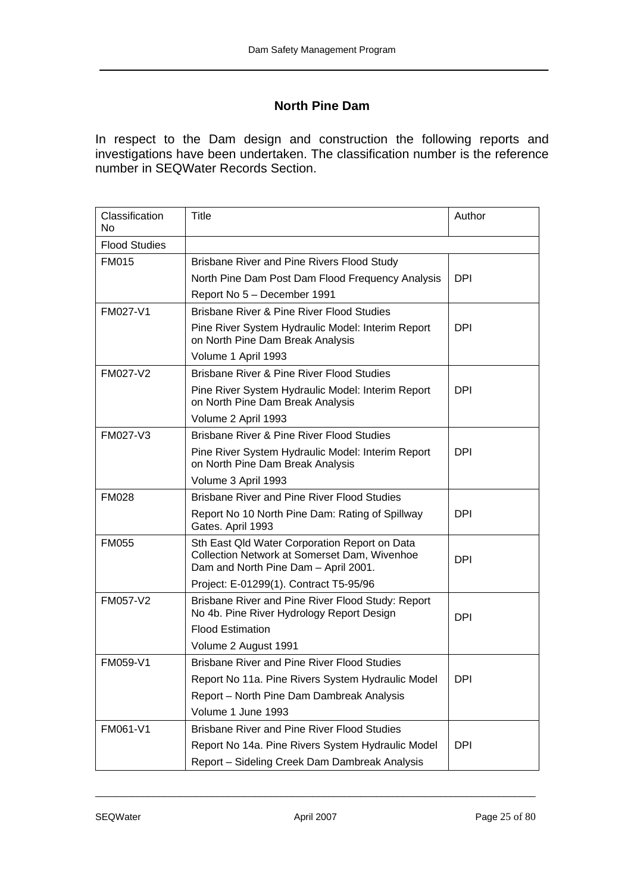## North Pine Dam

In respect to the Dam design and construction the following reports and investigations have been undertaken. The classification number is the reference number in SEQWater Records Section.

| Classification No | Title | Author |
|---|---|---|
| Flood Studies | | |
| FM015 | Brisbane River and Pine Rivers Flood Study<br>North Pine Dam Post Dam Flood Frequency Analysis<br>Report No 5 – December 1991 | DPI |
| FM027-V1 | Brisbane River & Pine River Flood Studies<br>Pine River System Hydraulic Model: Interim Report on North Pine Dam Break Analysis<br>Volume 1 April 1993 | DPI |
| FM027-V2 | Brisbane River & Pine River Flood Studies<br>Pine River System Hydraulic Model: Interim Report on North Pine Dam Break Analysis<br>Volume 2 April 1993 | DPI |
| FM027-V3 | Brisbane River & Pine River Flood Studies<br>Pine River System Hydraulic Model: Interim Report on North Pine Dam Break Analysis<br>Volume 3 April 1993 | DPI |
| FM028 | Brisbane River and Pine River Flood Studies<br>Report No 10 North Pine Dam: Rating of Spillway Gates. April 1993 | DPI |
| FM055 | Sth East Qld Water Corporation Report on Data Collection Network at Somerset Dam, Wivenhoe Dam and North Pine Dam – April 2001.<br>Project: E-01299(1). Contract T5-95/96 | DPI |
| FM057-V2 | Brisbane River and Pine River Flood Study: Report No 4b. Pine River Hydrology Report Design<br>Flood Estimation<br>Volume 2 August 1991 | DPI |
| FM059-V1 | Brisbane River and Pine River Flood Studies<br>Report No 11a. Pine Rivers System Hydraulic Model<br>Report – North Pine Dam Dambreak Analysis<br>Volume 1 June 1993 | DPI |
| FM061-V1 | Brisbane River and Pine River Flood Studies<br>Report No 14a. Pine Rivers System Hydraulic Model<br>Report – Sideling Creek Dam Dambreak Analysis | DPI |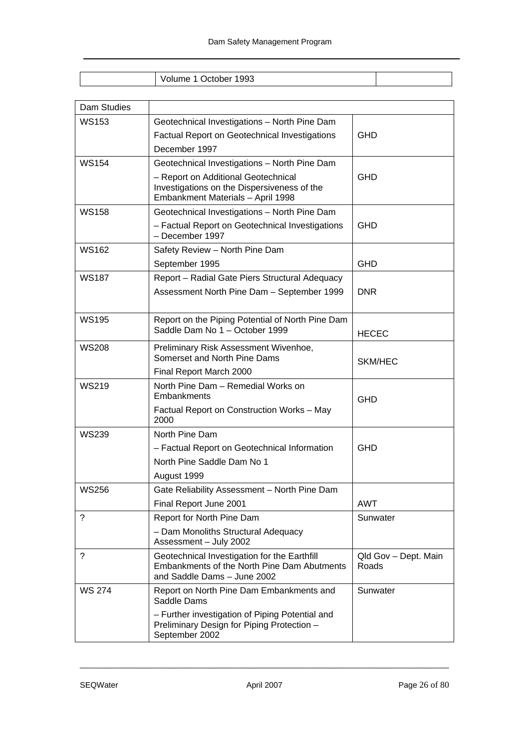| | Volume 1 October 1993 | |
|---|---|---|

| Dam Studies | | |
|---|---|---|
| WS153 | Geotechnical Investigations – North Pine Dam<br>Factual Report on Geotechnical Investigations<br>December 1997 | GHD |
| WS154 | Geotechnical Investigations – North Pine Dam<br>– Report on Additional Geotechnical Investigations on the Dispersiveness of the Embankment Materials – April 1998 | GHD |
| WS158 | Geotechnical Investigations – North Pine Dam<br>– Factual Report on Geotechnical Investigations – December 1997 | GHD |
| WS162 | Safety Review – North Pine Dam<br>September 1995 | GHD |
| WS187 | Report – Radial Gate Piers Structural Adequacy<br>Assessment North Pine Dam – September 1999 | DNR |
| WS195 | Report on the Piping Potential of North Pine Dam Saddle Dam No 1 – October 1999 | HECEC |
| WS208 | Preliminary Risk Assessment Wivenhoe, Somerset and North Pine Dams<br>Final Report March 2000 | SKM/HEC |
| WS219 | North Pine Dam – Remedial Works on Embankments<br>Factual Report on Construction Works – May 2000 | GHD |
| WS239 | North Pine Dam<br>– Factual Report on Geotechnical Information<br>North Pine Saddle Dam No 1<br>August 1999 | GHD |
| WS256 | Gate Reliability Assessment – North Pine Dam<br>Final Report June 2001 | AWT |
| ? | Report for North Pine Dam<br>– Dam Monoliths Structural Adequacy Assessment – July 2002 | Sunwater |
| ? | Geotechnical Investigation for the Earthfill Embankments of the North Pine Dam Abutments and Saddle Dams – June 2002 | Qld Gov – Dept. Main Roads |
| WS 274 | Report on North Pine Dam Embankments and Saddle Dams<br>– Further investigation of Piping Potential and Preliminary Design for Piping Protection – September 2002 | Sunwater |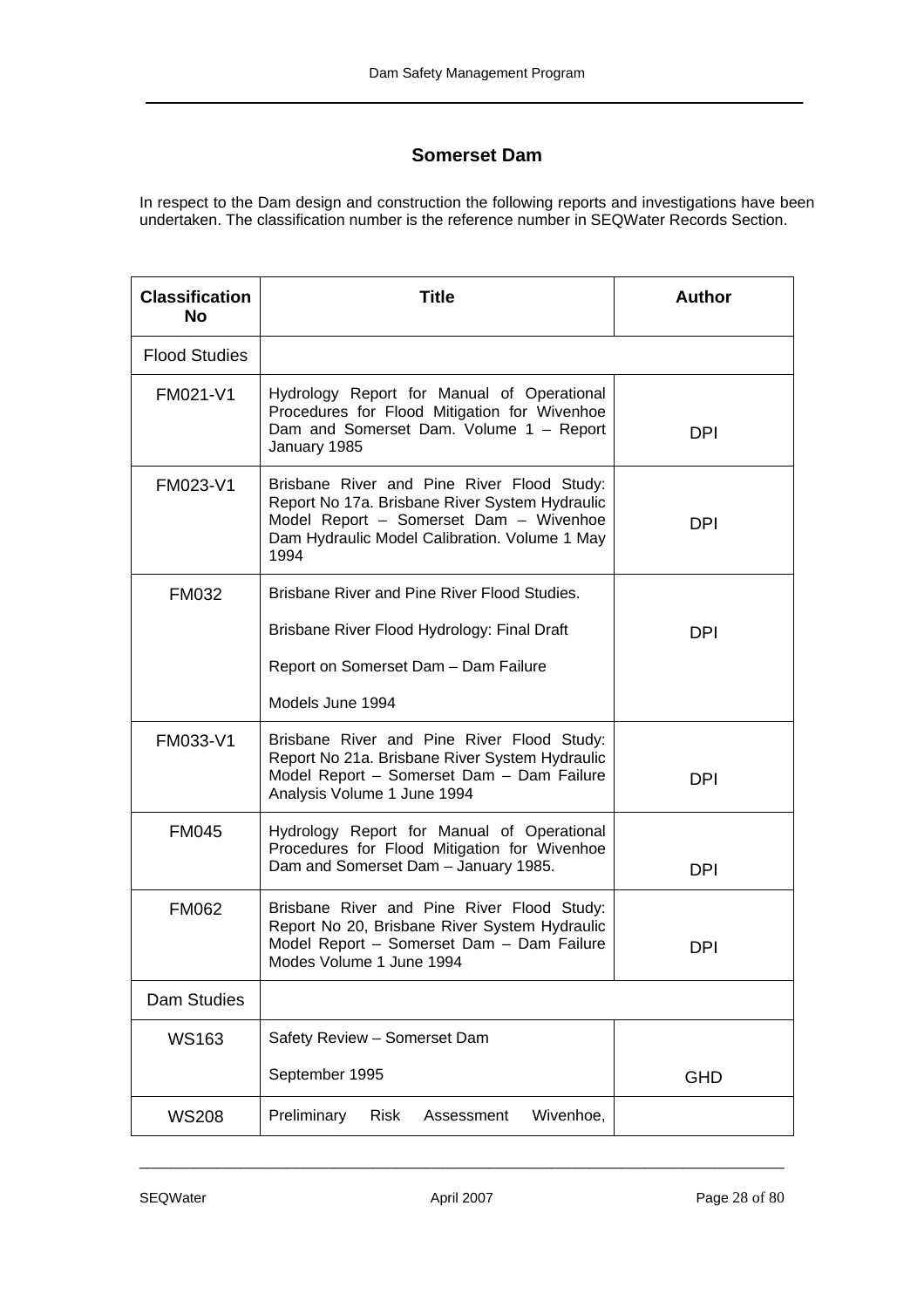## Somerset Dam

In respect to the Dam design and construction the following reports and investigations have been undertaken. The classification number is the reference number in SEQWater Records Section.

| Classification No | Title | Author |
|---|---|---|
| Flood Studies | | |
| FM021-V1 | Hydrology Report for Manual of Operational Procedures for Flood Mitigation for Wivenhoe Dam and Somerset Dam. Volume 1 – Report January 1985 | DPI |
| FM023-V1 | Brisbane River and Pine River Flood Study: Report No 17a. Brisbane River System Hydraulic Model Report – Somerset Dam – Wivenhoe Dam Hydraulic Model Calibration. Volume 1 May 1994 | DPI |
| FM032 | Brisbane River and Pine River Flood Studies.<br><br>Brisbane River Flood Hydrology: Final Draft<br><br>Report on Somerset Dam – Dam Failure<br><br>Models June 1994 | DPI |
| FM033-V1 | Brisbane River and Pine River Flood Study: Report No 21a. Brisbane River System Hydraulic Model Report – Somerset Dam – Dam Failure Analysis Volume 1 June 1994 | DPI |
| FM045 | Hydrology Report for Manual of Operational Procedures for Flood Mitigation for Wivenhoe Dam and Somerset Dam – January 1985. | DPI |
| FM062 | Brisbane River and Pine River Flood Study: Report No 20, Brisbane River System Hydraulic Model Report – Somerset Dam – Dam Failure Modes Volume 1 June 1994 | DPI |
| Dam Studies | | |
| WS163 | Safety Review – Somerset Dam<br><br>September 1995 | GHD |
| WS208 | Preliminary Risk Assessment Wivenhoe, | |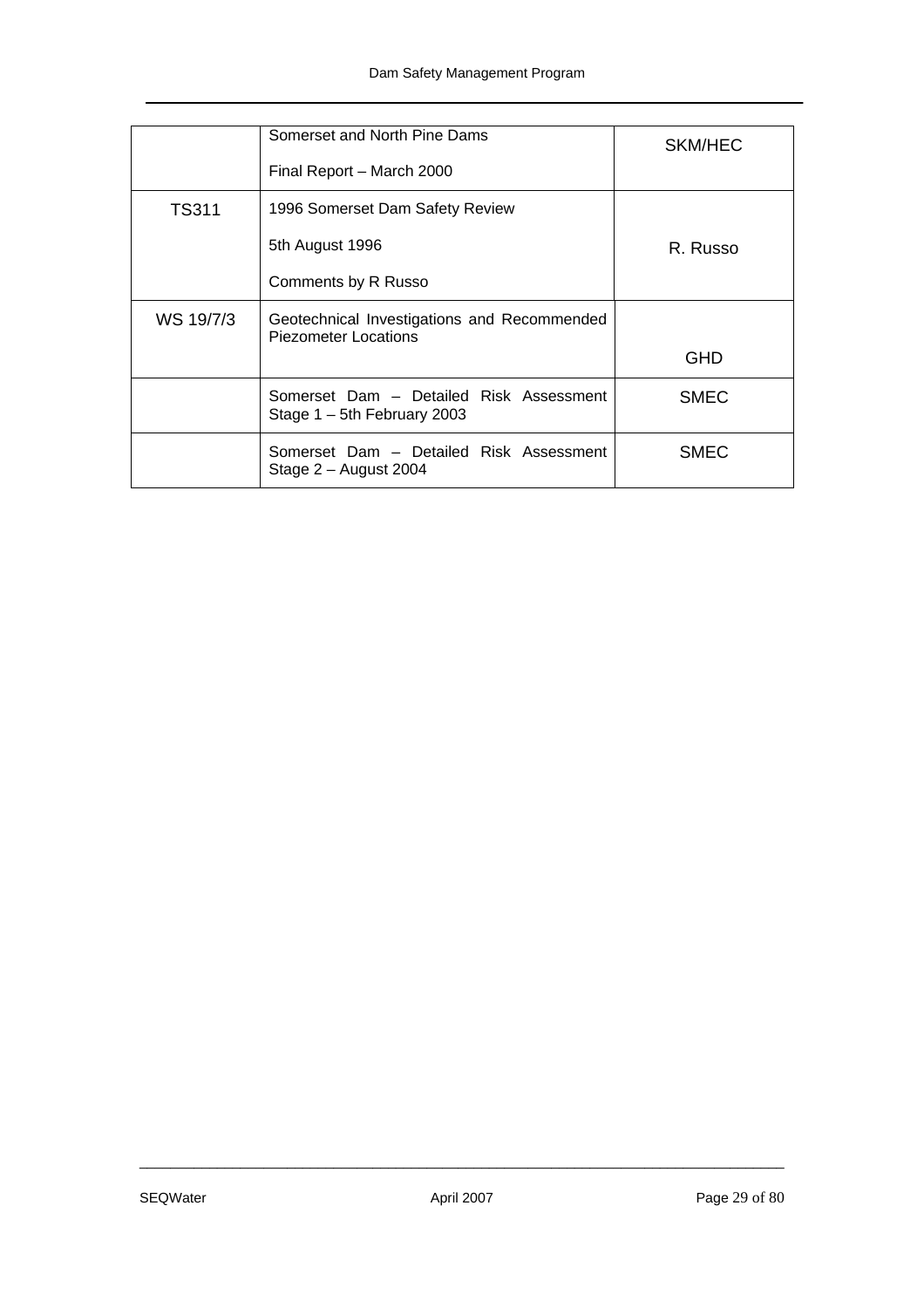| | | |
|---|---|---|
| | Somerset and North Pine Dams<br><br>Final Report – March 2000 | SKM/HEC |
| TS311 | 1996 Somerset Dam Safety Review<br><br>5th August 1996<br><br>Comments by R Russo | R. Russo |
| WS 19/7/3 | Geotechnical Investigations and Recommended Piezometer Locations | GHD |
| | Somerset Dam – Detailed Risk Assessment Stage 1 – 5th February 2003 | SMEC |
| | Somerset Dam – Detailed Risk Assessment Stage 2 – August 2004 | SMEC |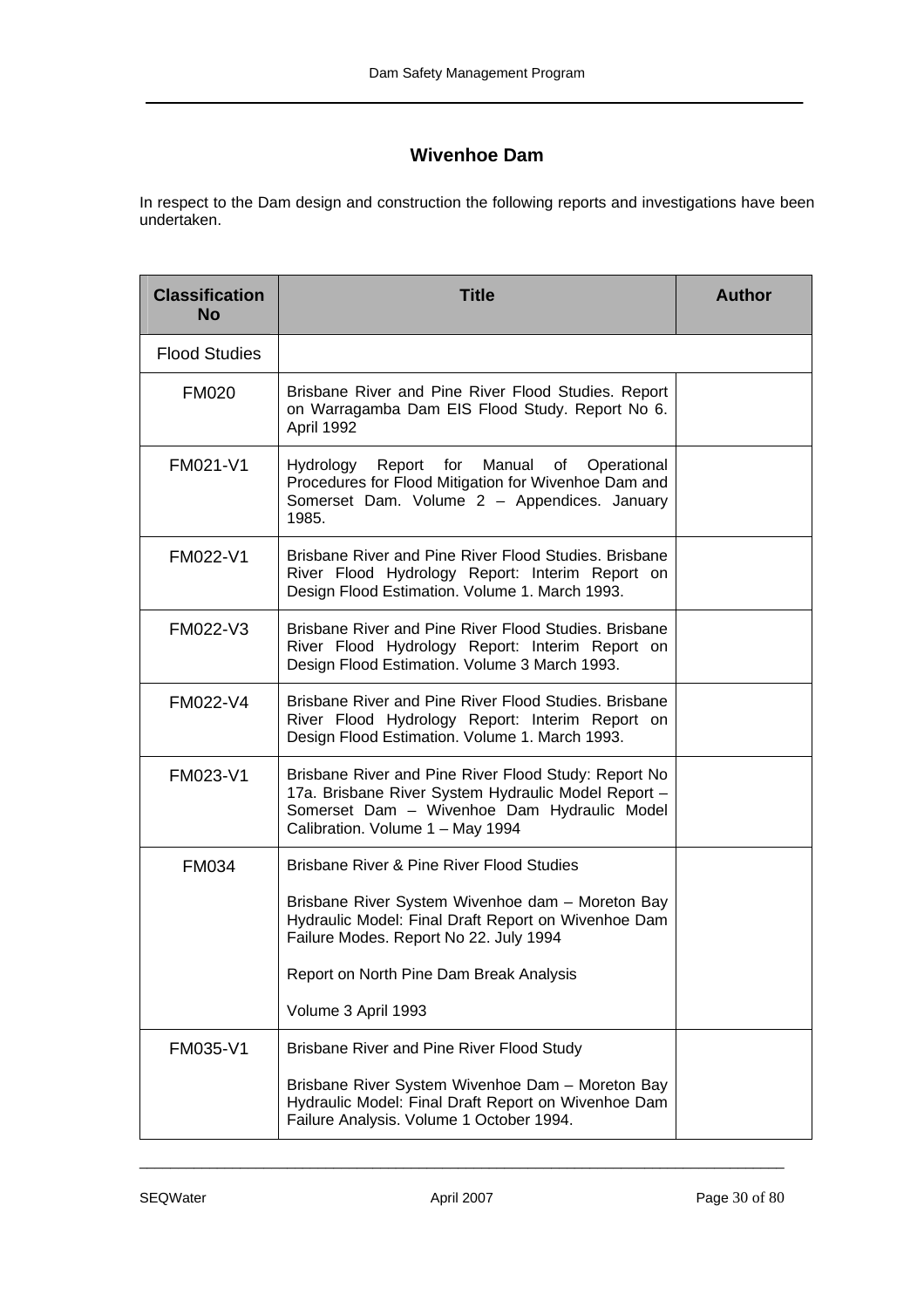## Wivenhoe Dam

In respect to the Dam design and construction the following reports and investigations have been undertaken.

| Classification No | Title | Author |
|---|---|---|
| Flood Studies | | |
| FM020 | Brisbane River and Pine River Flood Studies. Report on Warragamba Dam EIS Flood Study. Report No 6. April 1992 | |
| FM021-V1 | Hydrology Report for Manual of Operational Procedures for Flood Mitigation for Wivenhoe Dam and Somerset Dam. Volume 2 – Appendices. January 1985. | |
| FM022-V1 | Brisbane River and Pine River Flood Studies. Brisbane River Flood Hydrology Report: Interim Report on Design Flood Estimation. Volume 1. March 1993. | |
| FM022-V3 | Brisbane River and Pine River Flood Studies. Brisbane River Flood Hydrology Report: Interim Report on Design Flood Estimation. Volume 3 March 1993. | |
| FM022-V4 | Brisbane River and Pine River Flood Studies. Brisbane River Flood Hydrology Report: Interim Report on Design Flood Estimation. Volume 1. March 1993. | |
| FM023-V1 | Brisbane River and Pine River Flood Study: Report No 17a. Brisbane River System Hydraulic Model Report – Somerset Dam – Wivenhoe Dam Hydraulic Model Calibration. Volume 1 – May 1994 | |
| FM034 | Brisbane River & Pine River Flood Studies<br><br>Brisbane River System Wivenhoe dam – Moreton Bay Hydraulic Model: Final Draft Report on Wivenhoe Dam Failure Modes. Report No 22. July 1994<br><br>Report on North Pine Dam Break Analysis<br><br>Volume 3 April 1993 | |
| FM035-V1 | Brisbane River and Pine River Flood Study<br><br>Brisbane River System Wivenhoe Dam – Moreton Bay Hydraulic Model: Final Draft Report on Wivenhoe Dam Failure Analysis. Volume 1 October 1994. | |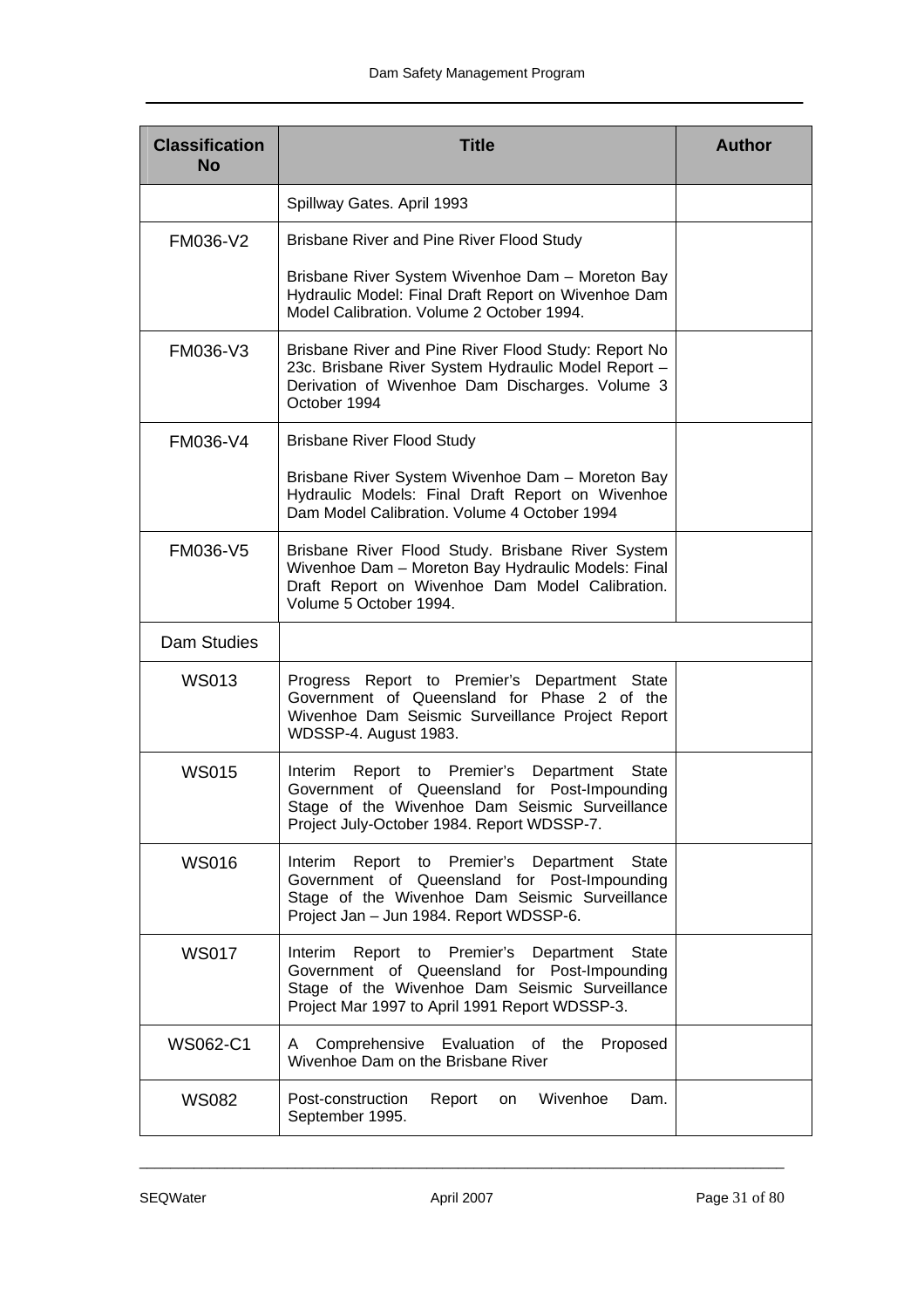| Classification No | Title | Author |
|---|---|---|
| | Spillway Gates. April 1993 | |
| FM036-V2 | Brisbane River and Pine River Flood Study<br><br>Brisbane River System Wivenhoe Dam – Moreton Bay Hydraulic Model: Final Draft Report on Wivenhoe Dam Model Calibration. Volume 2 October 1994. | |
| FM036-V3 | Brisbane River and Pine River Flood Study: Report No 23c. Brisbane River System Hydraulic Model Report – Derivation of Wivenhoe Dam Discharges. Volume 3 October 1994 | |
| FM036-V4 | Brisbane River Flood Study<br><br>Brisbane River System Wivenhoe Dam – Moreton Bay Hydraulic Models: Final Draft Report on Wivenhoe Dam Model Calibration. Volume 4 October 1994 | |
| FM036-V5 | Brisbane River Flood Study. Brisbane River System Wivenhoe Dam – Moreton Bay Hydraulic Models: Final Draft Report on Wivenhoe Dam Model Calibration. Volume 5 October 1994. | |
| Dam Studies | | |
| WS013 | Progress Report to Premier's Department State Government of Queensland for Phase 2 of the Wivenhoe Dam Seismic Surveillance Project Report WDSSP-4. August 1983. | |
| WS015 | Interim Report to Premier's Department State Government of Queensland for Post-Impounding Stage of the Wivenhoe Dam Seismic Surveillance Project July-October 1984. Report WDSSP-7. | |
| WS016 | Interim Report to Premier's Department State Government of Queensland for Post-Impounding Stage of the Wivenhoe Dam Seismic Surveillance Project Jan – Jun 1984. Report WDSSP-6. | |
| WS017 | Interim Report to Premier's Department State Government of Queensland for Post-Impounding Stage of the Wivenhoe Dam Seismic Surveillance Project Mar 1997 to April 1991 Report WDSSP-3. | |
| WS062-C1 | A Comprehensive Evaluation of the Proposed Wivenhoe Dam on the Brisbane River | |
| WS082 | Post-construction Report on Wivenhoe Dam. September 1995. | |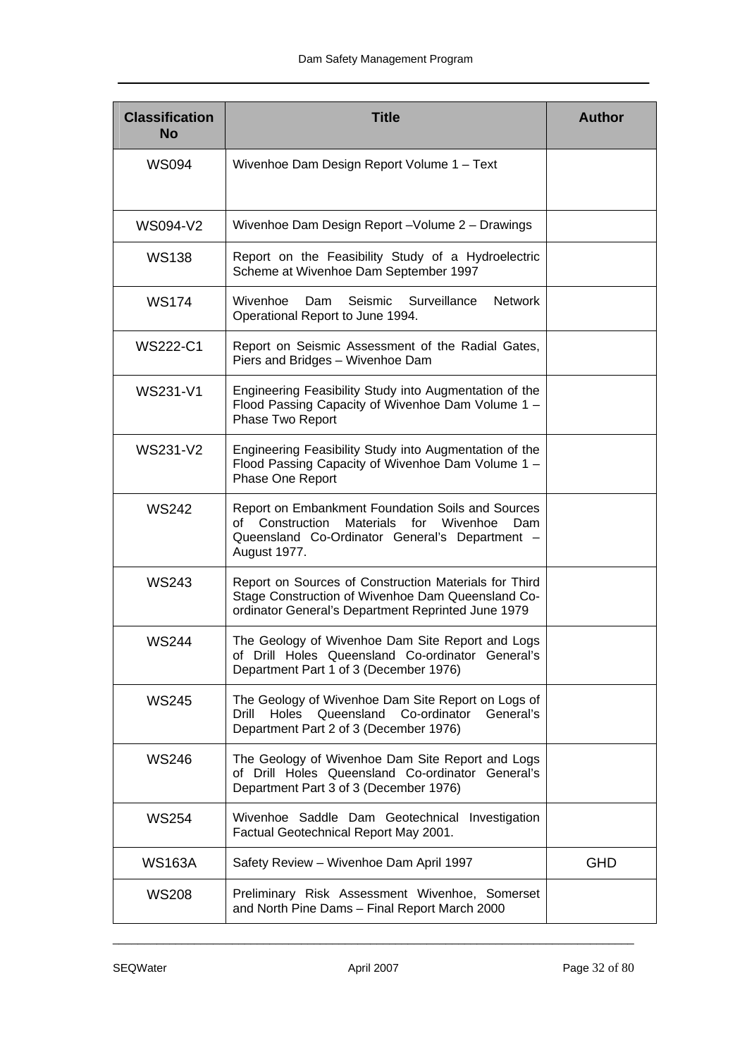| Classification No | Title | Author |
| --- | --- | --- |
| WS094 | Wivenhoe Dam Design Report Volume 1 – Text | |
| WS094-V2 | Wivenhoe Dam Design Report –Volume 2 – Drawings | |
| WS138 | Report on the Feasibility Study of a Hydroelectric Scheme at Wivenhoe Dam September 1997 | |
| WS174 | Wivenhoe Dam Seismic Surveillance Network Operational Report to June 1994. | |
| WS222-C1 | Report on Seismic Assessment of the Radial Gates, Piers and Bridges – Wivenhoe Dam | |
| WS231-V1 | Engineering Feasibility Study into Augmentation of the Flood Passing Capacity of Wivenhoe Dam Volume 1 – Phase Two Report | |
| WS231-V2 | Engineering Feasibility Study into Augmentation of the Flood Passing Capacity of Wivenhoe Dam Volume 1 – Phase One Report | |
| WS242 | Report on Embankment Foundation Soils and Sources of Construction Materials for Wivenhoe Dam Queensland Co-Ordinator General's Department – August 1977. | |
| WS243 | Report on Sources of Construction Materials for Third Stage Construction of Wivenhoe Dam Queensland Co-ordinator General's Department Reprinted June 1979 | |
| WS244 | The Geology of Wivenhoe Dam Site Report and Logs of Drill Holes Queensland Co-ordinator General's Department Part 1 of 3 (December 1976) | |
| WS245 | The Geology of Wivenhoe Dam Site Report on Logs of Drill Holes Queensland Co-ordinator General's Department Part 2 of 3 (December 1976) | |
| WS246 | The Geology of Wivenhoe Dam Site Report and Logs of Drill Holes Queensland Co-ordinator General's Department Part 3 of 3 (December 1976) | |
| WS254 | Wivenhoe Saddle Dam Geotechnical Investigation Factual Geotechnical Report May 2001. | |
| WS163A | Safety Review – Wivenhoe Dam April 1997 | GHD |
| WS208 | Preliminary Risk Assessment Wivenhoe, Somerset and North Pine Dams – Final Report March 2000 | |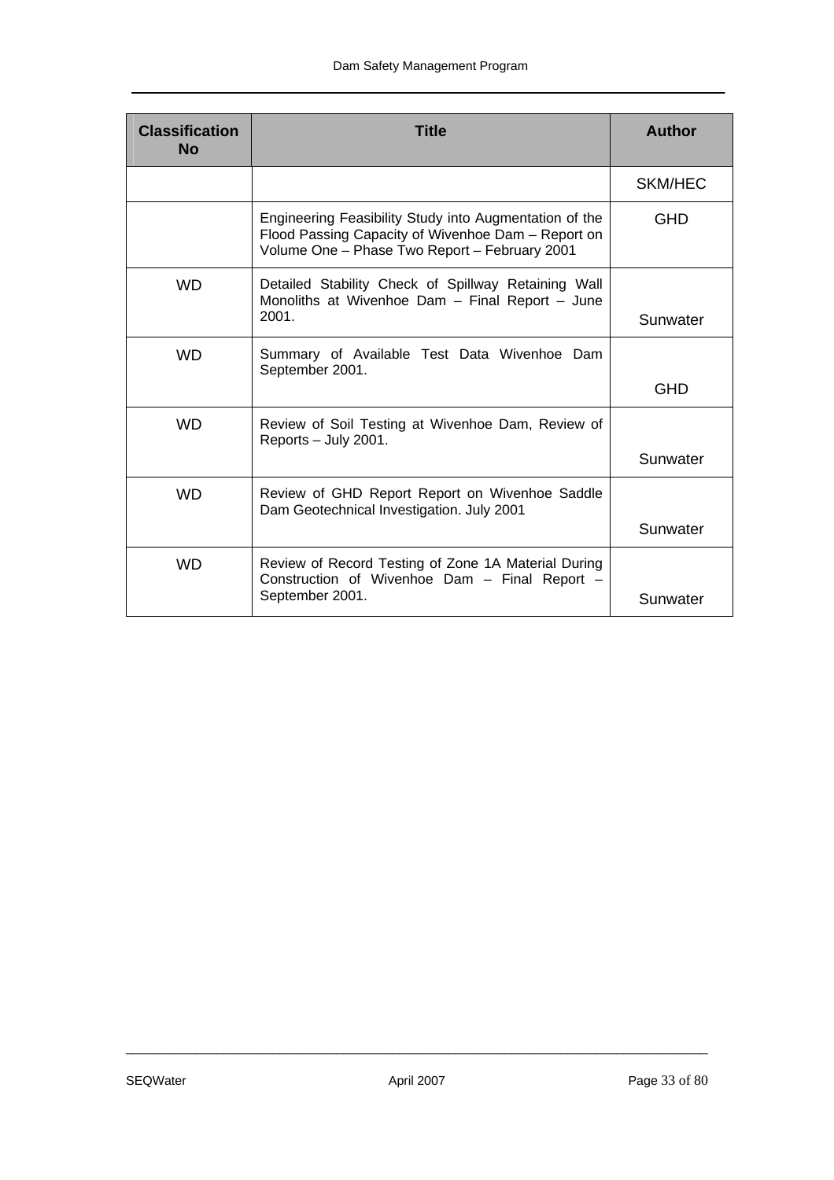| Classification No | Title | Author |
|---|---|---|
| | | SKM/HEC |
| | Engineering Feasibility Study into Augmentation of the Flood Passing Capacity of Wivenhoe Dam – Report on Volume One – Phase Two Report – February 2001 | GHD |
| WD | Detailed Stability Check of Spillway Retaining Wall Monoliths at Wivenhoe Dam – Final Report – June 2001. | Sunwater |
| WD | Summary of Available Test Data Wivenhoe Dam September 2001. | GHD |
| WD | Review of Soil Testing at Wivenhoe Dam, Review of Reports – July 2001. | Sunwater |
| WD | Review of GHD Report Report on Wivenhoe Saddle Dam Geotechnical Investigation. July 2001 | Sunwater |
| WD | Review of Record Testing of Zone 1A Material During Construction of Wivenhoe Dam – Final Report – September 2001. | Sunwater |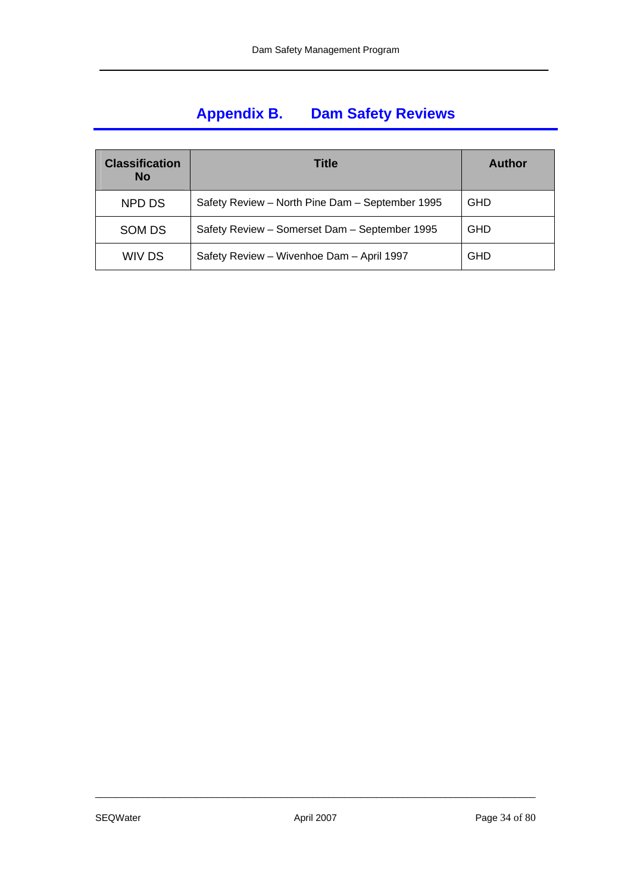# Appendix B. Dam Safety Reviews

| Classification No | Title | Author |
|---|---|---|
| NPD DS | Safety Review – North Pine Dam – September 1995 | GHD |
| SOM DS | Safety Review – Somerset Dam – September 1995 | GHD |
| WIV DS | Safety Review – Wivenhoe Dam – April 1997 | GHD |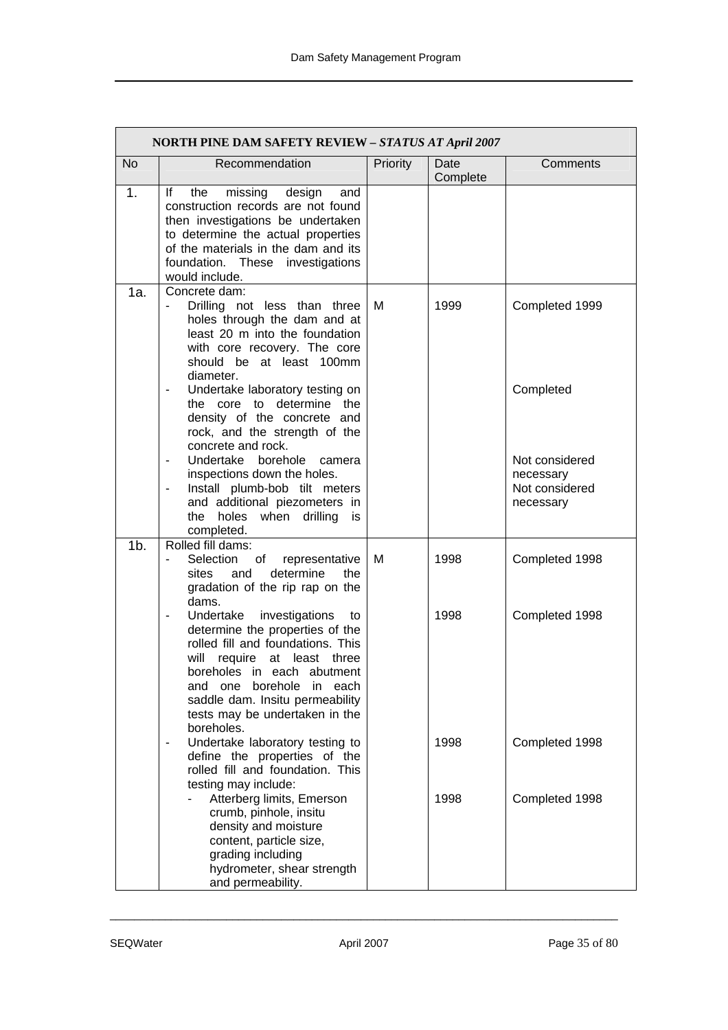| NORTH PINE DAM SAFETY REVIEW – *STATUS AT April 2007* | | | | |
|---|---|---|---|---|
| No | Recommendation | Priority | Date Complete | Comments |
| 1. | If the missing design and construction records are not found then investigations be undertaken to determine the actual properties of the materials in the dam and its foundation. These investigations would include. | | | |
| 1a. | Concrete dam:<br>- Drilling not less than three holes through the dam and at least 20 m into the foundation with core recovery. The core should be at least 100mm diameter.<br>- Undertake laboratory testing on the core to determine the density of the concrete and rock, and the strength of the concrete and rock.<br>- Undertake borehole camera inspections down the holes.<br>- Install plumb-bob tilt meters and additional piezometers in the holes when drilling is completed. | M | 1999 | Completed 1999<br><br>Completed<br><br>Not considered necessary<br>Not considered necessary |
| 1b. | Rolled fill dams:<br>- Selection of representative sites and determine the gradation of the rip rap on the dams. | M | 1998 | Completed 1998 |
| | - Undertake investigations to determine the properties of the rolled fill and foundations. This will require at least three boreholes in each abutment and one borehole in each saddle dam. Insitu permeability tests may be undertaken in the boreholes. | | 1998 | Completed 1998 |
| | - Undertake laboratory testing to define the properties of the rolled fill and foundation. This testing may include: | | 1998 | Completed 1998 |
| | - Atterberg limits, Emerson crumb, pinhole, insitu density and moisture content, particle size, grading including hydrometer, shear strength and permeability. | | 1998 | Completed 1998 |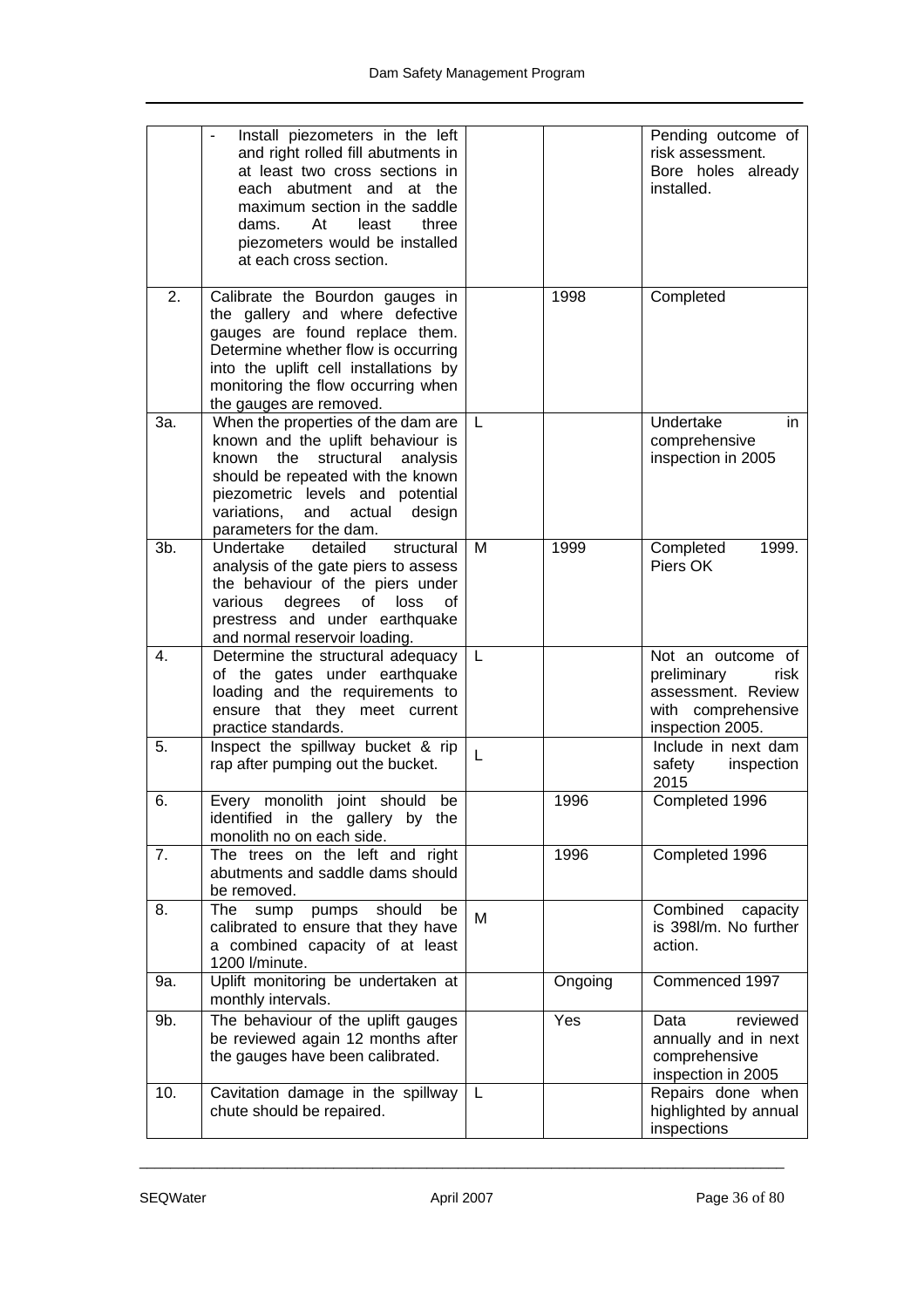| | | | | |
|---|---|---|---|---|
| | - Install piezometers in the left and right rolled fill abutments in at least two cross sections in each abutment and at the maximum section in the saddle dams. At least three piezometers would be installed at each cross section. | | | Pending outcome of risk assessment. Bore holes already installed. |
| 2. | Calibrate the Bourdon gauges in the gallery and where defective gauges are found replace them. Determine whether flow is occurring into the uplift cell installations by monitoring the flow occurring when the gauges are removed. | | 1998 | Completed |
| 3a. | When the properties of the dam are known and the uplift behaviour is known the structural analysis should be repeated with the known piezometric levels and potential variations, and actual design parameters for the dam. | L | | Undertake in comprehensive inspection in 2005 |
| 3b. | Undertake detailed structural analysis of the gate piers to assess the behaviour of the piers under various degrees of loss of prestress and under earthquake and normal reservoir loading. | M | 1999 | Completed 1999. Piers OK |
| 4. | Determine the structural adequacy of the gates under earthquake loading and the requirements to ensure that they meet current practice standards. | L | | Not an outcome of preliminary risk assessment. Review with comprehensive inspection 2005. |
| 5. | Inspect the spillway bucket & rip rap after pumping out the bucket. | L | | Include in next dam safety inspection 2015 |
| 6. | Every monolith joint should be identified in the gallery by the monolith no on each side. | | 1996 | Completed 1996 |
| 7. | The trees on the left and right abutments and saddle dams should be removed. | | 1996 | Completed 1996 |
| 8. | The sump pumps should be calibrated to ensure that they have a combined capacity of at least 1200 l/minute. | M | | Combined capacity is 398l/m. No further action. |
| 9a. | Uplift monitoring be undertaken at monthly intervals. | | Ongoing | Commenced 1997 |
| 9b. | The behaviour of the uplift gauges be reviewed again 12 months after the gauges have been calibrated. | | Yes | Data reviewed annually and in next comprehensive inspection in 2005 |
| 10. | Cavitation damage in the spillway chute should be repaired. | L | | Repairs done when highlighted by annual inspections |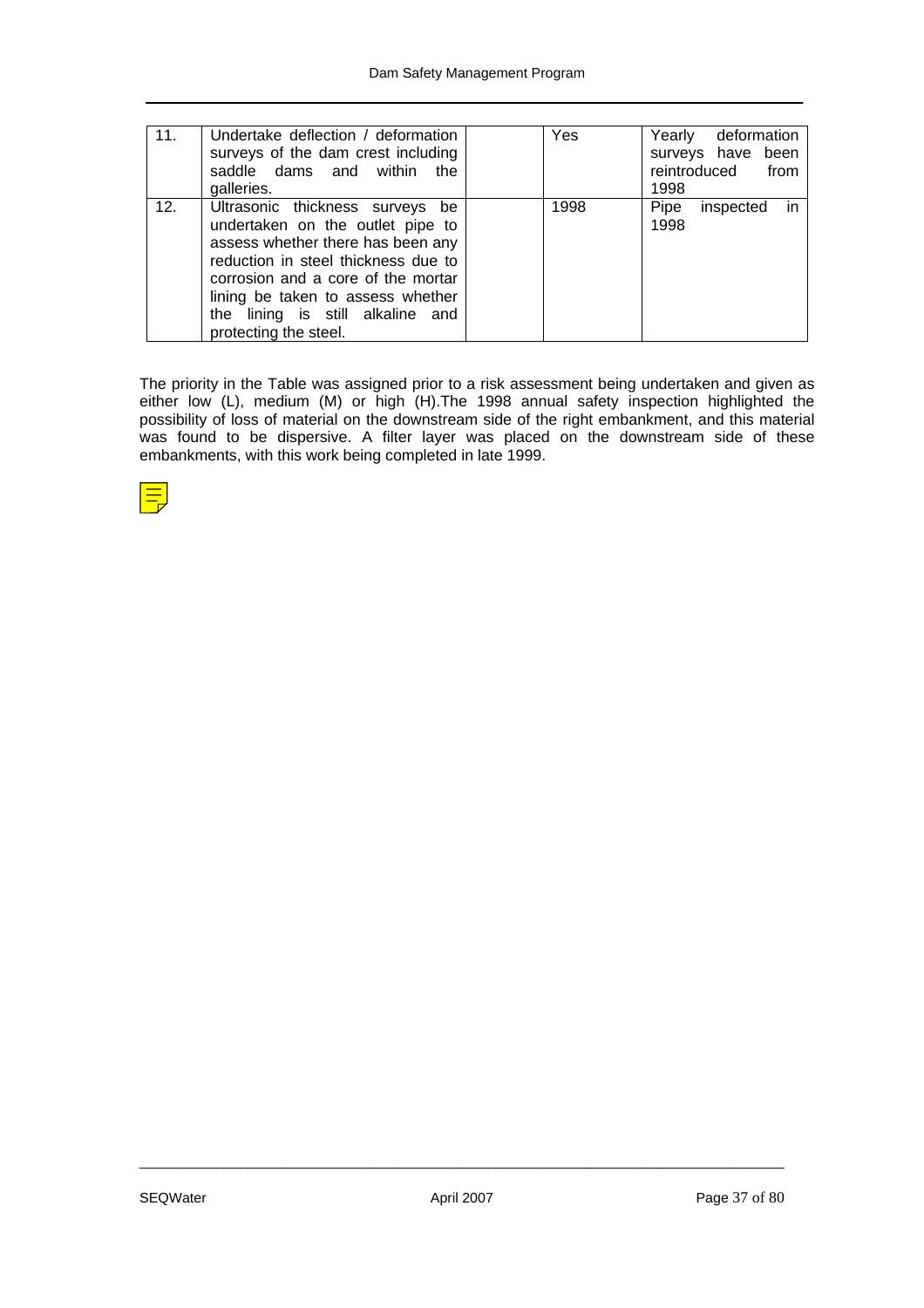| | | | | |
|---|---|---|---|---|
| 11. | Undertake deflection / deformation surveys of the dam crest including saddle dams and within the galleries. | | Yes | Yearly deformation surveys have been reintroduced from 1998 |
| 12. | Ultrasonic thickness surveys be undertaken on the outlet pipe to assess whether there has been any reduction in steel thickness due to corrosion and a core of the mortar lining be taken to assess whether the lining is still alkaline and protecting the steel. | | 1998 | Pipe inspected in 1998 |

The priority in the Table was assigned prior to a risk assessment being undertaken and given as either low (L), medium (M) or high (H).The 1998 annual safety inspection highlighted the possibility of loss of material on the downstream side of the right embankment, and this material was found to be dispersive. A filter layer was placed on the downstream side of these embankments, with this work being completed in late 1999.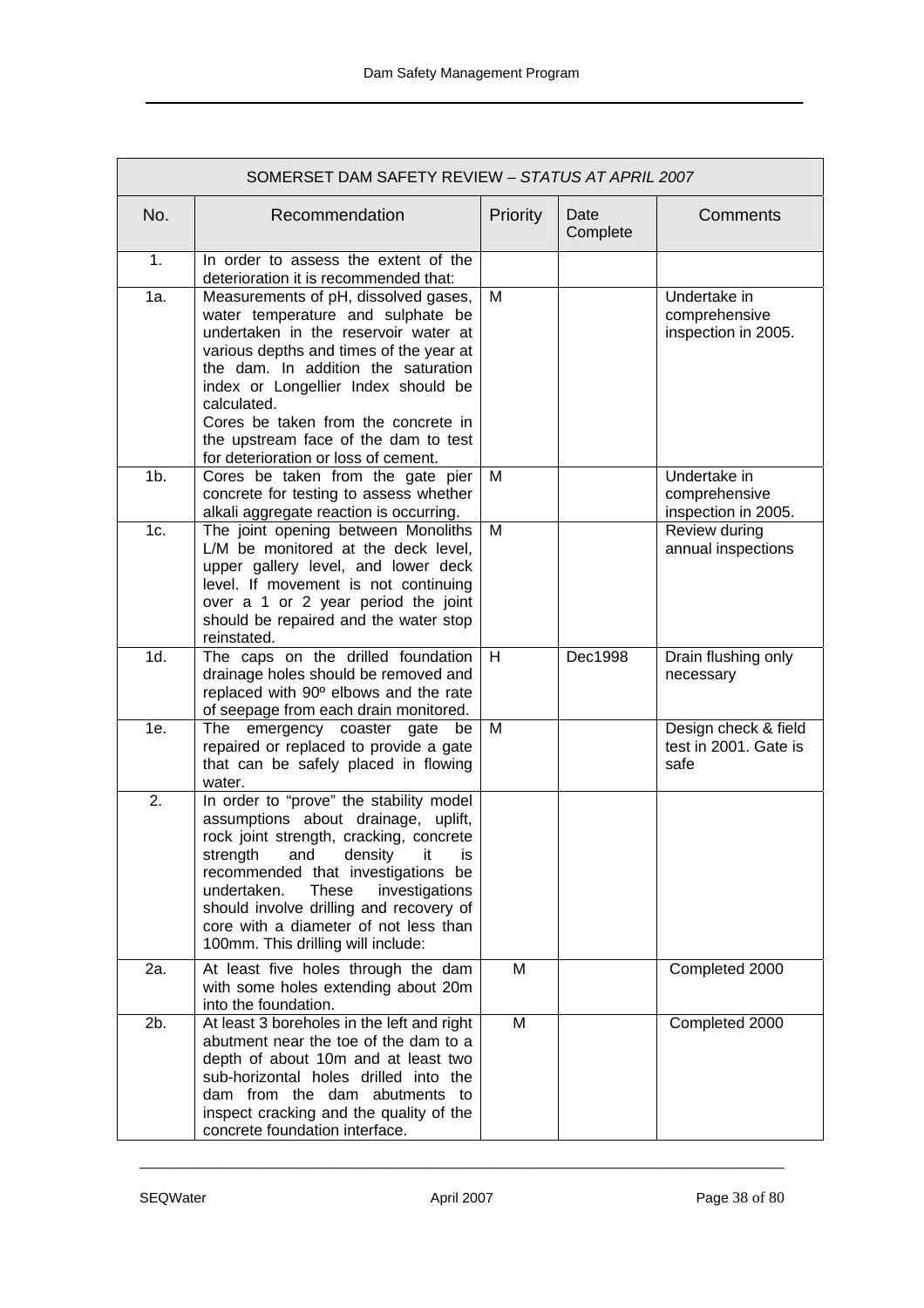| SOMERSET DAM SAFETY REVIEW – *STATUS AT APRIL 2007* | | | | |
|---|---|---|---|---|
| No. | Recommendation | Priority | Date Complete | Comments |
| 1. | In order to assess the extent of the deterioration it is recommended that: | | | |
| 1a. | Measurements of pH, dissolved gases, water temperature and sulphate be undertaken in the reservoir water at various depths and times of the year at the dam. In addition the saturation index or Longellier Index should be calculated.<br>Cores be taken from the concrete in the upstream face of the dam to test for deterioration or loss of cement. | M | | Undertake in comprehensive inspection in 2005. |
| 1b. | Cores be taken from the gate pier concrete for testing to assess whether alkali aggregate reaction is occurring. | M | | Undertake in comprehensive inspection in 2005. |
| 1c. | The joint opening between Monoliths L/M be monitored at the deck level, upper gallery level, and lower deck level. If movement is not continuing over a 1 or 2 year period the joint should be repaired and the water stop reinstated. | M | | Review during annual inspections |
| 1d. | The caps on the drilled foundation drainage holes should be removed and replaced with 90º elbows and the rate of seepage from each drain monitored. | H | Dec1998 | Drain flushing only necessary |
| 1e. | The emergency coaster gate be repaired or replaced to provide a gate that can be safely placed in flowing water. | M | | Design check & field test in 2001. Gate is safe |
| 2. | In order to "prove" the stability model assumptions about drainage, uplift, rock joint strength, cracking, concrete strength and density it is recommended that investigations be undertaken. These investigations should involve drilling and recovery of core with a diameter of not less than 100mm. This drilling will include: | | | |
| 2a. | At least five holes through the dam with some holes extending about 20m into the foundation. | M | | Completed 2000 |
| 2b. | At least 3 boreholes in the left and right abutment near the toe of the dam to a depth of about 10m and at least two sub-horizontal holes drilled into the dam from the dam abutments to inspect cracking and the quality of the concrete foundation interface. | M | | Completed 2000 |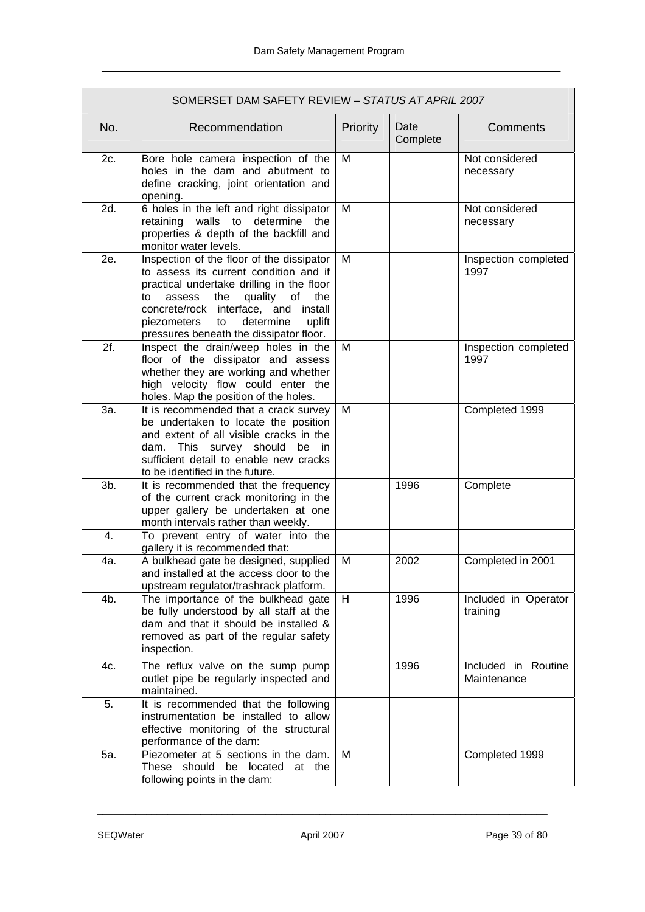| SOMERSET DAM SAFETY REVIEW – *STATUS AT APRIL 2007* | | | | |
|---|---|---|---|---|
| No. | Recommendation | Priority | Date Complete | Comments |
| 2c. | Bore hole camera inspection of the holes in the dam and abutment to define cracking, joint orientation and opening. | M | | Not considered necessary |
| 2d. | 6 holes in the left and right dissipator retaining walls to determine the properties & depth of the backfill and monitor water levels. | M | | Not considered necessary |
| 2e. | Inspection of the floor of the dissipator to assess its current condition and if practical undertake drilling in the floor to assess the quality of the concrete/rock interface, and install piezometers to determine uplift pressures beneath the dissipator floor. | M | | Inspection completed 1997 |
| 2f. | Inspect the drain/weep holes in the floor of the dissipator and assess whether they are working and whether high velocity flow could enter the holes. Map the position of the holes. | M | | Inspection completed 1997 |
| 3a. | It is recommended that a crack survey be undertaken to locate the position and extent of all visible cracks in the dam. This survey should be in sufficient detail to enable new cracks to be identified in the future. | M | | Completed 1999 |
| 3b. | It is recommended that the frequency of the current crack monitoring in the upper gallery be undertaken at one month intervals rather than weekly. | | 1996 | Complete |
| 4. | To prevent entry of water into the gallery it is recommended that: | | | |
| 4a. | A bulkhead gate be designed, supplied and installed at the access door to the upstream regulator/trashrack platform. | M | 2002 | Completed in 2001 |
| 4b. | The importance of the bulkhead gate be fully understood by all staff at the dam and that it should be installed & removed as part of the regular safety inspection. | H | 1996 | Included in Operator training |
| 4c. | The reflux valve on the sump pump outlet pipe be regularly inspected and maintained. | | 1996 | Included in Routine Maintenance |
| 5. | It is recommended that the following instrumentation be installed to allow effective monitoring of the structural performance of the dam: | | | |
| 5a. | Piezometer at 5 sections in the dam. These should be located at the following points in the dam: | M | | Completed 1999 |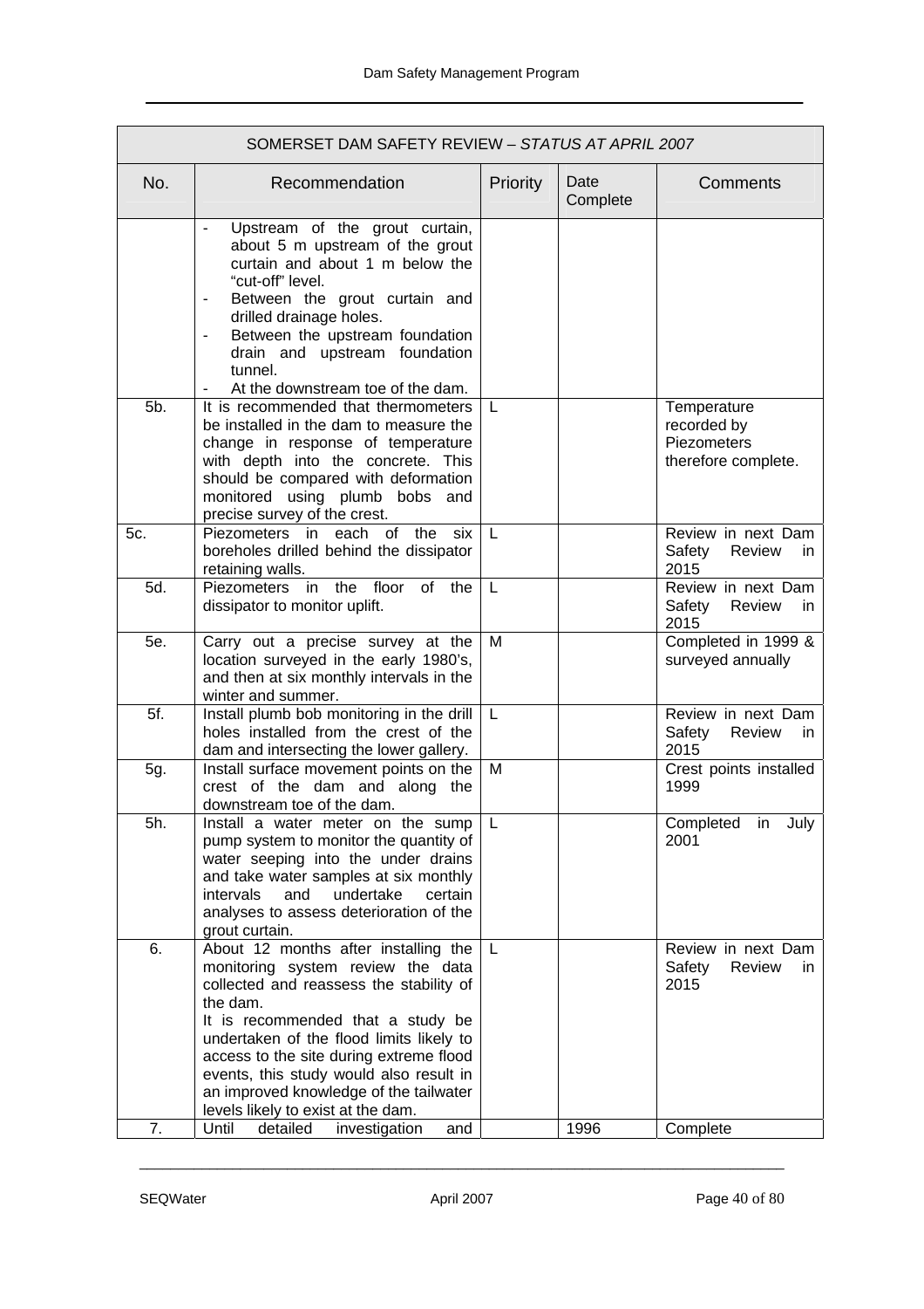| SOMERSET DAM SAFETY REVIEW – *STATUS AT APRIL 2007* | | | | |
|---|---|---|---|---|
| No. | Recommendation | Priority | Date Complete | Comments |
| | - Upstream of the grout curtain, about 5 m upstream of the grout curtain and about 1 m below the "cut-off" level.<br>- Between the grout curtain and drilled drainage holes.<br>- Between the upstream foundation drain and upstream foundation tunnel.<br>- At the downstream toe of the dam. | | | |
| 5b. | It is recommended that thermometers be installed in the dam to measure the change in response of temperature with depth into the concrete. This should be compared with deformation monitored using plumb bobs and precise survey of the crest. | L | | Temperature recorded by Piezometers therefore complete. |
| 5c. | Piezometers in each of the six boreholes drilled behind the dissipator retaining walls. | L | | Review in next Dam Safety Review in 2015 |
| 5d. | Piezometers in the floor of the dissipator to monitor uplift. | L | | Review in next Dam Safety Review in 2015 |
| 5e. | Carry out a precise survey at the location surveyed in the early 1980's, and then at six monthly intervals in the winter and summer. | M | | Completed in 1999 & surveyed annually |
| 5f. | Install plumb bob monitoring in the drill holes installed from the crest of the dam and intersecting the lower gallery. | L | | Review in next Dam Safety Review in 2015 |
| 5g. | Install surface movement points on the crest of the dam and along the downstream toe of the dam. | M | | Crest points installed 1999 |
| 5h. | Install a water meter on the sump pump system to monitor the quantity of water seeping into the under drains and take water samples at six monthly intervals and undertake certain analyses to assess deterioration of the grout curtain. | L | | Completed in July 2001 |
| 6. | About 12 months after installing the monitoring system review the data collected and reassess the stability of the dam.<br>It is recommended that a study be undertaken of the flood limits likely to access to the site during extreme flood events, this study would also result in an improved knowledge of the tailwater levels likely to exist at the dam. | L | | Review in next Dam Safety Review in 2015 |
| 7. | Until detailed investigation and | | 1996 | Complete |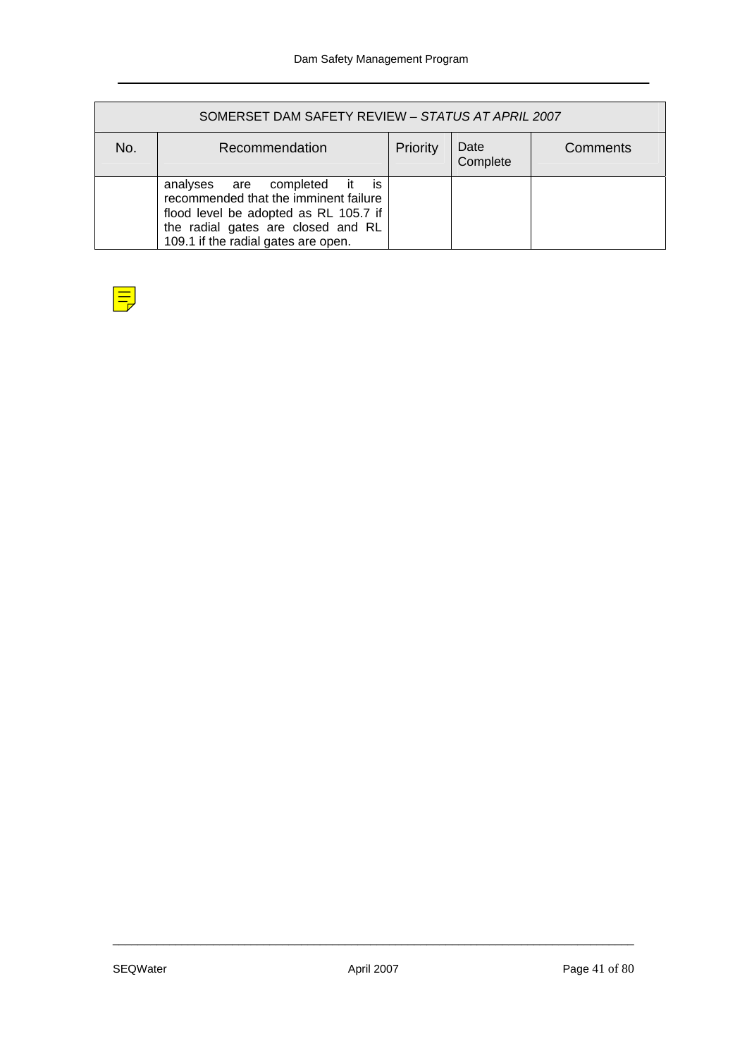| SOMERSET DAM SAFETY REVIEW – *STATUS AT APRIL 2007* | | | | |
|---|---|---|---|---|
| No. | Recommendation | Priority | Date Complete | Comments |
| | analyses are completed it is recommended that the imminent failure flood level be adopted as RL 105.7 if the radial gates are closed and RL 109.1 if the radial gates are open. | | | |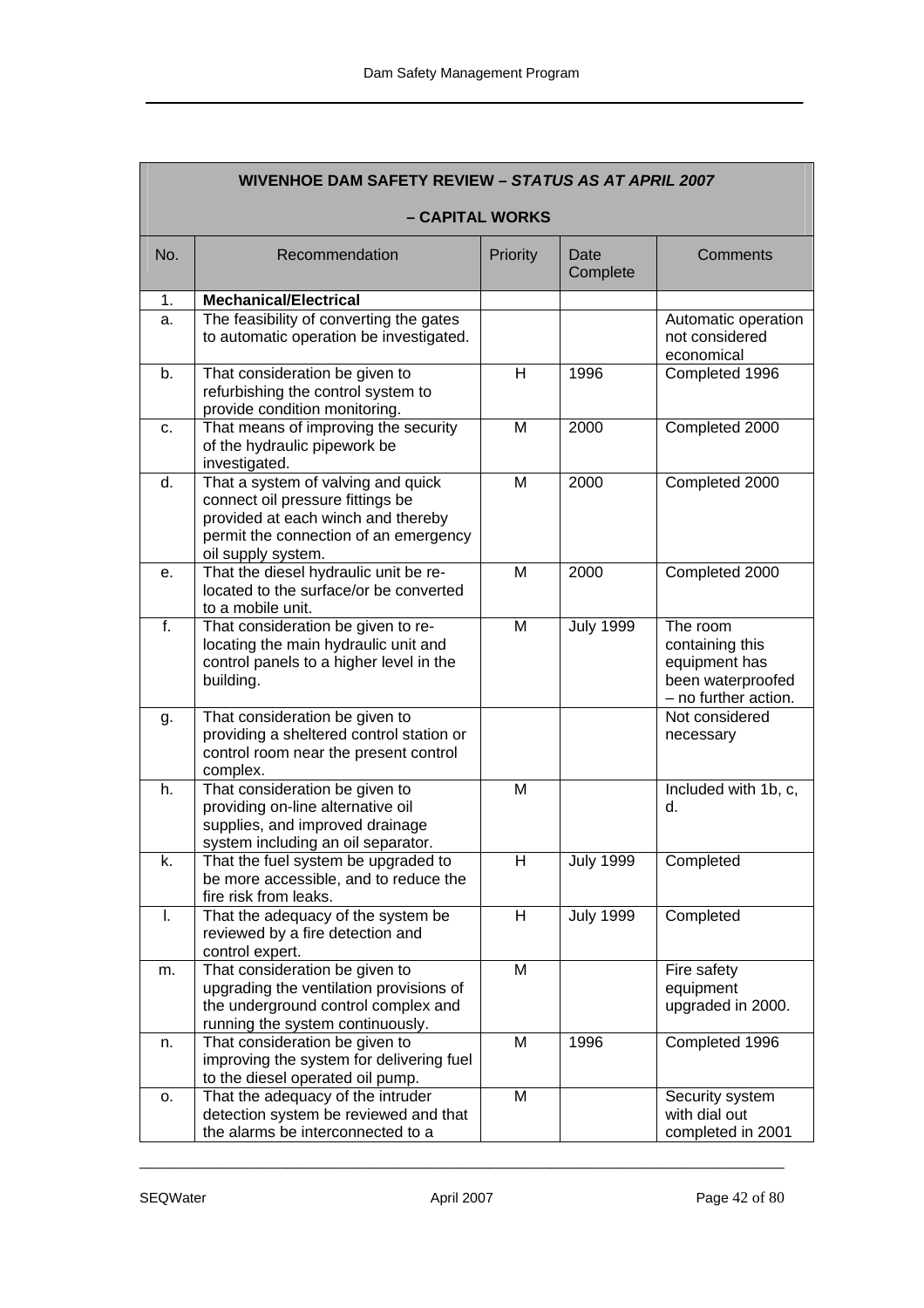| **WIVENHOE DAM SAFETY REVIEW –** ***STATUS AS AT APRIL 2007*** **– CAPITAL WORKS** | | | | |
|---|---|---|---|---|
| No. | Recommendation | Priority | Date Complete | Comments |
| 1. | **Mechanical/Electrical** | | | |
| a. | The feasibility of converting the gates to automatic operation be investigated. | | | Automatic operation not considered economical |
| b. | That consideration be given to refurbishing the control system to provide condition monitoring. | H | 1996 | Completed 1996 |
| c. | That means of improving the security of the hydraulic pipework be investigated. | M | 2000 | Completed 2000 |
| d. | That a system of valving and quick connect oil pressure fittings be provided at each winch and thereby permit the connection of an emergency oil supply system. | M | 2000 | Completed 2000 |
| e. | That the diesel hydraulic unit be re-located to the surface/or be converted to a mobile unit. | M | 2000 | Completed 2000 |
| f. | That consideration be given to re-locating the main hydraulic unit and control panels to a higher level in the building. | M | July 1999 | The room containing this equipment has been waterproofed – no further action. |
| g. | That consideration be given to providing a sheltered control station or control room near the present control complex. | | | Not considered necessary |
| h. | That consideration be given to providing on-line alternative oil supplies, and improved drainage system including an oil separator. | M | | Included with 1b, c, d. |
| k. | That the fuel system be upgraded to be more accessible, and to reduce the fire risk from leaks. | H | July 1999 | Completed |
| l. | That the adequacy of the system be reviewed by a fire detection and control expert. | H | July 1999 | Completed |
| m. | That consideration be given to upgrading the ventilation provisions of the underground control complex and running the system continuously. | M | | Fire safety equipment upgraded in 2000. |
| n. | That consideration be given to improving the system for delivering fuel to the diesel operated oil pump. | M | 1996 | Completed 1996 |
| o. | That the adequacy of the intruder detection system be reviewed and that the alarms be interconnected to a | M | | Security system with dial out completed in 2001 |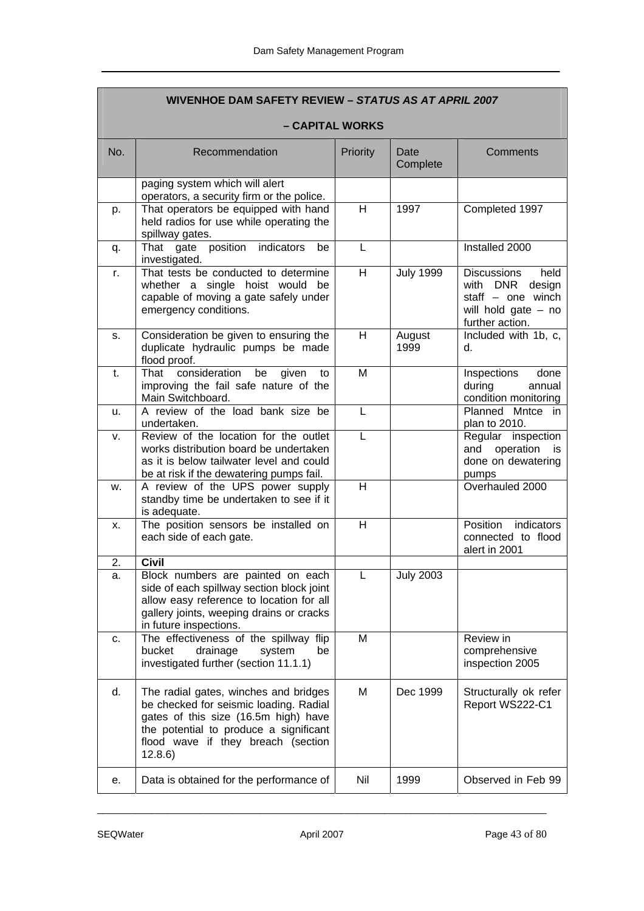| WIVENHOE DAM SAFETY REVIEW – *STATUS AS AT APRIL 2007* – CAPITAL WORKS | | | | |
|---|---|---|---|---|
| No. | Recommendation | Priority | Date Complete | Comments |
| | paging system which will alert operators, a security firm or the police. | | | |
| p. | That operators be equipped with hand held radios for use while operating the spillway gates. | H | 1997 | Completed 1997 |
| q. | That gate position indicators be investigated. | L | | Installed 2000 |
| r. | That tests be conducted to determine whether a single hoist would be capable of moving a gate safely under emergency conditions. | H | July 1999 | Discussions held with DNR design staff – one winch will hold gate – no further action. |
| s. | Consideration be given to ensuring the duplicate hydraulic pumps be made flood proof. | H | August 1999 | Included with 1b, c, d. |
| t. | That consideration be given to improving the fail safe nature of the Main Switchboard. | M | | Inspections done during annual condition monitoring |
| u. | A review of the load bank size be undertaken. | L | | Planned Mntce in plan to 2010. |
| v. | Review of the location for the outlet works distribution board be undertaken as it is below tailwater level and could be at risk if the dewatering pumps fail. | L | | Regular inspection and operation is done on dewatering pumps |
| w. | A review of the UPS power supply standby time be undertaken to see if it is adequate. | H | | Overhauled 2000 |
| x. | The position sensors be installed on each side of each gate. | H | | Position indicators connected to flood alert in 2001 |
| 2. | **Civil** | | | |
| a. | Block numbers are painted on each side of each spillway section block joint allow easy reference to location for all gallery joints, weeping drains or cracks in future inspections. | L | July 2003 | |
| c. | The effectiveness of the spillway flip bucket drainage system be investigated further (section 11.1.1) | M | | Review in comprehensive inspection 2005 |
| d. | The radial gates, winches and bridges be checked for seismic loading. Radial gates of this size (16.5m high) have the potential to produce a significant flood wave if they breach (section 12.8.6) | M | Dec 1999 | Structurally ok refer Report WS222-C1 |
| e. | Data is obtained for the performance of | Nil | 1999 | Observed in Feb 99 |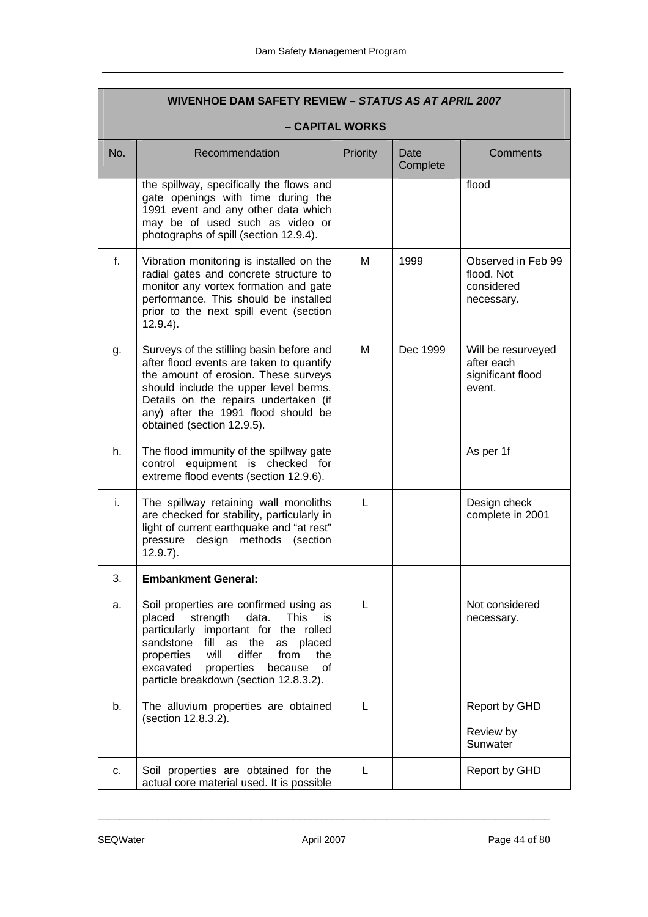| WIVENHOE DAM SAFETY REVIEW – *STATUS AS AT APRIL 2007* – CAPITAL WORKS | | | | |
|---|---|---|---|---|
| No. | Recommendation | Priority | Date Complete | Comments |
| | the spillway, specifically the flows and gate openings with time during the 1991 event and any other data which may be of used such as video or photographs of spill (section 12.9.4). | | | flood |
| f. | Vibration monitoring is installed on the radial gates and concrete structure to monitor any vortex formation and gate performance. This should be installed prior to the next spill event (section 12.9.4). | M | 1999 | Observed in Feb 99 flood. Not considered necessary. |
| g. | Surveys of the stilling basin before and after flood events are taken to quantify the amount of erosion. These surveys should include the upper level berms. Details on the repairs undertaken (if any) after the 1991 flood should be obtained (section 12.9.5). | M | Dec 1999 | Will be resurveyed after each significant flood event. |
| h. | The flood immunity of the spillway gate control equipment is checked for extreme flood events (section 12.9.6). | | | As per 1f |
| i. | The spillway retaining wall monoliths are checked for stability, particularly in light of current earthquake and "at rest" pressure design methods (section 12.9.7). | L | | Design check complete in 2001 |
| 3. | **Embankment General:** | | | |
| a. | Soil properties are confirmed using as placed strength data. This is particularly important for the rolled sandstone fill as the as placed properties will differ from the excavated properties because of particle breakdown (section 12.8.3.2). | L | | Not considered necessary. |
| b. | The alluvium properties are obtained (section 12.8.3.2). | L | | Report by GHD<br><br>Review by Sunwater |
| c. | Soil properties are obtained for the actual core material used. It is possible | L | | Report by GHD |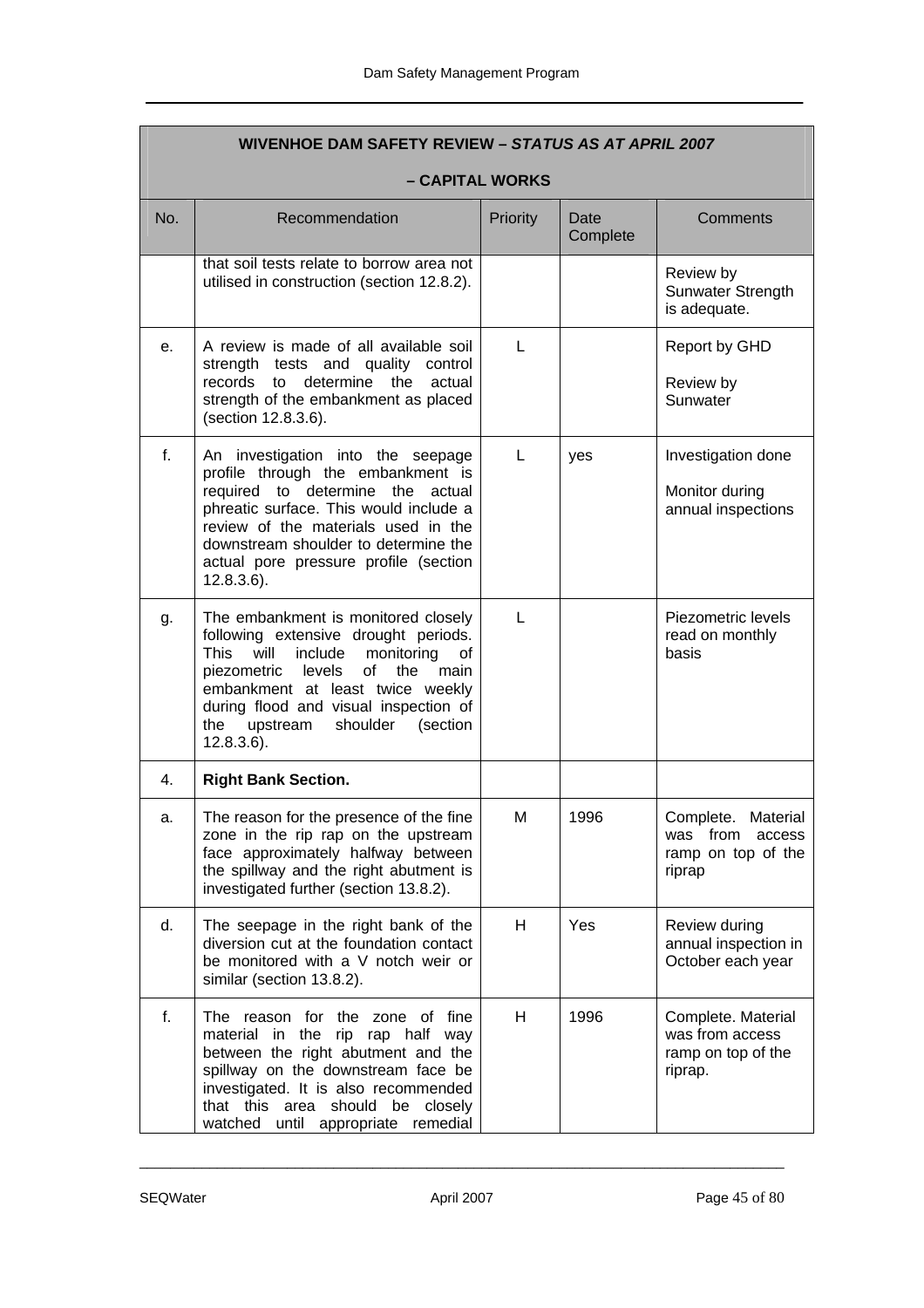| WIVENHOE DAM SAFETY REVIEW – *STATUS AS AT APRIL 2007* – CAPITAL WORKS | | | | |
|---|---|---|---|---|
| No. | Recommendation | Priority | Date Complete | Comments |
| | that soil tests relate to borrow area not utilised in construction (section 12.8.2). | | | Review by Sunwater Strength is adequate. |
| e. | A review is made of all available soil strength tests and quality control records to determine the actual strength of the embankment as placed (section 12.8.3.6). | L | | Report by GHD<br><br>Review by Sunwater |
| f. | An investigation into the seepage profile through the embankment is required to determine the actual phreatic surface. This would include a review of the materials used in the downstream shoulder to determine the actual pore pressure profile (section 12.8.3.6). | L | yes | Investigation done<br><br>Monitor during annual inspections |
| g. | The embankment is monitored closely following extensive drought periods. This will include monitoring of piezometric levels of the main embankment at least twice weekly during flood and visual inspection of the upstream shoulder (section 12.8.3.6). | L | | Piezometric levels read on monthly basis |
| 4. | **Right Bank Section.** | | | |
| a. | The reason for the presence of the fine zone in the rip rap on the upstream face approximately halfway between the spillway and the right abutment is investigated further (section 13.8.2). | M | 1996 | Complete. Material was from access ramp on top of the riprap |
| d. | The seepage in the right bank of the diversion cut at the foundation contact be monitored with a V notch weir or similar (section 13.8.2). | H | Yes | Review during annual inspection in October each year |
| f. | The reason for the zone of fine material in the rip rap half way between the right abutment and the spillway on the downstream face be investigated. It is also recommended that this area should be closely watched until appropriate remedial | H | 1996 | Complete. Material was from access ramp on top of the riprap. |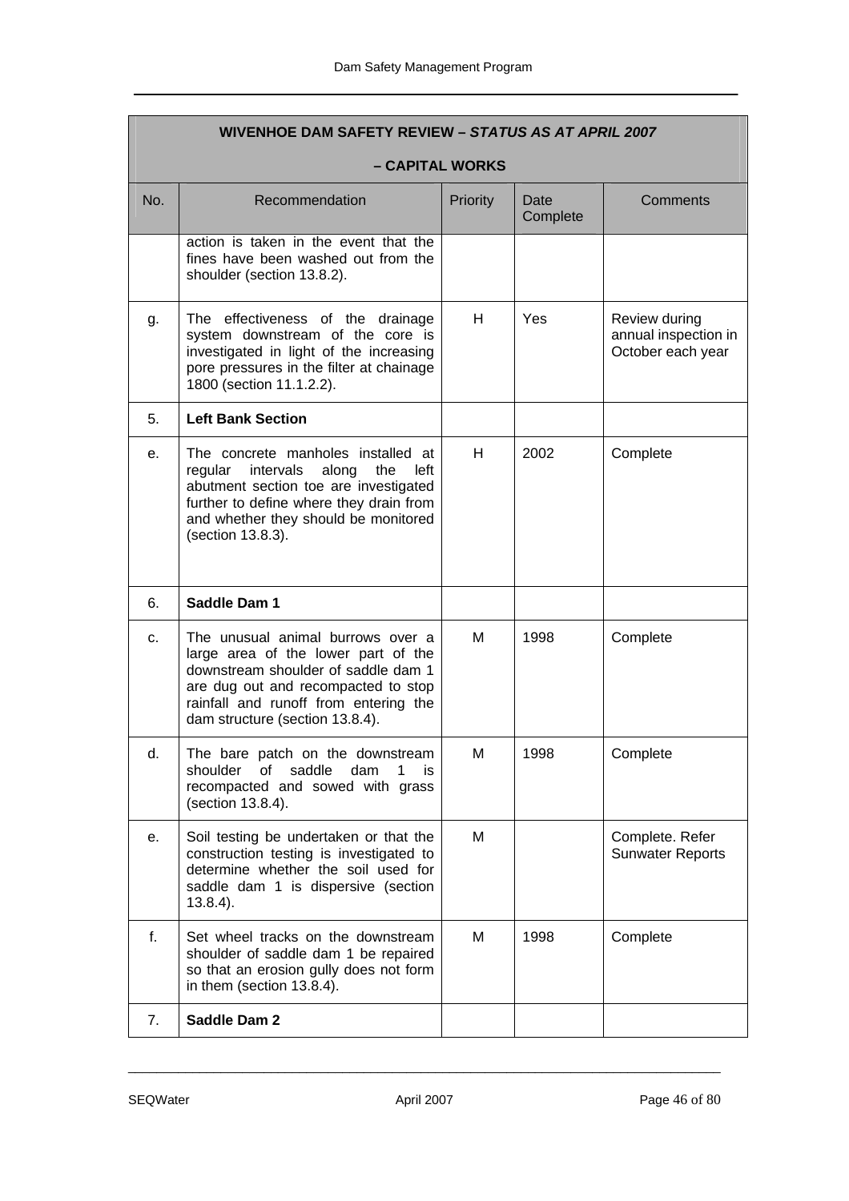| WIVENHOE DAM SAFETY REVIEW – *STATUS AS AT APRIL 2007* – CAPITAL WORKS | | | | |
|---|---|---|---|---|
| No. | Recommendation | Priority | Date Complete | Comments |
| | action is taken in the event that the fines have been washed out from the shoulder (section 13.8.2). | | | |
| g. | The effectiveness of the drainage system downstream of the core is investigated in light of the increasing pore pressures in the filter at chainage 1800 (section 11.1.2.2). | H | Yes | Review during annual inspection in October each year |
| 5. | **Left Bank Section** | | | |
| e. | The concrete manholes installed at regular intervals along the left abutment section toe are investigated further to define where they drain from and whether they should be monitored (section 13.8.3). | H | 2002 | Complete |
| 6. | **Saddle Dam 1** | | | |
| c. | The unusual animal burrows over a large area of the lower part of the downstream shoulder of saddle dam 1 are dug out and recompacted to stop rainfall and runoff from entering the dam structure (section 13.8.4). | M | 1998 | Complete |
| d. | The bare patch on the downstream shoulder of saddle dam 1 is recompacted and sowed with grass (section 13.8.4). | M | 1998 | Complete |
| e. | Soil testing be undertaken or that the construction testing is investigated to determine whether the soil used for saddle dam 1 is dispersive (section 13.8.4). | M | | Complete. Refer Sunwater Reports |
| f. | Set wheel tracks on the downstream shoulder of saddle dam 1 be repaired so that an erosion gully does not form in them (section 13.8.4). | M | 1998 | Complete |
| 7. | **Saddle Dam 2** | | | |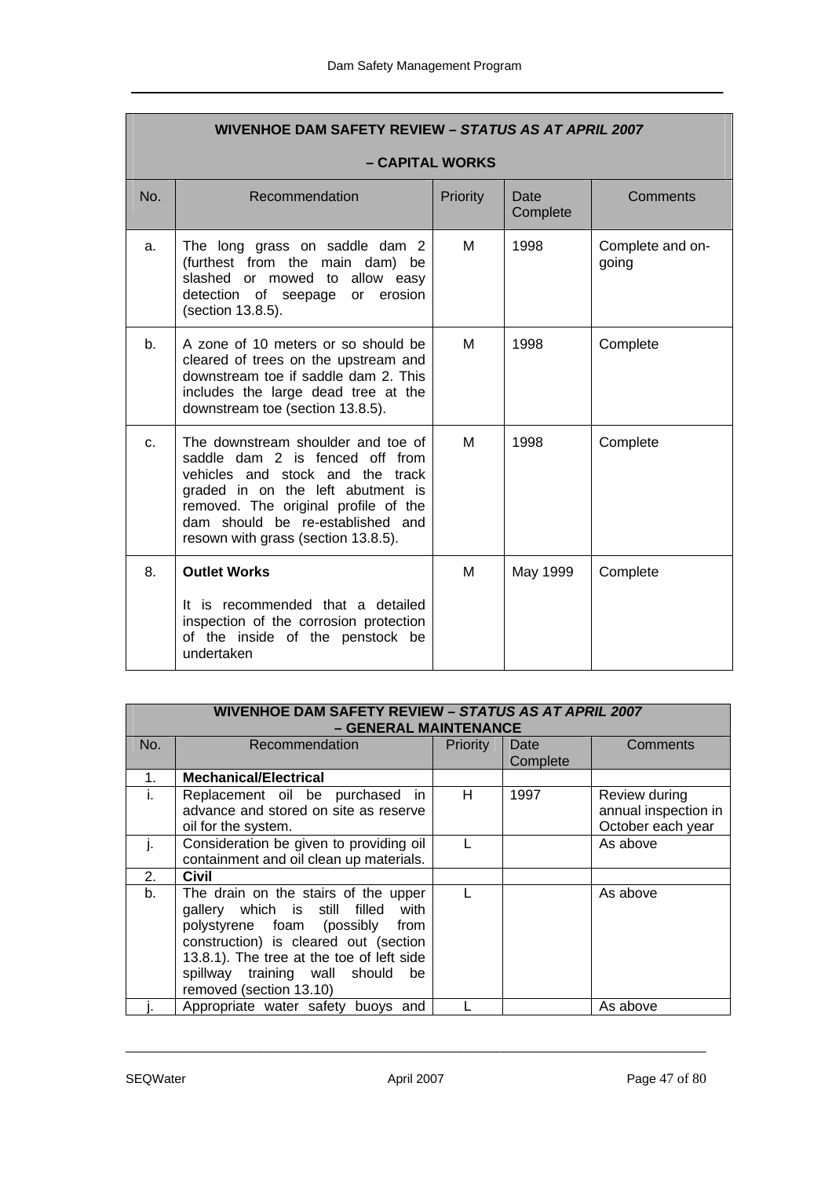| WIVENHOE DAM SAFETY REVIEW – *STATUS AS AT APRIL 2007* – CAPITAL WORKS | | | | |
|---|---|---|---|---|
| No. | Recommendation | Priority | Date Complete | Comments |
| a. | The long grass on saddle dam 2 (furthest from the main dam) be slashed or mowed to allow easy detection of seepage or erosion (section 13.8.5). | M | 1998 | Complete and on-going |
| b. | A zone of 10 meters or so should be cleared of trees on the upstream and downstream toe if saddle dam 2. This includes the large dead tree at the downstream toe (section 13.8.5). | M | 1998 | Complete |
| c. | The downstream shoulder and toe of saddle dam 2 is fenced off from vehicles and stock and the track graded in on the left abutment is removed. The original profile of the dam should be re-established and resown with grass (section 13.8.5). | M | 1998 | Complete |
| 8. | **Outlet Works**<br><br>It is recommended that a detailed inspection of the corrosion protection of the inside of the penstock be undertaken | M | May 1999 | Complete |

| WIVENHOE DAM SAFETY REVIEW – *STATUS AS AT APRIL 2007* – GENERAL MAINTENANCE | | | | |
|---|---|---|---|---|
| No. | Recommendation | Priority | Date Complete | Comments |
| 1. | **Mechanical/Electrical** | | | |
| i. | Replacement oil be purchased in advance and stored on site as reserve oil for the system. | H | 1997 | Review during annual inspection in October each year |
| j. | Consideration be given to providing oil containment and oil clean up materials. | L | | As above |
| 2. | **Civil** | | | |
| b. | The drain on the stairs of the upper gallery which is still filled with polystyrene foam (possibly from construction) is cleared out (section 13.8.1). The tree at the toe of left side spillway training wall should be removed (section 13.10) | L | | As above |
| j. | Appropriate water safety buoys and | L | | As above |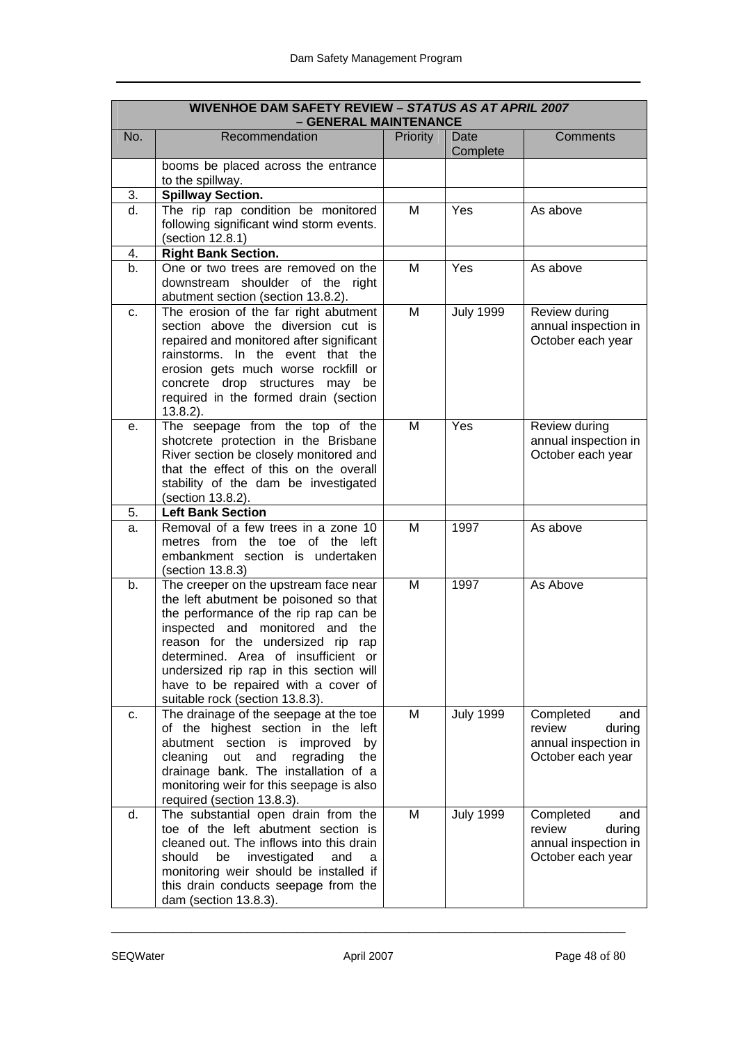| WIVENHOE DAM SAFETY REVIEW – *STATUS AS AT APRIL 2007* – GENERAL MAINTENANCE | | | | |
|---|---|---|---|---|
| No. | Recommendation | Priority | Date Complete | Comments |
| | booms be placed across the entrance to the spillway. | | | |
| 3. | **Spillway Section.** | | | |
| d. | The rip rap condition be monitored following significant wind storm events. (section 12.8.1) | M | Yes | As above |
| 4. | **Right Bank Section.** | | | |
| b. | One or two trees are removed on the downstream shoulder of the right abutment section (section 13.8.2). | M | Yes | As above |
| c. | The erosion of the far right abutment section above the diversion cut is repaired and monitored after significant rainstorms. In the event that the erosion gets much worse rockfill or concrete drop structures may be required in the formed drain (section 13.8.2). | M | July 1999 | Review during annual inspection in October each year |
| e. | The seepage from the top of the shotcrete protection in the Brisbane River section be closely monitored and that the effect of this on the overall stability of the dam be investigated (section 13.8.2). | M | Yes | Review during annual inspection in October each year |
| 5. | **Left Bank Section** | | | |
| a. | Removal of a few trees in a zone 10 metres from the toe of the left embankment section is undertaken (section 13.8.3) | M | 1997 | As above |
| b. | The creeper on the upstream face near the left abutment be poisoned so that the performance of the rip rap can be inspected and monitored and the reason for the undersized rip rap determined. Area of insufficient or undersized rip rap in this section will have to be repaired with a cover of suitable rock (section 13.8.3). | M | 1997 | As Above |
| c. | The drainage of the seepage at the toe of the highest section in the left abutment section is improved by cleaning out and regrading the drainage bank. The installation of a monitoring weir for this seepage is also required (section 13.8.3). | M | July 1999 | Completed and review during annual inspection in October each year |
| d. | The substantial open drain from the toe of the left abutment section is cleaned out. The inflows into this drain should be investigated and a monitoring weir should be installed if this drain conducts seepage from the dam (section 13.8.3). | M | July 1999 | Completed and review during annual inspection in October each year |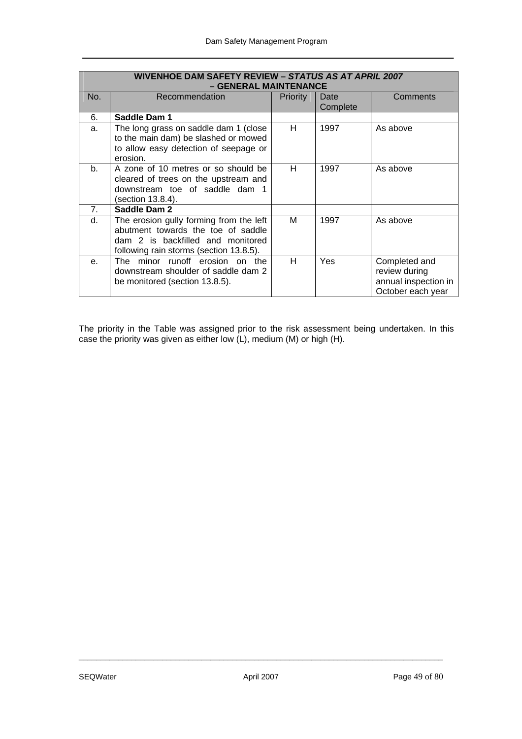| WIVENHOE DAM SAFETY REVIEW – *STATUS AS AT APRIL 2007* – GENERAL MAINTENANCE | | | | |
|---|---|---|---|---|
| No. | Recommendation | Priority | Date Complete | Comments |
| 6. | **Saddle Dam 1** | | | |
| a. | The long grass on saddle dam 1 (close to the main dam) be slashed or mowed to allow easy detection of seepage or erosion. | H | 1997 | As above |
| b. | A zone of 10 metres or so should be cleared of trees on the upstream and downstream toe of saddle dam 1 (section 13.8.4). | H | 1997 | As above |
| 7. | **Saddle Dam 2** | | | |
| d. | The erosion gully forming from the left abutment towards the toe of saddle dam 2 is backfilled and monitored following rain storms (section 13.8.5). | M | 1997 | As above |
| e. | The minor runoff erosion on the downstream shoulder of saddle dam 2 be monitored (section 13.8.5). | H | Yes | Completed and review during annual inspection in October each year |

The priority in the Table was assigned prior to the risk assessment being undertaken. In this case the priority was given as either low (L), medium (M) or high (H).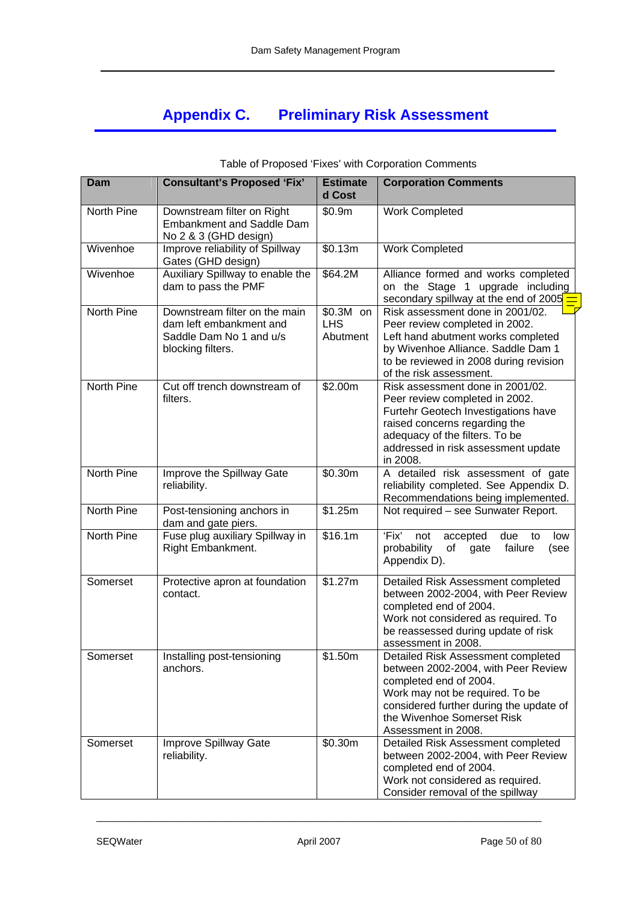# Appendix C. Preliminary Risk Assessment

Table of Proposed 'Fixes' with Corporation Comments

| Dam | Consultant's Proposed 'Fix' | Estimated Cost | Corporation Comments |
|---|---|---|---|
| North Pine | Downstream filter on Right Embankment and Saddle Dam No 2 & 3 (GHD design) | $0.9m | Work Completed |
| Wivenhoe | Improve reliability of Spillway Gates (GHD design) | $0.13m | Work Completed |
| Wivenhoe | Auxiliary Spillway to enable the dam to pass the PMF | $64.2M | Alliance formed and works completed on the Stage 1 upgrade including secondary spillway at the end of 2005 |
| North Pine | Downstream filter on the main dam left embankment and Saddle Dam No 1 and u/s blocking filters. | $0.3M on LHS Abutment | Risk assessment done in 2001/02. Peer review completed in 2002. Left hand abutment works completed by Wivenhoe Alliance. Saddle Dam 1 to be reviewed in 2008 during revision of the risk assessment. |
| North Pine | Cut off trench downstream of filters. | $2.00m | Risk assessment done in 2001/02. Peer review completed in 2002. Furtehr Geotech Investigations have raised concerns regarding the adequacy of the filters. To be addressed in risk assessment update in 2008. |
| North Pine | Improve the Spillway Gate reliability. | $0.30m | A detailed risk assessment of gate reliability completed. See Appendix D. Recommendations being implemented. |
| North Pine | Post-tensioning anchors in dam and gate piers. | $1.25m | Not required – see Sunwater Report. |
| North Pine | Fuse plug auxiliary Spillway in Right Embankment. | $16.1m | 'Fix' not accepted due to low probability of gate failure (see Appendix D). |
| Somerset | Protective apron at foundation contact. | $1.27m | Detailed Risk Assessment completed between 2002-2004, with Peer Review completed end of 2004. Work not considered as required. To be reassessed during update of risk assessment in 2008. |
| Somerset | Installing post-tensioning anchors. | $1.50m | Detailed Risk Assessment completed between 2002-2004, with Peer Review completed end of 2004. Work may not be required. To be considered further during the update of the Wivenhoe Somerset Risk Assessment in 2008. |
| Somerset | Improve Spillway Gate reliability. | $0.30m | Detailed Risk Assessment completed between 2002-2004, with Peer Review completed end of 2004. Work not considered as required. Consider removal of the spillway |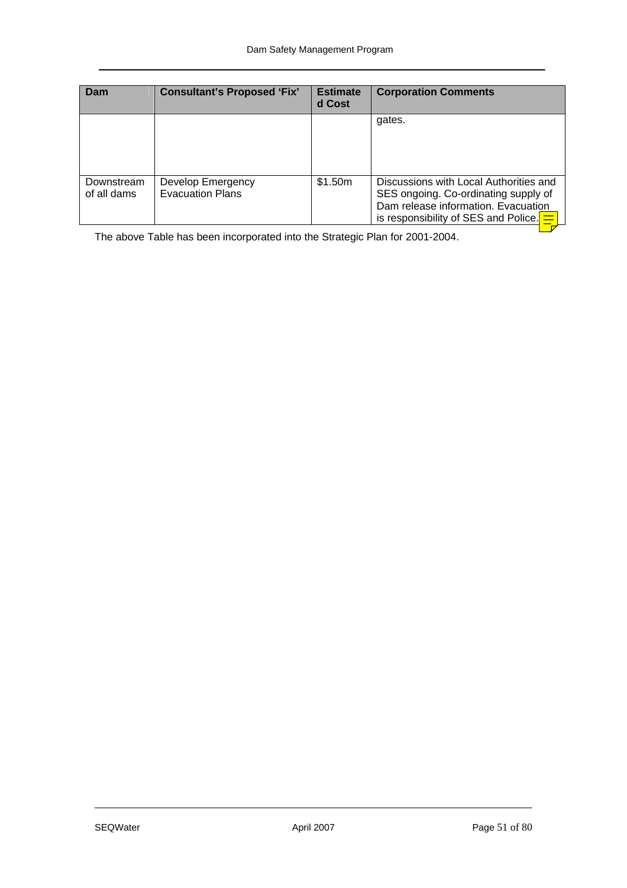| Dam | Consultant's Proposed 'Fix' | Estimated Cost | Corporation Comments |
|---|---|---|---|
| | | | gates. |
| Downstream of all dams | Develop Emergency Evacuation Plans | $1.50m | Discussions with Local Authorities and SES ongoing. Co-ordinating supply of Dam release information. Evacuation is responsibility of SES and Police. |

The above Table has been incorporated into the Strategic Plan for 2001-2004.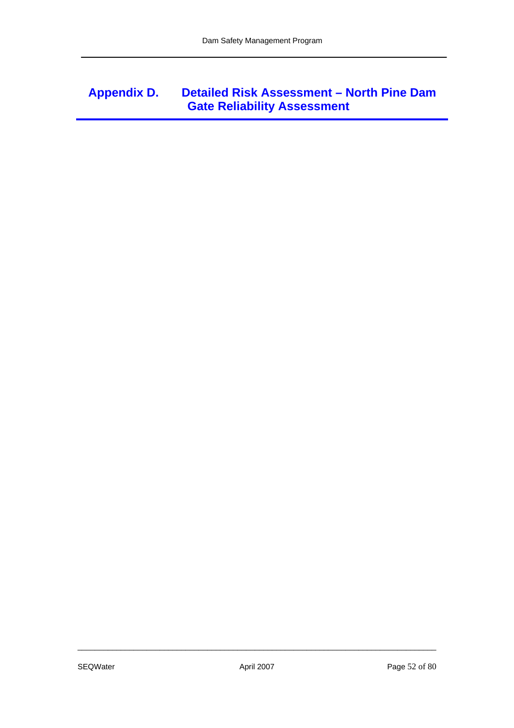# Appendix D. Detailed Risk Assessment – North Pine Dam Gate Reliability Assessment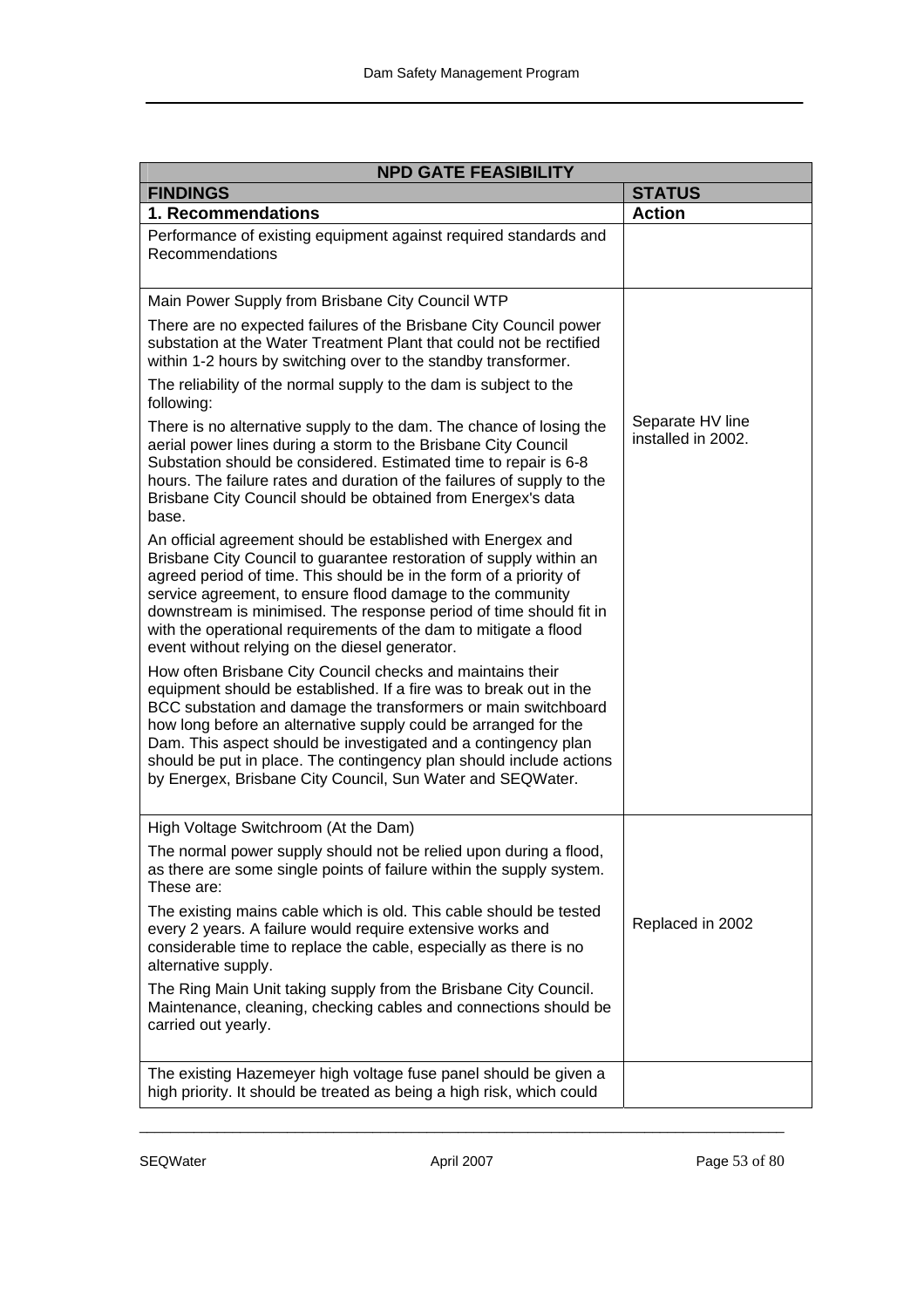| NPD GATE FEASIBILITY | |
|---|---|
| **FINDINGS** | **STATUS** |
| **1. Recommendations** | **Action** |
| Performance of existing equipment against required standards and Recommendations | |
| Main Power Supply from Brisbane City Council WTP<br><br>There are no expected failures of the Brisbane City Council power substation at the Water Treatment Plant that could not be rectified within 1-2 hours by switching over to the standby transformer.<br><br>The reliability of the normal supply to the dam is subject to the following:<br><br>There is no alternative supply to the dam. The chance of losing the aerial power lines during a storm to the Brisbane City Council Substation should be considered. Estimated time to repair is 6-8 hours. The failure rates and duration of the failures of supply to the Brisbane City Council should be obtained from Energex's data base.<br><br>An official agreement should be established with Energex and Brisbane City Council to guarantee restoration of supply within an agreed period of time. This should be in the form of a priority of service agreement, to ensure flood damage to the community downstream is minimised. The response period of time should fit in with the operational requirements of the dam to mitigate a flood event without relying on the diesel generator.<br><br>How often Brisbane City Council checks and maintains their equipment should be established. If a fire was to break out in the BCC substation and damage the transformers or main switchboard how long before an alternative supply could be arranged for the Dam. This aspect should be investigated and a contingency plan should be put in place. The contingency plan should include actions by Energex, Brisbane City Council, Sun Water and SEQWater. | Separate HV line installed in 2002. |
| High Voltage Switchroom (At the Dam)<br><br>The normal power supply should not be relied upon during a flood, as there are some single points of failure within the supply system. These are:<br><br>The existing mains cable which is old. This cable should be tested every 2 years. A failure would require extensive works and considerable time to replace the cable, especially as there is no alternative supply.<br><br>The Ring Main Unit taking supply from the Brisbane City Council. Maintenance, cleaning, checking cables and connections should be carried out yearly. | Replaced in 2002 |
| The existing Hazemeyer high voltage fuse panel should be given a high priority. It should be treated as being a high risk, which could | |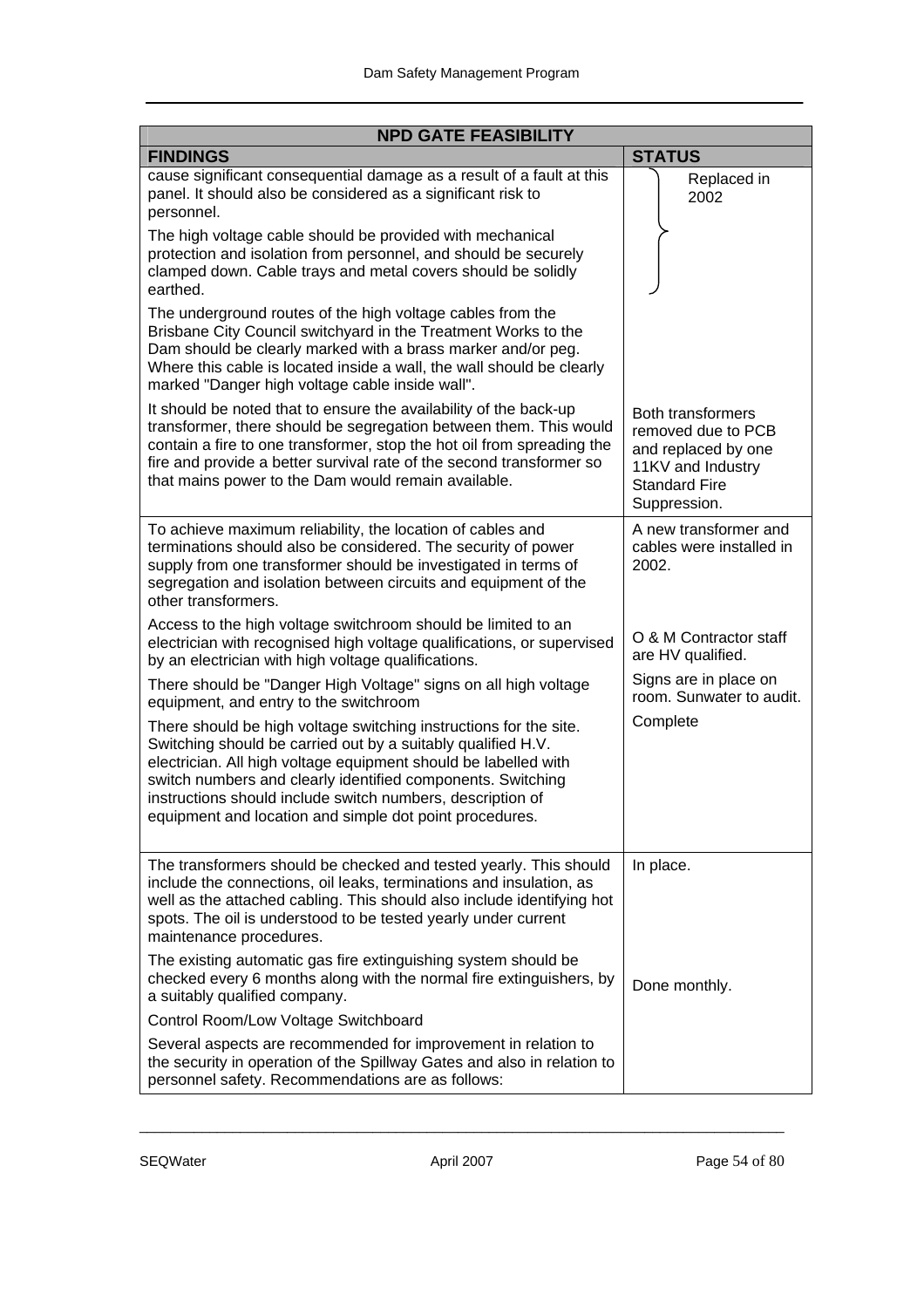| NPD GATE FEASIBILITY | |
|---|---|
| **FINDINGS** | **STATUS** |
| cause significant consequential damage as a result of a fault at this panel. It should also be considered as a significant risk to personnel.<br><br>The high voltage cable should be provided with mechanical protection and isolation from personnel, and should be securely clamped down. Cable trays and metal covers should be solidly earthed. | Replaced in 2002 |
| The underground routes of the high voltage cables from the Brisbane City Council switchyard in the Treatment Works to the Dam should be clearly marked with a brass marker and/or peg. Where this cable is located inside a wall, the wall should be clearly marked "Danger high voltage cable inside wall". | |
| It should be noted that to ensure the availability of the back-up transformer, there should be segregation between them. This would contain a fire to one transformer, stop the hot oil from spreading the fire and provide a better survival rate of the second transformer so that mains power to the Dam would remain available. | Both transformers removed due to PCB and replaced by one 11KV and Industry Standard Fire Suppression. |
| To achieve maximum reliability, the location of cables and terminations should also be considered. The security of power supply from one transformer should be investigated in terms of segregation and isolation between circuits and equipment of the other transformers. | A new transformer and cables were installed in 2002. |
| Access to the high voltage switchroom should be limited to an electrician with recognised high voltage qualifications, or supervised by an electrician with high voltage qualifications. | O & M Contractor staff are HV qualified. |
| There should be "Danger High Voltage" signs on all high voltage equipment, and entry to the switchroom | Signs are in place on room. Sunwater to audit. |
| There should be high voltage switching instructions for the site. Switching should be carried out by a suitably qualified H.V. electrician. All high voltage equipment should be labelled with switch numbers and clearly identified components. Switching instructions should include switch numbers, description of equipment and location and simple dot point procedures. | Complete |
| The transformers should be checked and tested yearly. This should include the connections, oil leaks, terminations and insulation, as well as the attached cabling. This should also include identifying hot spots. The oil is understood to be tested yearly under current maintenance procedures. | In place. |
| The existing automatic gas fire extinguishing system should be checked every 6 months along with the normal fire extinguishers, by a suitably qualified company. | Done monthly. |
| Control Room/Low Voltage Switchboard | |
| Several aspects are recommended for improvement in relation to the security in operation of the Spillway Gates and also in relation to personnel safety. Recommendations are as follows: | |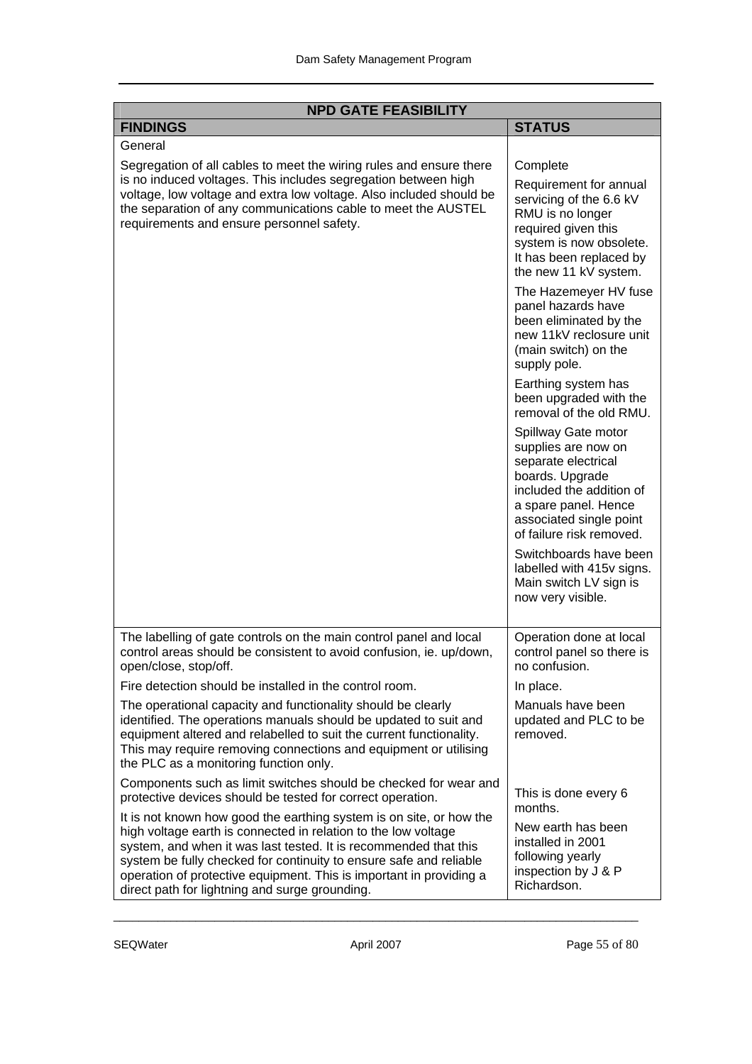| NPD GATE FEASIBILITY | |
|---|---|
| **FINDINGS** | **STATUS** |
| General | |
| Segregation of all cables to meet the wiring rules and ensure there is no induced voltages. This includes segregation between high voltage, low voltage and extra low voltage. Also included should be the separation of any communications cable to meet the AUSTEL requirements and ensure personnel safety. | Complete<br><br>Requirement for annual servicing of the 6.6 kV RMU is no longer required given this system is now obsolete. It has been replaced by the new 11 kV system.<br><br>The Hazemeyer HV fuse panel hazards have been eliminated by the new 11kV reclosure unit (main switch) on the supply pole.<br><br>Earthing system has been upgraded with the removal of the old RMU.<br><br>Spillway Gate motor supplies are now on separate electrical boards. Upgrade included the addition of a spare panel. Hence associated single point of failure risk removed.<br><br>Switchboards have been labelled with 415v signs. Main switch LV sign is now very visible. |
| The labelling of gate controls on the main control panel and local control areas should be consistent to avoid confusion, ie. up/down, open/close, stop/off. | Operation done at local control panel so there is no confusion. |
| Fire detection should be installed in the control room. | In place. |
| The operational capacity and functionality should be clearly identified. The operations manuals should be updated to suit and equipment altered and relabelled to suit the current functionality. This may require removing connections and equipment or utilising the PLC as a monitoring function only. | Manuals have been updated and PLC to be removed. |
| Components such as limit switches should be checked for wear and protective devices should be tested for correct operation. | This is done every 6 months. |
| It is not known how good the earthing system is on site, or how the high voltage earth is connected in relation to the low voltage system, and when it was last tested. It is recommended that this system be fully checked for continuity to ensure safe and reliable operation of protective equipment. This is important in providing a direct path for lightning and surge grounding. | New earth has been installed in 2001 following yearly inspection by J & P Richardson. |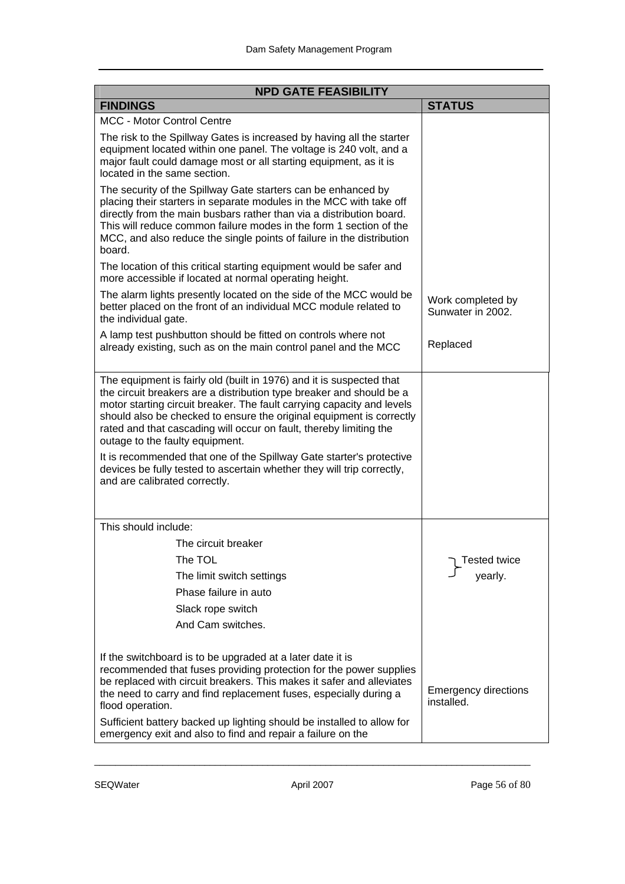| NPD GATE FEASIBILITY | |
|---|---|
| **FINDINGS** | **STATUS** |
| MCC - Motor Control Centre<br><br>The risk to the Spillway Gates is increased by having all the starter equipment located within one panel. The voltage is 240 volt, and a major fault could damage most or all starting equipment, as it is located in the same section.<br><br>The security of the Spillway Gate starters can be enhanced by placing their starters in separate modules in the MCC with take off directly from the main busbars rather than via a distribution board. This will reduce common failure modes in the form 1 section of the MCC, and also reduce the single points of failure in the distribution board.<br><br>The location of this critical starting equipment would be safer and more accessible if located at normal operating height.<br><br>The alarm lights presently located on the side of the MCC would be better placed on the front of an individual MCC module related to the individual gate.<br><br>A lamp test pushbutton should be fitted on controls where not already existing, such as on the main control panel and the MCC | Work completed by Sunwater in 2002.<br><br>Replaced |
| The equipment is fairly old (built in 1976) and it is suspected that the circuit breakers are a distribution type breaker and should be a motor starting circuit breaker. The fault carrying capacity and levels should also be checked to ensure the original equipment is correctly rated and that cascading will occur on fault, thereby limiting the outage to the faulty equipment.<br><br>It is recommended that one of the Spillway Gate starter's protective devices be fully tested to ascertain whether they will trip correctly, and are calibrated correctly. | |
| This should include:<br>The circuit breaker<br>The TOL<br>The limit switch settings<br>Phase failure in auto<br>Slack rope switch<br>And Cam switches. | } Tested twice yearly. |
| If the switchboard is to be upgraded at a later date it is recommended that fuses providing protection for the power supplies be replaced with circuit breakers. This makes it safer and alleviates the need to carry and find replacement fuses, especially during a flood operation.<br><br>Sufficient battery backed up lighting should be installed to allow for emergency exit and also to find and repair a failure on the | Emergency directions installed. |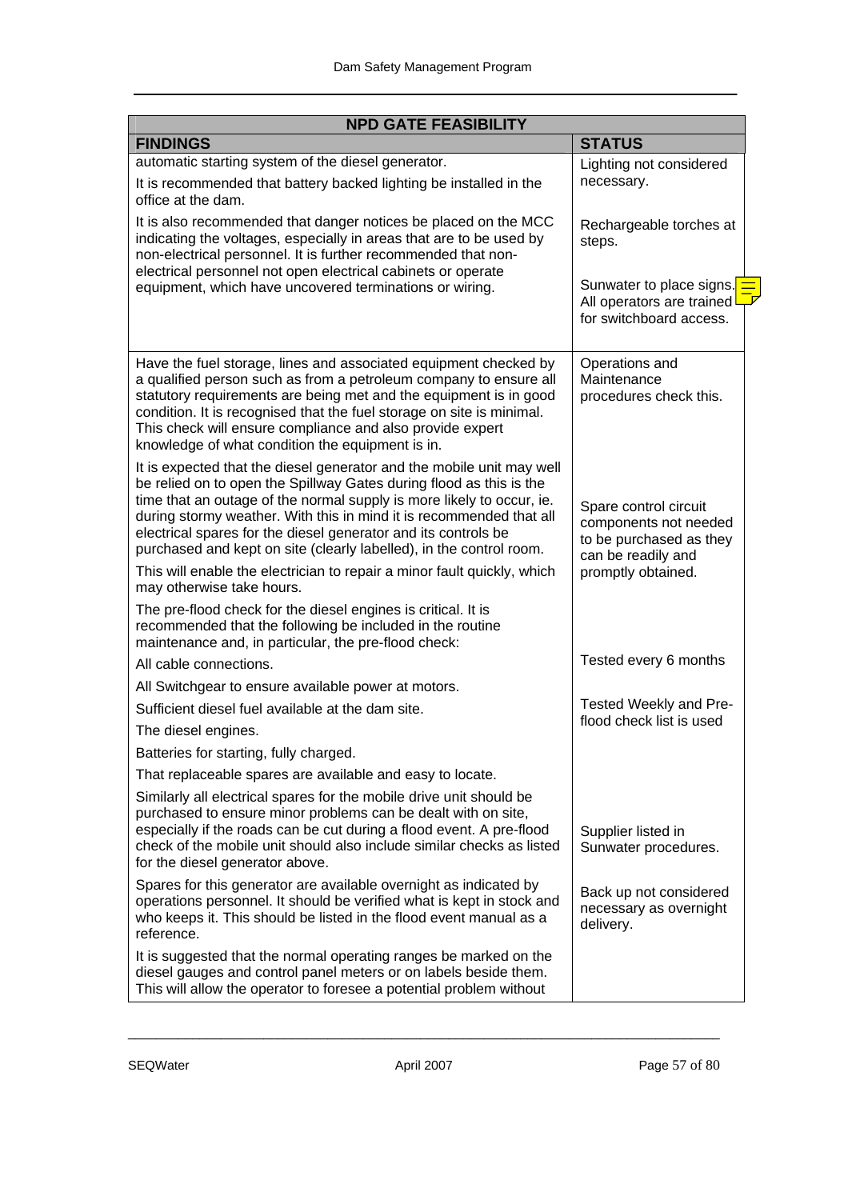| NPD GATE FEASIBILITY | |
|---|---|
| **FINDINGS** | **STATUS** |
| automatic starting system of the diesel generator.<br><br>It is recommended that battery backed lighting be installed in the office at the dam.<br><br>It is also recommended that danger notices be placed on the MCC indicating the voltages, especially in areas that are to be used by non-electrical personnel. It is further recommended that non-electrical personnel not open electrical cabinets or operate equipment, which have uncovered terminations or wiring. | Lighting not considered necessary.<br><br>Rechargeable torches at steps.<br><br>Sunwater to place signs. All operators are trained for switchboard access. |
| Have the fuel storage, lines and associated equipment checked by a qualified person such as from a petroleum company to ensure all statutory requirements are being met and the equipment is in good condition. It is recognised that the fuel storage on site is minimal. This check will ensure compliance and also provide expert knowledge of what condition the equipment is in.<br><br>It is expected that the diesel generator and the mobile unit may well be relied on to open the Spillway Gates during flood as this is the time that an outage of the normal supply is more likely to occur, ie. during stormy weather. With this in mind it is recommended that all electrical spares for the diesel generator and its controls be purchased and kept on site (clearly labelled), in the control room.<br><br>This will enable the electrician to repair a minor fault quickly, which may otherwise take hours.<br><br>The pre-flood check for the diesel engines is critical. It is recommended that the following be included in the routine maintenance and, in particular, the pre-flood check:<br><br>All cable connections.<br><br>All Switchgear to ensure available power at motors.<br><br>Sufficient diesel fuel available at the dam site.<br><br>The diesel engines.<br><br>Batteries for starting, fully charged.<br><br>That replaceable spares are available and easy to locate.<br><br>Similarly all electrical spares for the mobile drive unit should be purchased to ensure minor problems can be dealt with on site, especially if the roads can be cut during a flood event. A pre-flood check of the mobile unit should also include similar checks as listed for the diesel generator above.<br><br>Spares for this generator are available overnight as indicated by operations personnel. It should be verified what is kept in stock and who keeps it. This should be listed in the flood event manual as a reference.<br><br>It is suggested that the normal operating ranges be marked on the diesel gauges and control panel meters or on labels beside them. This will allow the operator to foresee a potential problem without | Operations and Maintenance procedures check this.<br><br>Spare control circuit components not needed to be purchased as they can be readily and promptly obtained.<br><br>Tested every 6 months<br><br>Tested Weekly and Pre-flood check list is used<br><br>Supplier listed in Sunwater procedures.<br><br>Back up not considered necessary as overnight delivery. |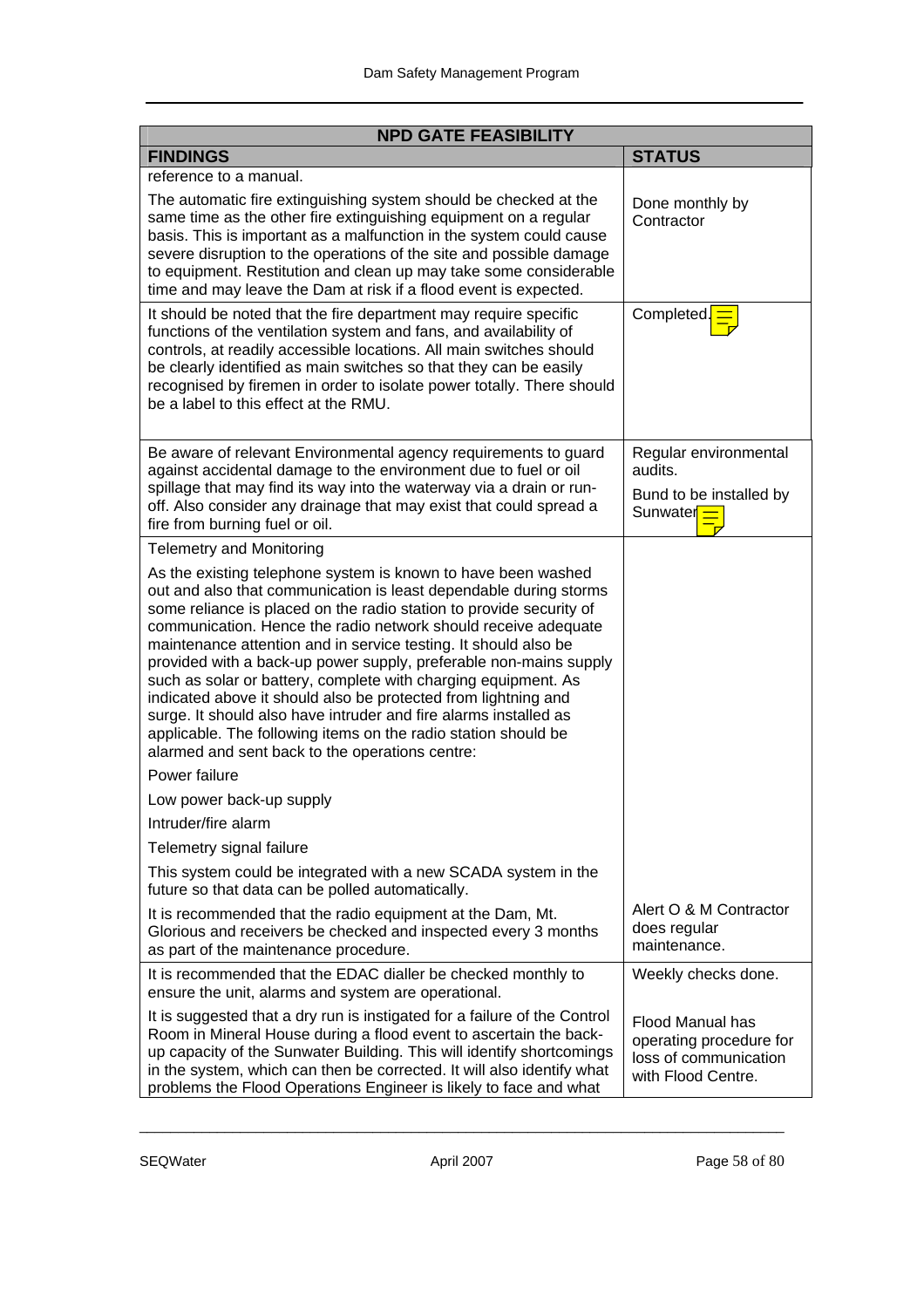| NPD GATE FEASIBILITY | |
|---|---|
| **FINDINGS** | **STATUS** |
| reference to a manual.<br><br>The automatic fire extinguishing system should be checked at the same time as the other fire extinguishing equipment on a regular basis. This is important as a malfunction in the system could cause severe disruption to the operations of the site and possible damage to equipment. Restitution and clean up may take some considerable time and may leave the Dam at risk if a flood event is expected. | Done monthly by Contractor |
| It should be noted that the fire department may require specific functions of the ventilation system and fans, and availability of controls, at readily accessible locations. All main switches should be clearly identified as main switches so that they can be easily recognised by firemen in order to isolate power totally. There should be a label to this effect at the RMU. | Completed. |
| Be aware of relevant Environmental agency requirements to guard against accidental damage to the environment due to fuel or oil spillage that may find its way into the waterway via a drain or run-off. Also consider any drainage that may exist that could spread a fire from burning fuel or oil. | Regular environmental audits.<br><br>Bund to be installed by Sunwater |
| Telemetry and Monitoring<br><br>As the existing telephone system is known to have been washed out and also that communication is least dependable during storms some reliance is placed on the radio station to provide security of communication. Hence the radio network should receive adequate maintenance attention and in service testing. It should also be provided with a back-up power supply, preferable non-mains supply such as solar or battery, complete with charging equipment. As indicated above it should also be protected from lightning and surge. It should also have intruder and fire alarms installed as applicable. The following items on the radio station should be alarmed and sent back to the operations centre:<br><br>Power failure<br><br>Low power back-up supply<br><br>Intruder/fire alarm<br><br>Telemetry signal failure<br><br>This system could be integrated with a new SCADA system in the future so that data can be polled automatically.<br><br>It is recommended that the radio equipment at the Dam, Mt. Glorious and receivers be checked and inspected every 3 months as part of the maintenance procedure. | Alert O & M Contractor does regular maintenance. |
| It is recommended that the EDAC dialler be checked monthly to ensure the unit, alarms and system are operational.<br><br>It is suggested that a dry run is instigated for a failure of the Control Room in Mineral House during a flood event to ascertain the back-up capacity of the Sunwater Building. This will identify shortcomings in the system, which can then be corrected. It will also identify what problems the Flood Operations Engineer is likely to face and what | Weekly checks done.<br><br>Flood Manual has operating procedure for loss of communication with Flood Centre. |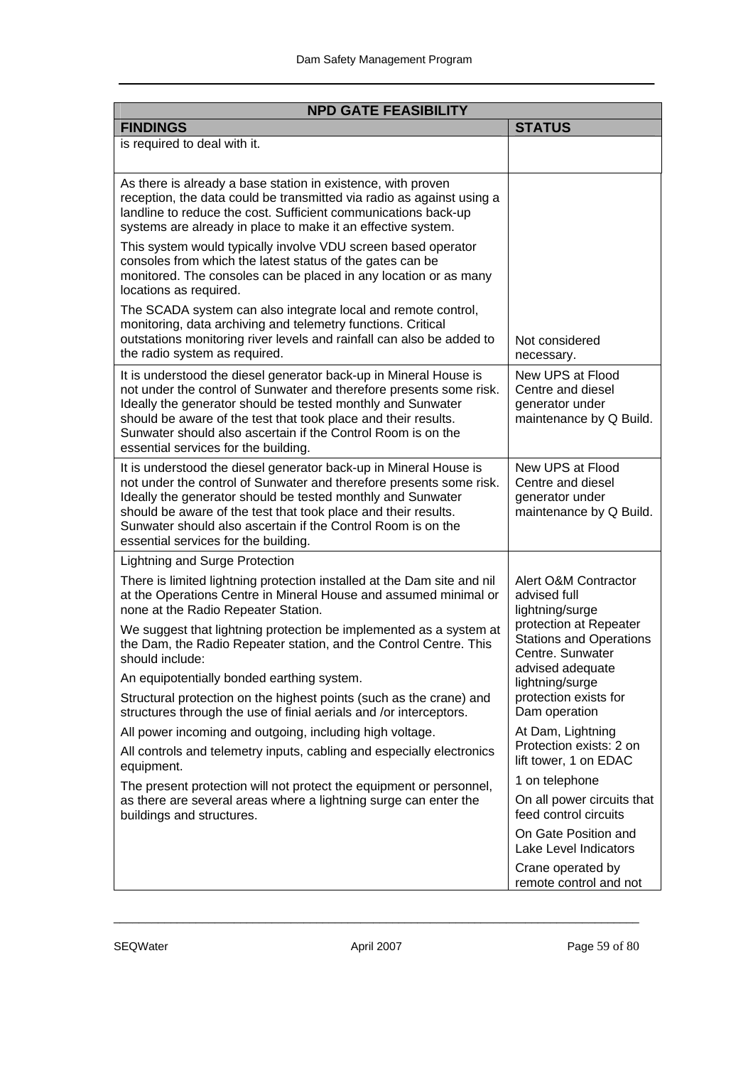| NPD GATE FEASIBILITY | |
|---|---|
| **FINDINGS** | **STATUS** |
| is required to deal with it. | |
| As there is already a base station in existence, with proven reception, the data could be transmitted via radio as against using a landline to reduce the cost. Sufficient communications back-up systems are already in place to make it an effective system.<br><br>This system would typically involve VDU screen based operator consoles from which the latest status of the gates can be monitored. The consoles can be placed in any location or as many locations as required.<br><br>The SCADA system can also integrate local and remote control, monitoring, data archiving and telemetry functions. Critical outstations monitoring river levels and rainfall can also be added to the radio system as required. | Not considered necessary. |
| It is understood the diesel generator back-up in Mineral House is not under the control of Sunwater and therefore presents some risk. Ideally the generator should be tested monthly and Sunwater should be aware of the test that took place and their results. Sunwater should also ascertain if the Control Room is on the essential services for the building. | New UPS at Flood Centre and diesel generator under maintenance by Q Build. |
| It is understood the diesel generator back-up in Mineral House is not under the control of Sunwater and therefore presents some risk. Ideally the generator should be tested monthly and Sunwater should be aware of the test that took place and their results. Sunwater should also ascertain if the Control Room is on the essential services for the building. | New UPS at Flood Centre and diesel generator under maintenance by Q Build. |
| Lightning and Surge Protection<br><br>There is limited lightning protection installed at the Dam site and nil at the Operations Centre in Mineral House and assumed minimal or none at the Radio Repeater Station.<br><br>We suggest that lightning protection be implemented as a system at the Dam, the Radio Repeater station, and the Control Centre. This should include:<br><br>An equipotentially bonded earthing system.<br><br>Structural protection on the highest points (such as the crane) and structures through the use of finial aerials and /or interceptors.<br><br>All power incoming and outgoing, including high voltage.<br><br>All controls and telemetry inputs, cabling and especially electronics equipment.<br><br>The present protection will not protect the equipment or personnel, as there are several areas where a lightning surge can enter the buildings and structures. | Alert O&M Contractor advised full lightning/surge protection at Repeater Stations and Operations Centre. Sunwater advised adequate lightning/surge protection exists for Dam operation<br><br>At Dam, Lightning Protection exists: 2 on lift tower, 1 on EDAC<br><br>1 on telephone<br><br>On all power circuits that feed control circuits<br><br>On Gate Position and Lake Level Indicators<br><br>Crane operated by remote control and not |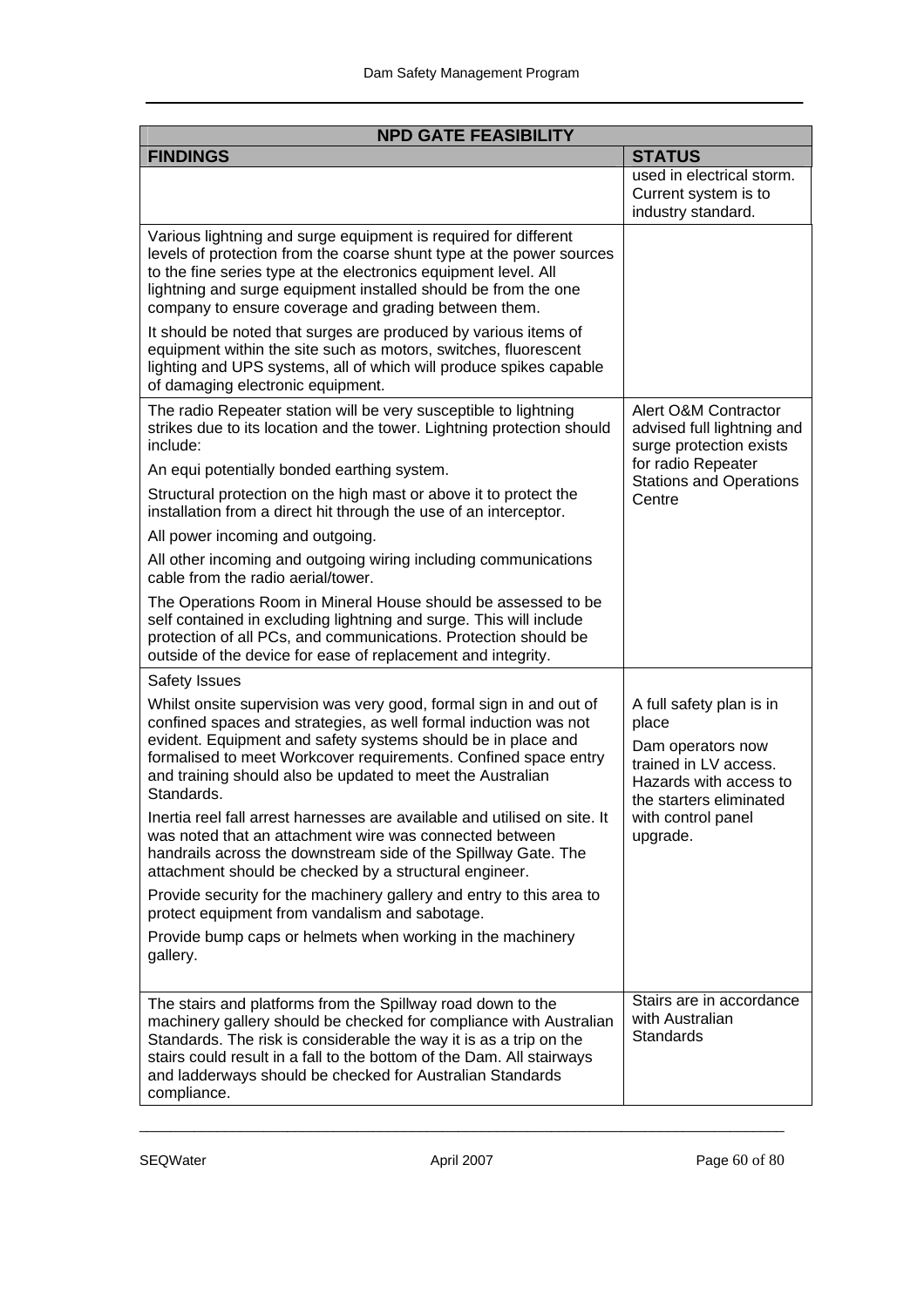| NPD GATE FEASIBILITY | |
|---|---|
| **FINDINGS** | **STATUS** |
| | used in electrical storm. Current system is to industry standard. |
| Various lightning and surge equipment is required for different levels of protection from the coarse shunt type at the power sources to the fine series type at the electronics equipment level. All lightning and surge equipment installed should be from the one company to ensure coverage and grading between them.<br><br>It should be noted that surges are produced by various items of equipment within the site such as motors, switches, fluorescent lighting and UPS systems, all of which will produce spikes capable of damaging electronic equipment. | |
| The radio Repeater station will be very susceptible to lightning strikes due to its location and the tower. Lightning protection should include:<br><br>An equi potentially bonded earthing system.<br><br>Structural protection on the high mast or above it to protect the installation from a direct hit through the use of an interceptor.<br><br>All power incoming and outgoing.<br><br>All other incoming and outgoing wiring including communications cable from the radio aerial/tower.<br><br>The Operations Room in Mineral House should be assessed to be self contained in excluding lightning and surge. This will include protection of all PCs, and communications. Protection should be outside of the device for ease of replacement and integrity. | Alert O&M Contractor advised full lightning and surge protection exists for radio Repeater Stations and Operations Centre |
| Safety Issues<br><br>Whilst onsite supervision was very good, formal sign in and out of confined spaces and strategies, as well formal induction was not evident. Equipment and safety systems should be in place and formalised to meet Workcover requirements. Confined space entry and training should also be updated to meet the Australian Standards.<br><br>Inertia reel fall arrest harnesses are available and utilised on site. It was noted that an attachment wire was connected between handrails across the downstream side of the Spillway Gate. The attachment should be checked by a structural engineer.<br><br>Provide security for the machinery gallery and entry to this area to protect equipment from vandalism and sabotage.<br><br>Provide bump caps or helmets when working in the machinery gallery. | A full safety plan is in place<br><br>Dam operators now trained in LV access. Hazards with access to the starters eliminated with control panel upgrade. |
| The stairs and platforms from the Spillway road down to the machinery gallery should be checked for compliance with Australian Standards. The risk is considerable the way it is as a trip on the stairs could result in a fall to the bottom of the Dam. All stairways and ladderways should be checked for Australian Standards compliance. | Stairs are in accordance with Australian Standards |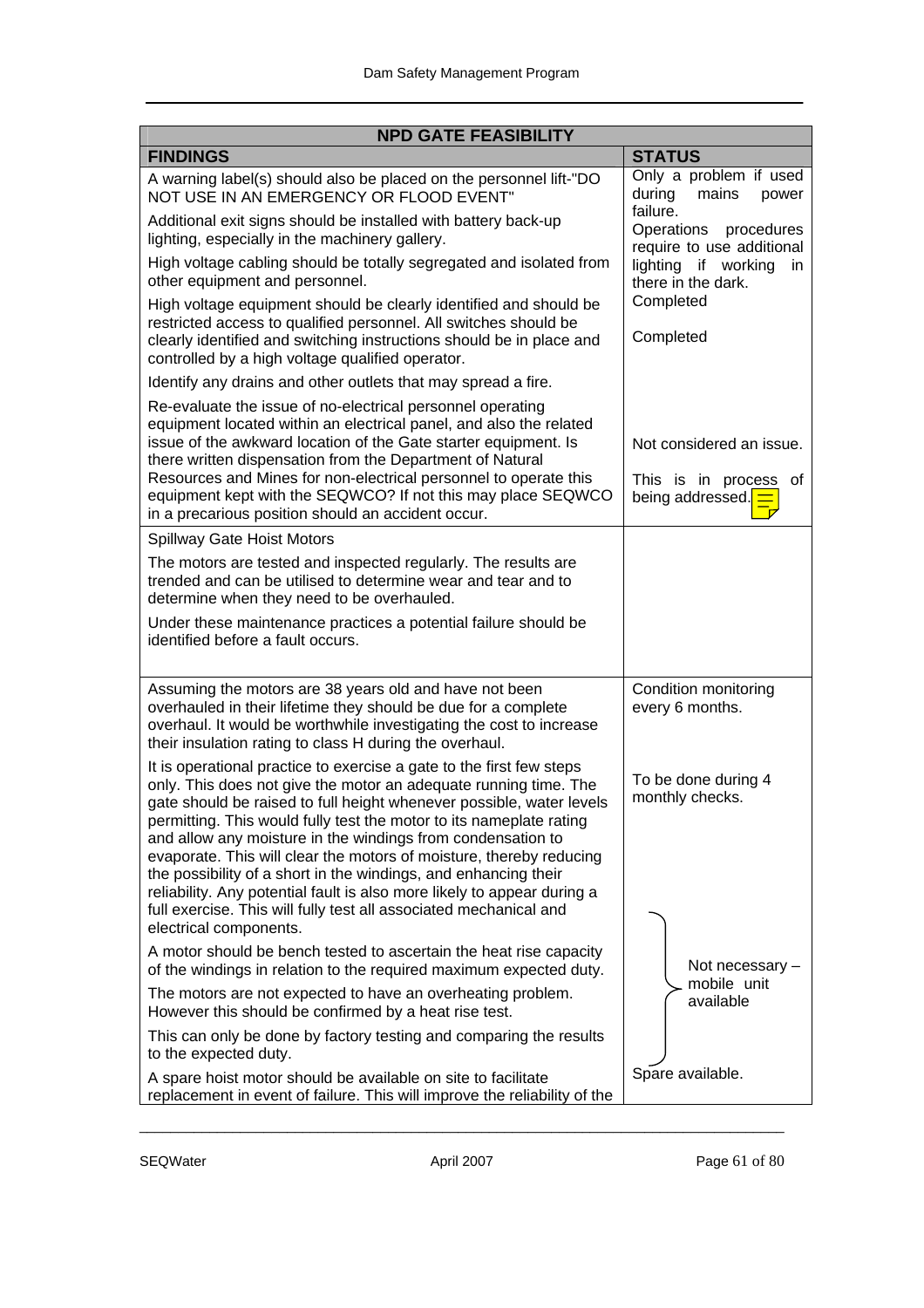| NPD GATE FEASIBILITY | |
|---|---|
| **FINDINGS** | **STATUS** |
| A warning label(s) should also be placed on the personnel lift-"DO NOT USE IN AN EMERGENCY OR FLOOD EVENT" | Only a problem if used during mains power failure. |
| Additional exit signs should be installed with battery back-up lighting, especially in the machinery gallery. | Operations procedures require to use additional lighting if working in there in the dark. |
| High voltage cabling should be totally segregated and isolated from other equipment and personnel. | Completed |
| High voltage equipment should be clearly identified and should be restricted access to qualified personnel. All switches should be clearly identified and switching instructions should be in place and controlled by a high voltage qualified operator. | Completed |
| Identify any drains and other outlets that may spread a fire. | |
| Re-evaluate the issue of no-electrical personnel operating equipment located within an electrical panel, and also the related issue of the awkward location of the Gate starter equipment. Is there written dispensation from the Department of Natural Resources and Mines for non-electrical personnel to operate this equipment kept with the SEQWCO? If not this may place SEQWCO in a precarious position should an accident occur. | Not considered an issue. This is in process of being addressed. |
| Spillway Gate Hoist Motors<br><br>The motors are tested and inspected regularly. The results are trended and can be utilised to determine wear and tear and to determine when they need to be overhauled.<br><br>Under these maintenance practices a potential failure should be identified before a fault occurs. | |
| Assuming the motors are 38 years old and have not been overhauled in their lifetime they should be due for a complete overhaul. It would be worthwhile investigating the cost to increase their insulation rating to class H during the overhaul. | Condition monitoring every 6 months. |
| It is operational practice to exercise a gate to the first few steps only. This does not give the motor an adequate running time. The gate should be raised to full height whenever possible, water levels permitting. This would fully test the motor to its nameplate rating and allow any moisture in the windings from condensation to evaporate. This will clear the motors of moisture, thereby reducing the possibility of a short in the windings, and enhancing their reliability. Any potential fault is also more likely to appear during a full exercise. This will fully test all associated mechanical and electrical components. | To be done during 4 monthly checks. |
| A motor should be bench tested to ascertain the heat rise capacity of the windings in relation to the required maximum expected duty.<br><br>The motors are not expected to have an overheating problem. However this should be confirmed by a heat rise test.<br><br>This can only be done by factory testing and comparing the results to the expected duty. | Not necessary – mobile unit available |
| A spare hoist motor should be available on site to facilitate replacement in event of failure. This will improve the reliability of the | Spare available. |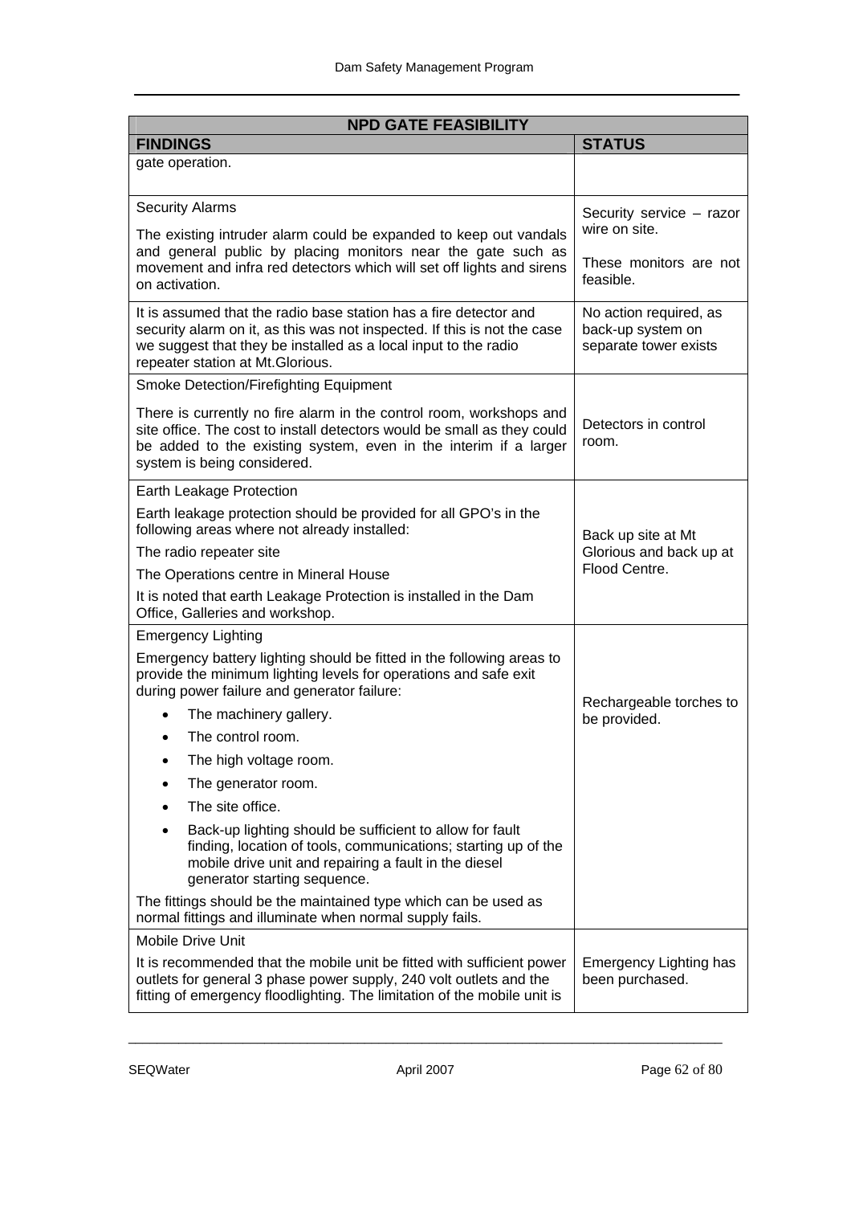| NPD GATE FEASIBILITY | |
|---|---|
| **FINDINGS** | **STATUS** |
| gate operation. | |
| Security Alarms<br><br>The existing intruder alarm could be expanded to keep out vandals and general public by placing monitors near the gate such as movement and infra red detectors which will set off lights and sirens on activation. | Security service – razor wire on site.<br><br>These monitors are not feasible. |
| It is assumed that the radio base station has a fire detector and security alarm on it, as this was not inspected. If this is not the case we suggest that they be installed as a local input to the radio repeater station at Mt.Glorious. | No action required, as back-up system on separate tower exists |
| Smoke Detection/Firefighting Equipment<br><br>There is currently no fire alarm in the control room, workshops and site office. The cost to install detectors would be small as they could be added to the existing system, even in the interim if a larger system is being considered. | Detectors in control room. |
| Earth Leakage Protection<br><br>Earth leakage protection should be provided for all GPO's in the following areas where not already installed:<br><br>The radio repeater site<br><br>The Operations centre in Mineral House<br><br>It is noted that earth Leakage Protection is installed in the Dam Office, Galleries and workshop. | Back up site at Mt Glorious and back up at Flood Centre. |
| Emergency Lighting<br><br>Emergency battery lighting should be fitted in the following areas to provide the minimum lighting levels for operations and safe exit during power failure and generator failure:<br><br>• The machinery gallery.<br>• The control room.<br>• The high voltage room.<br>• The generator room.<br>• The site office.<br>• Back-up lighting should be sufficient to allow for fault finding, location of tools, communications; starting up of the mobile drive unit and repairing a fault in the diesel generator starting sequence.<br><br>The fittings should be the maintained type which can be used as normal fittings and illuminate when normal supply fails. | Rechargeable torches to be provided. |
| Mobile Drive Unit<br><br>It is recommended that the mobile unit be fitted with sufficient power outlets for general 3 phase power supply, 240 volt outlets and the fitting of emergency floodlighting. The limitation of the mobile unit is | Emergency Lighting has been purchased. |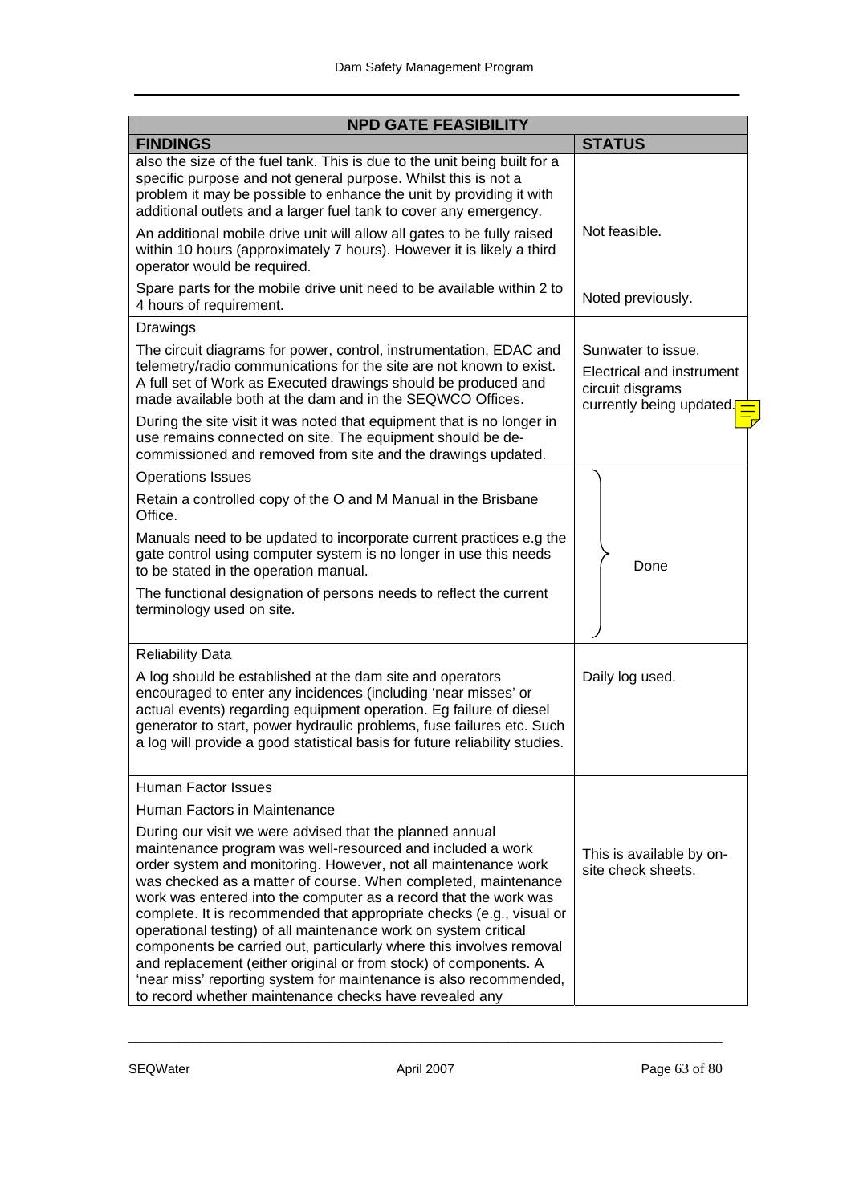| NPD GATE FEASIBILITY | |
|---|---|
| **FINDINGS** | **STATUS** |
| also the size of the fuel tank. This is due to the unit being built for a specific purpose and not general purpose. Whilst this is not a problem it may be possible to enhance the unit by providing it with additional outlets and a larger fuel tank to cover any emergency. | |
| An additional mobile drive unit will allow all gates to be fully raised within 10 hours (approximately 7 hours). However it is likely a third operator would be required. | Not feasible. |
| Spare parts for the mobile drive unit need to be available within 2 to 4 hours of requirement. | Noted previously. |
| Drawings<br><br>The circuit diagrams for power, control, instrumentation, EDAC and telemetry/radio communications for the site are not known to exist. A full set of Work as Executed drawings should be produced and made available both at the dam and in the SEQWCO Offices.<br><br>During the site visit it was noted that equipment that is no longer in use remains connected on site. The equipment should be de-commissioned and removed from site and the drawings updated. | Sunwater to issue.<br><br>Electrical and instrument circuit disgrams currently being updated. |
| Operations Issues<br><br>Retain a controlled copy of the O and M Manual in the Brisbane Office.<br><br>Manuals need to be updated to incorporate current practices e.g the gate control using computer system is no longer in use this needs to be stated in the operation manual.<br><br>The functional designation of persons needs to reflect the current terminology used on site. | Done |
| Reliability Data<br><br>A log should be established at the dam site and operators encouraged to enter any incidences (including 'near misses' or actual events) regarding equipment operation. Eg failure of diesel generator to start, power hydraulic problems, fuse failures etc. Such a log will provide a good statistical basis for future reliability studies. | Daily log used. |
| Human Factor Issues<br><br>Human Factors in Maintenance<br><br>During our visit we were advised that the planned annual maintenance program was well-resourced and included a work order system and monitoring. However, not all maintenance work was checked as a matter of course. When completed, maintenance work was entered into the computer as a record that the work was complete. It is recommended that appropriate checks (e.g., visual or operational testing) of all maintenance work on system critical components be carried out, particularly where this involves removal and replacement (either original or from stock) of components. A 'near miss' reporting system for maintenance is also recommended, to record whether maintenance checks have revealed any | This is available by on-site check sheets. |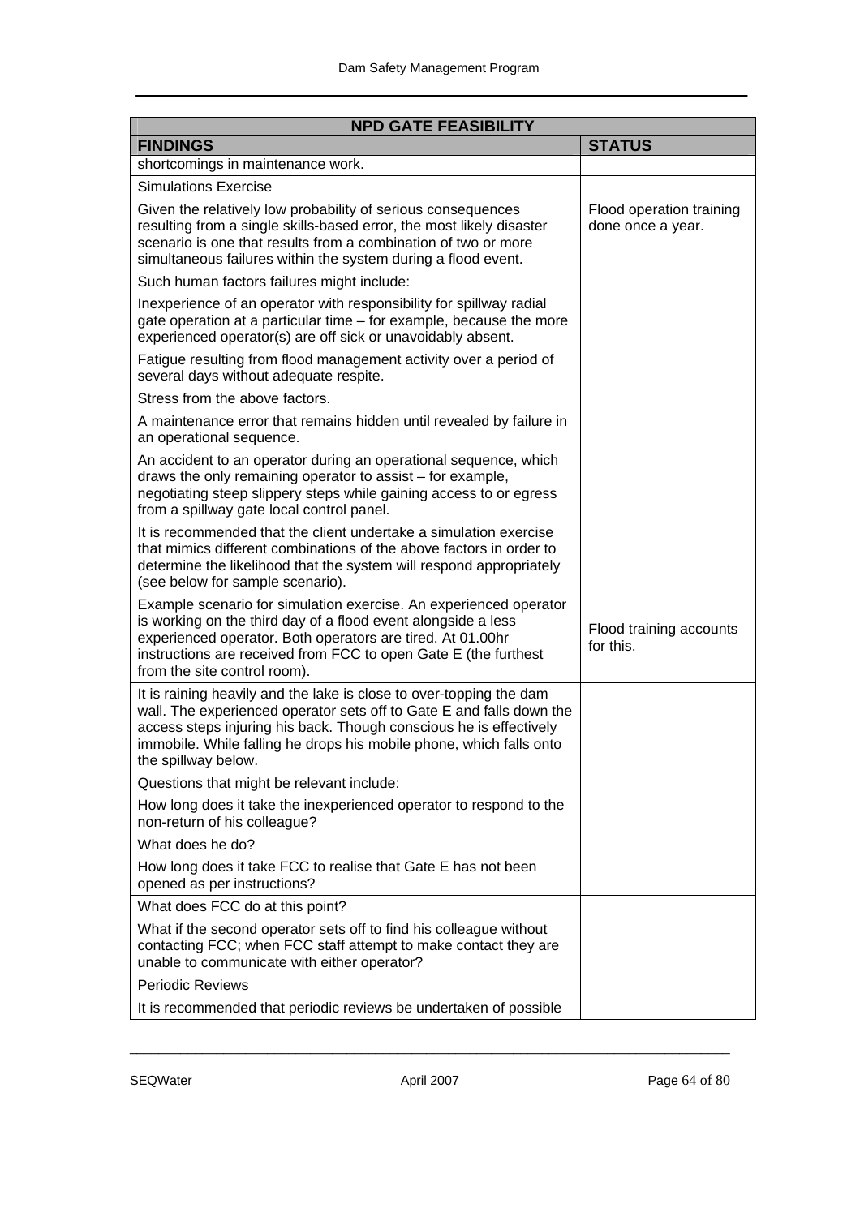| NPD GATE FEASIBILITY | |
|---|---|
| **FINDINGS** | **STATUS** |
| shortcomings in maintenance work. | |
| Simulations Exercise<br><br>Given the relatively low probability of serious consequences resulting from a single skills-based error, the most likely disaster scenario is one that results from a combination of two or more simultaneous failures within the system during a flood event.<br><br>Such human factors failures might include:<br><br>Inexperience of an operator with responsibility for spillway radial gate operation at a particular time – for example, because the more experienced operator(s) are off sick or unavoidably absent.<br><br>Fatigue resulting from flood management activity over a period of several days without adequate respite.<br><br>Stress from the above factors.<br><br>A maintenance error that remains hidden until revealed by failure in an operational sequence.<br><br>An accident to an operator during an operational sequence, which draws the only remaining operator to assist – for example, negotiating steep slippery steps while gaining access to or egress from a spillway gate local control panel.<br><br>It is recommended that the client undertake a simulation exercise that mimics different combinations of the above factors in order to determine the likelihood that the system will respond appropriately (see below for sample scenario).<br><br>Example scenario for simulation exercise. An experienced operator is working on the third day of a flood event alongside a less experienced operator. Both operators are tired. At 01.00hr instructions are received from FCC to open Gate E (the furthest from the site control room). | Flood operation training done once a year.<br><br>Flood training accounts for this. |
| It is raining heavily and the lake is close to over-topping the dam wall. The experienced operator sets off to Gate E and falls down the access steps injuring his back. Though conscious he is effectively immobile. While falling he drops his mobile phone, which falls onto the spillway below.<br><br>Questions that might be relevant include:<br><br>How long does it take the inexperienced operator to respond to the non-return of his colleague?<br><br>What does he do?<br><br>How long does it take FCC to realise that Gate E has not been opened as per instructions? | |
| What does FCC do at this point?<br><br>What if the second operator sets off to find his colleague without contacting FCC; when FCC staff attempt to make contact they are unable to communicate with either operator? | |
| Periodic Reviews<br><br>It is recommended that periodic reviews be undertaken of possible | |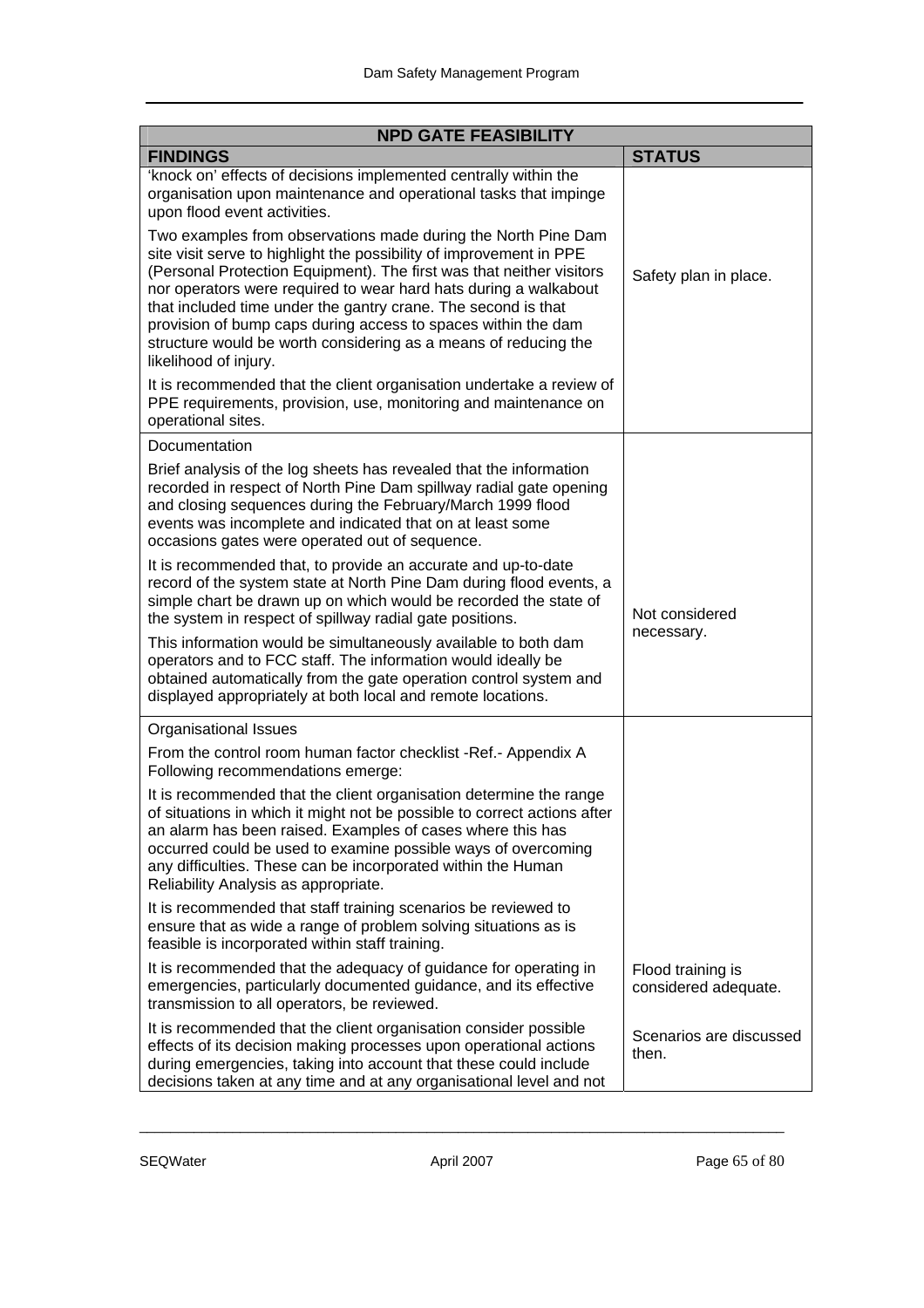| NPD GATE FEASIBILITY | |
|---|---|
| **FINDINGS** | **STATUS** |
| 'knock on' effects of decisions implemented centrally within the organisation upon maintenance and operational tasks that impinge upon flood event activities.<br><br>Two examples from observations made during the North Pine Dam site visit serve to highlight the possibility of improvement in PPE (Personal Protection Equipment). The first was that neither visitors nor operators were required to wear hard hats during a walkabout that included time under the gantry crane. The second is that provision of bump caps during access to spaces within the dam structure would be worth considering as a means of reducing the likelihood of injury.<br><br>It is recommended that the client organisation undertake a review of PPE requirements, provision, use, monitoring and maintenance on operational sites. | Safety plan in place. |
| Documentation<br><br>Brief analysis of the log sheets has revealed that the information recorded in respect of North Pine Dam spillway radial gate opening and closing sequences during the February/March 1999 flood events was incomplete and indicated that on at least some occasions gates were operated out of sequence.<br><br>It is recommended that, to provide an accurate and up-to-date record of the system state at North Pine Dam during flood events, a simple chart be drawn up on which would be recorded the state of the system in respect of spillway radial gate positions.<br><br>This information would be simultaneously available to both dam operators and to FCC staff. The information would ideally be obtained automatically from the gate operation control system and displayed appropriately at both local and remote locations. | Not considered necessary. |
| Organisational Issues<br><br>From the control room human factor checklist -Ref.- Appendix A Following recommendations emerge:<br><br>It is recommended that the client organisation determine the range of situations in which it might not be possible to correct actions after an alarm has been raised. Examples of cases where this has occurred could be used to examine possible ways of overcoming any difficulties. These can be incorporated within the Human Reliability Analysis as appropriate.<br><br>It is recommended that staff training scenarios be reviewed to ensure that as wide a range of problem solving situations as is feasible is incorporated within staff training.<br><br>It is recommended that the adequacy of guidance for operating in emergencies, particularly documented guidance, and its effective transmission to all operators, be reviewed.<br><br>It is recommended that the client organisation consider possible effects of its decision making processes upon operational actions during emergencies, taking into account that these could include decisions taken at any time and at any organisational level and not | Flood training is considered adequate.<br><br>Scenarios are discussed then. |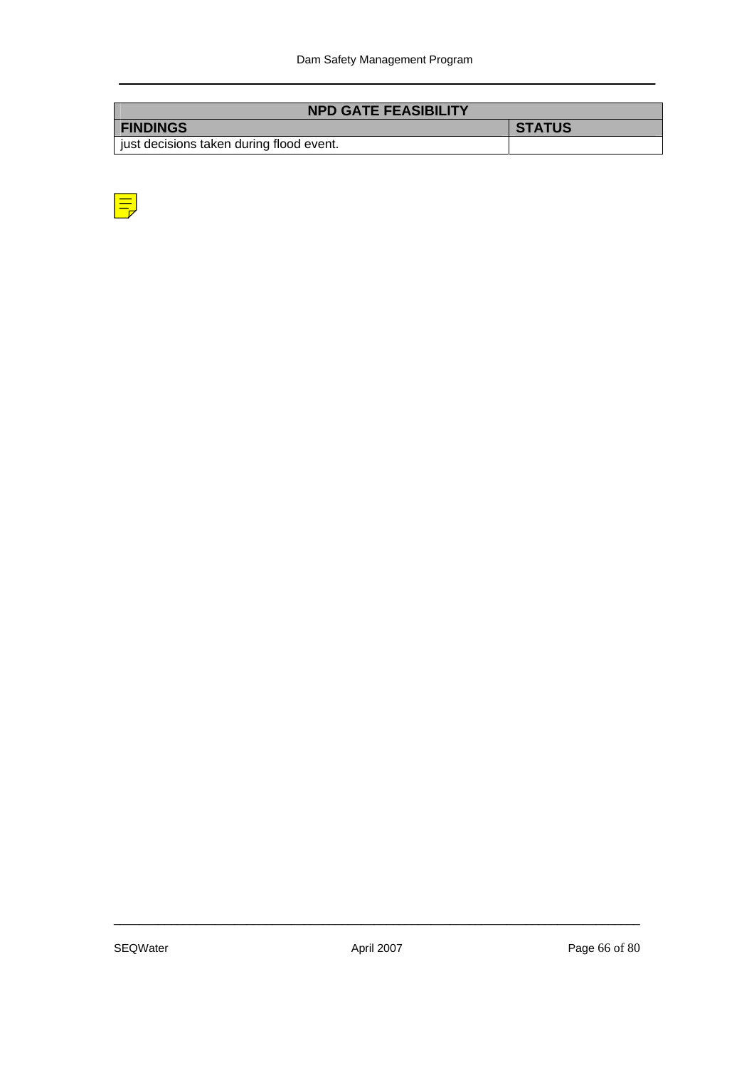| NPD GATE FEASIBILITY | |
|---|---|
| **FINDINGS** | **STATUS** |
| just decisions taken during flood event. | |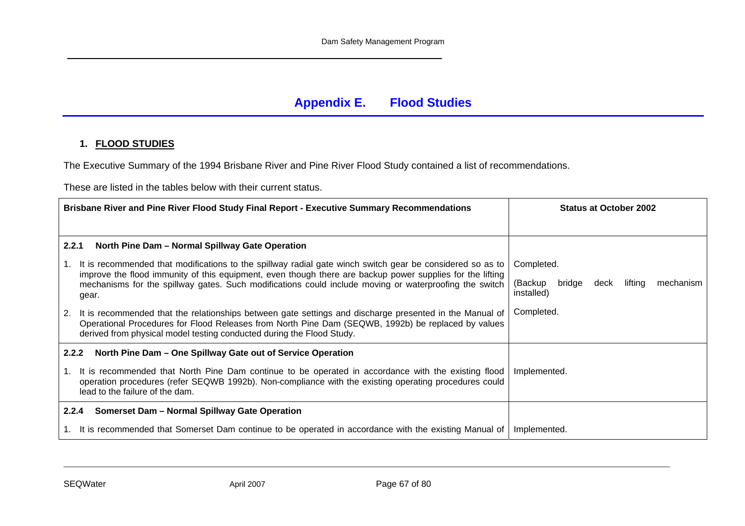# Appendix E. Flood Studies

## 1. FLOOD STUDIES

The Executive Summary of the 1994 Brisbane River and Pine River Flood Study contained a list of recommendations.

These are listed in the tables below with their current status.

| Brisbane River and Pine River Flood Study Final Report - Executive Summary Recommendations | Status at October 2002 |
|---|---|
| **2.2.1 North Pine Dam – Normal Spillway Gate Operation** | |
| 1. It is recommended that modifications to the spillway radial gate winch switch gear be considered so as to improve the flood immunity of this equipment, even though there are backup power supplies for the lifting mechanisms for the spillway gates. Such modifications could include moving or waterproofing the switch gear. | Completed. (Backup bridge deck lifting mechanism installed) |
| 2. It is recommended that the relationships between gate settings and discharge presented in the Manual of Operational Procedures for Flood Releases from North Pine Dam (SEQWB, 1992b) be replaced by values derived from physical model testing conducted during the Flood Study. | Completed. |
| **2.2.2 North Pine Dam – One Spillway Gate out of Service Operation** | |
| 1. It is recommended that North Pine Dam continue to be operated in accordance with the existing flood operation procedures (refer SEQWB 1992b). Non-compliance with the existing operating procedures could lead to the failure of the dam. | Implemented. |
| **2.2.4 Somerset Dam – Normal Spillway Gate Operation** | |
| 1. It is recommended that Somerset Dam continue to be operated in accordance with the existing Manual of | Implemented. |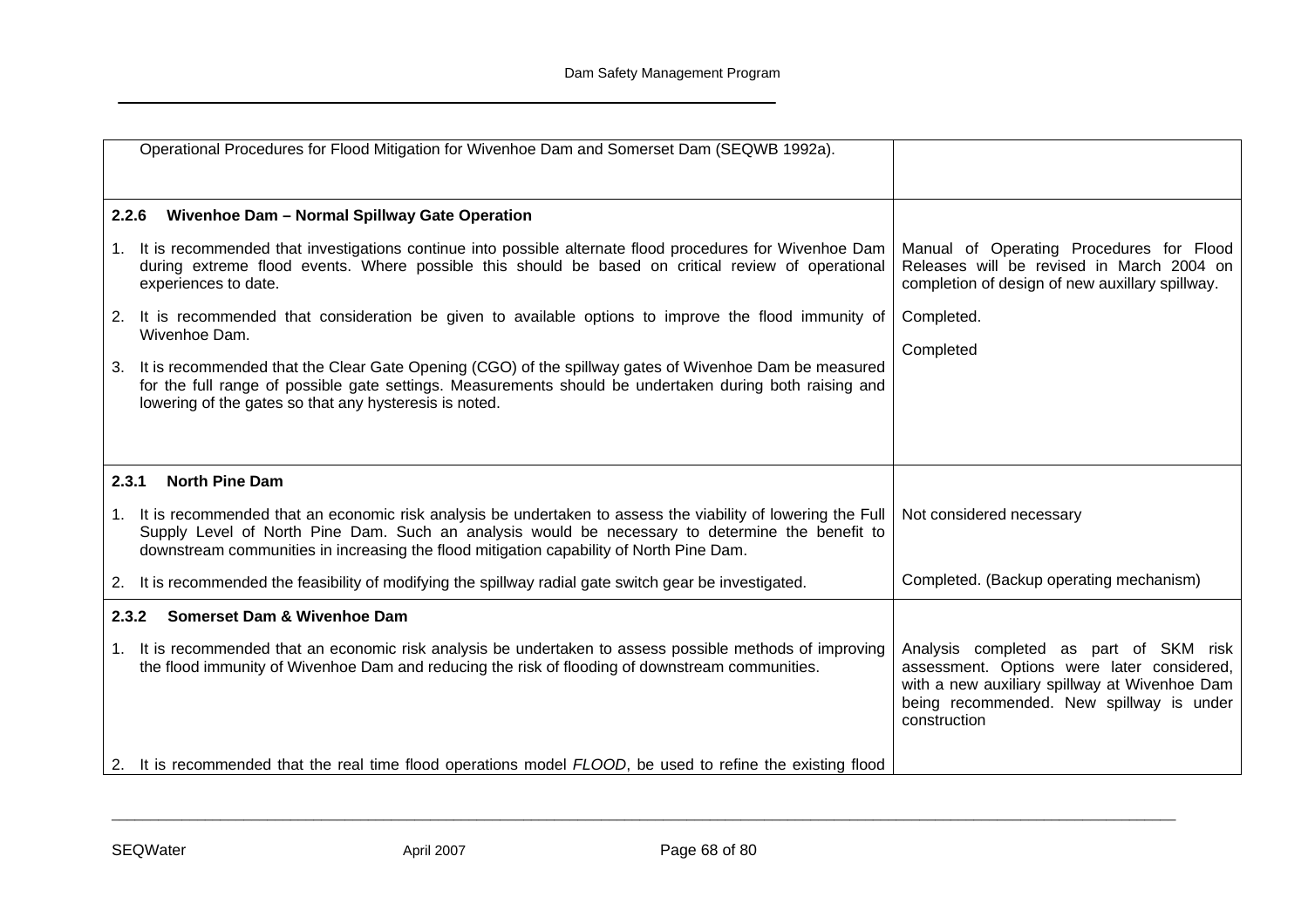| | |
|---|---|
| Operational Procedures for Flood Mitigation for Wivenhoe Dam and Somerset Dam (SEQWB 1992a). | |
| **2.2.6 Wivenhoe Dam – Normal Spillway Gate Operation** | |
| 1. It is recommended that investigations continue into possible alternate flood procedures for Wivenhoe Dam during extreme flood events. Where possible this should be based on critical review of operational experiences to date. | Manual of Operating Procedures for Flood Releases will be revised in March 2004 on completion of design of new auxillary spillway. |
| 2. It is recommended that consideration be given to available options to improve the flood immunity of Wivenhoe Dam. | Completed. |
| 3. It is recommended that the Clear Gate Opening (CGO) of the spillway gates of Wivenhoe Dam be measured for the full range of possible gate settings. Measurements should be undertaken during both raising and lowering of the gates so that any hysteresis is noted. | Completed |
| **2.3.1 North Pine Dam** | |
| 1. It is recommended that an economic risk analysis be undertaken to assess the viability of lowering the Full Supply Level of North Pine Dam. Such an analysis would be necessary to determine the benefit to downstream communities in increasing the flood mitigation capability of North Pine Dam. | Not considered necessary |
| 2. It is recommended the feasibility of modifying the spillway radial gate switch gear be investigated. | Completed. (Backup operating mechanism) |
| **2.3.2 Somerset Dam & Wivenhoe Dam** | |
| 1. It is recommended that an economic risk analysis be undertaken to assess possible methods of improving the flood immunity of Wivenhoe Dam and reducing the risk of flooding of downstream communities. | Analysis completed as part of SKM risk assessment. Options were later considered, with a new auxiliary spillway at Wivenhoe Dam being recommended. New spillway is under construction |
| 2. It is recommended that the real time flood operations model *FLOOD*, be used to refine the existing flood | |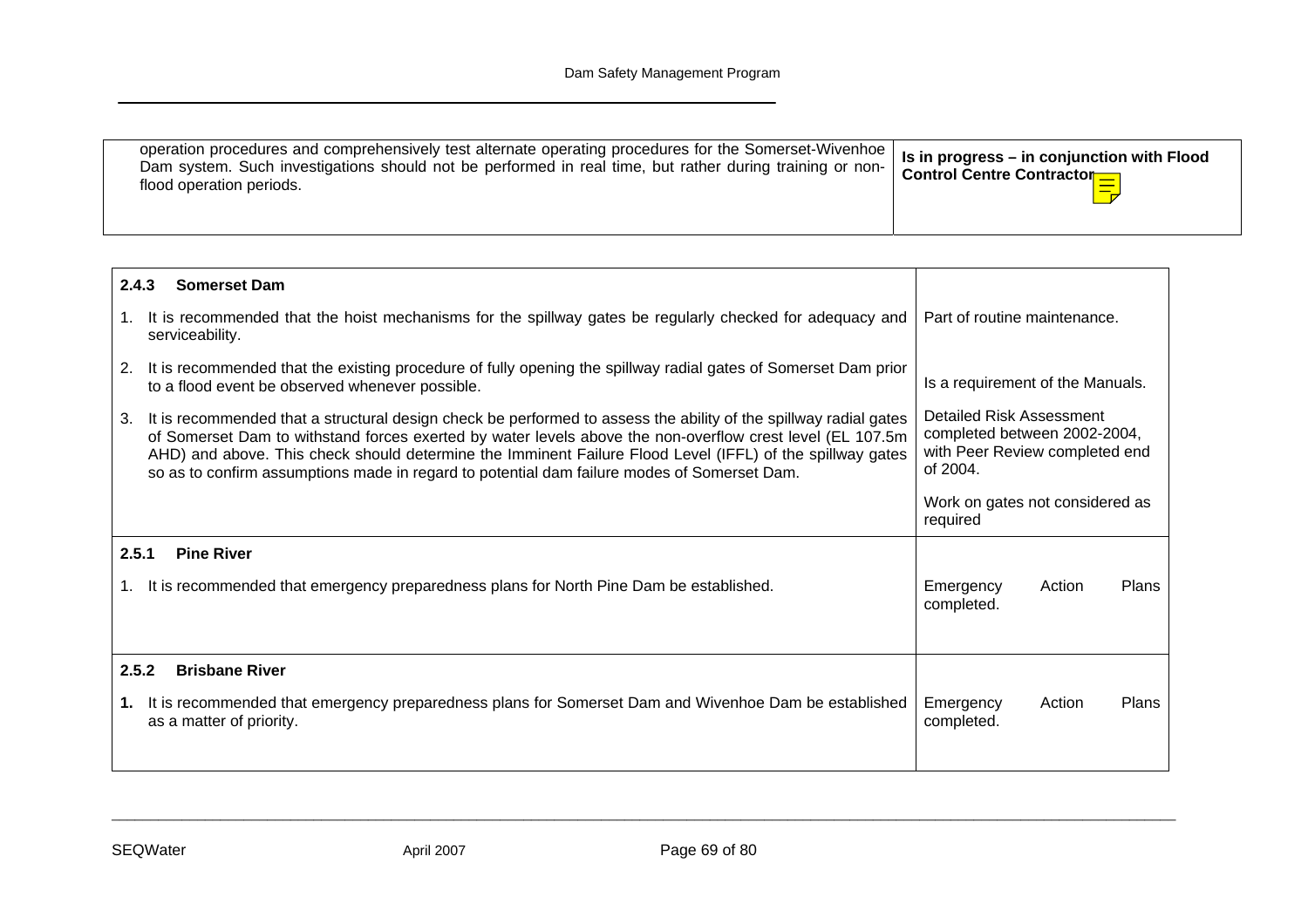| | |
|---|---|
| operation procedures and comprehensively test alternate operating procedures for the Somerset-Wivenhoe Dam system. Such investigations should not be performed in real time, but rather during training or non-flood operation periods. | **Is in progress – in conjunction with Flood Control Centre Contractor** |

| | |
|---|---|
| **2.4.3 Somerset Dam** | |
| 1. It is recommended that the hoist mechanisms for the spillway gates be regularly checked for adequacy and serviceability. | Part of routine maintenance. |
| 2. It is recommended that the existing procedure of fully opening the spillway radial gates of Somerset Dam prior to a flood event be observed whenever possible. | Is a requirement of the Manuals. |
| 3. It is recommended that a structural design check be performed to assess the ability of the spillway radial gates of Somerset Dam to withstand forces exerted by water levels above the non-overflow crest level (EL 107.5m AHD) and above. This check should determine the Imminent Failure Flood Level (IFFL) of the spillway gates so as to confirm assumptions made in regard to potential dam failure modes of Somerset Dam. | Detailed Risk Assessment completed between 2002-2004, with Peer Review completed end of 2004.<br><br>Work on gates not considered as required |
| **2.5.1 Pine River** | |
| 1. It is recommended that emergency preparedness plans for North Pine Dam be established. | Emergency Action Plans completed. |
| **2.5.2 Brisbane River** | |
| **1.** It is recommended that emergency preparedness plans for Somerset Dam and Wivenhoe Dam be established as a matter of priority. | Emergency Action Plans completed. |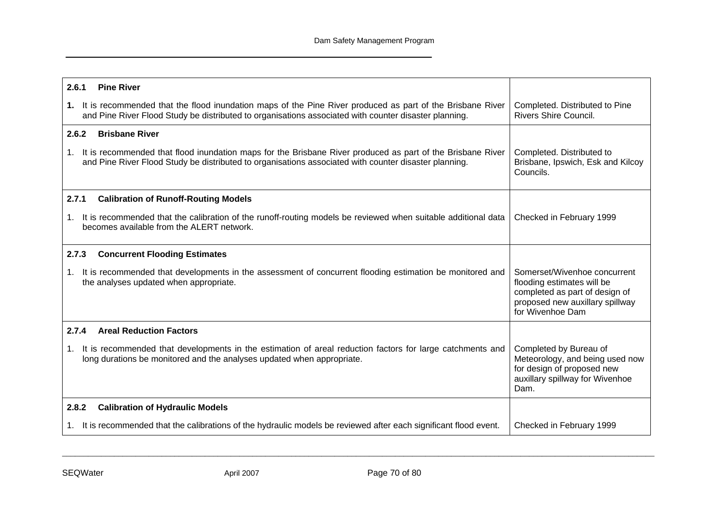| Recommendation | Status |
|---|---|
| **2.6.1 Pine River** | |
| **1.** It is recommended that the flood inundation maps of the Pine River produced as part of the Brisbane River and Pine River Flood Study be distributed to organisations associated with counter disaster planning. | Completed. Distributed to Pine Rivers Shire Council. |
| **2.6.2 Brisbane River** | |
| 1. It is recommended that flood inundation maps for the Brisbane River produced as part of the Brisbane River and Pine River Flood Study be distributed to organisations associated with counter disaster planning. | Completed. Distributed to Brisbane, Ipswich, Esk and Kilcoy Councils. |
| **2.7.1 Calibration of Runoff-Routing Models** | |
| 1. It is recommended that the calibration of the runoff-routing models be reviewed when suitable additional data becomes available from the ALERT network. | Checked in February 1999 |
| **2.7.3 Concurrent Flooding Estimates** | |
| 1. It is recommended that developments in the assessment of concurrent flooding estimation be monitored and the analyses updated when appropriate. | Somerset/Wivenhoe concurrent flooding estimates will be completed as part of design of proposed new auxillary spillway for Wivenhoe Dam |
| **2.7.4 Areal Reduction Factors** | |
| 1. It is recommended that developments in the estimation of areal reduction factors for large catchments and long durations be monitored and the analyses updated when appropriate. | Completed by Bureau of Meteorology, and being used now for design of proposed new auxillary spillway for Wivenhoe Dam. |
| **2.8.2 Calibration of Hydraulic Models** | |
| 1. It is recommended that the calibrations of the hydraulic models be reviewed after each significant flood event. | Checked in February 1999 |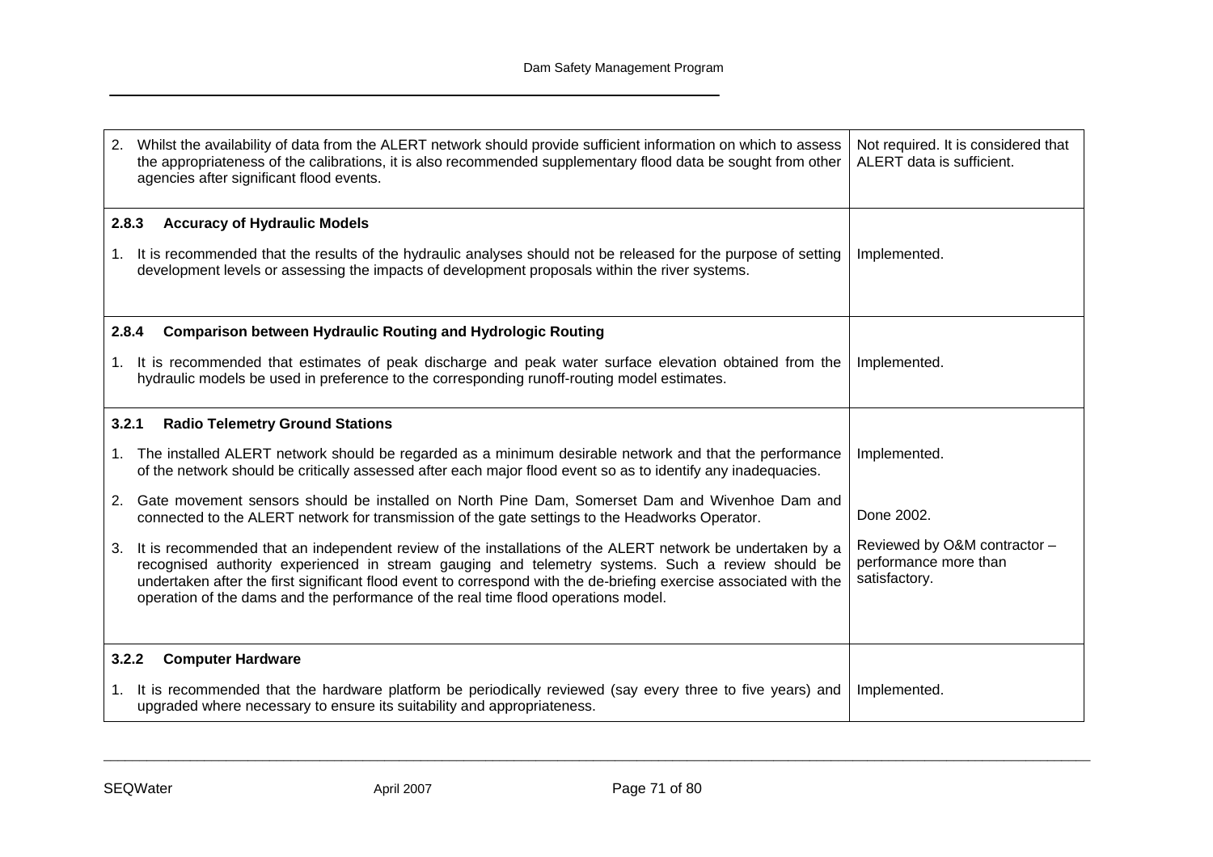| Recommendation | Status |
| --- | --- |
| 2. Whilst the availability of data from the ALERT network should provide sufficient information on which to assess the appropriateness of the calibrations, it is also recommended supplementary flood data be sought from other agencies after significant flood events. | Not required. It is considered that ALERT data is sufficient. |
| **2.8.3 Accuracy of Hydraulic Models** | |
| 1. It is recommended that the results of the hydraulic analyses should not be released for the purpose of setting development levels or assessing the impacts of development proposals within the river systems. | Implemented. |
| **2.8.4 Comparison between Hydraulic Routing and Hydrologic Routing** | |
| 1. It is recommended that estimates of peak discharge and peak water surface elevation obtained from the hydraulic models be used in preference to the corresponding runoff-routing model estimates. | Implemented. |
| **3.2.1 Radio Telemetry Ground Stations** | |
| 1. The installed ALERT network should be regarded as a minimum desirable network and that the performance of the network should be critically assessed after each major flood event so as to identify any inadequacies. | Implemented. |
| 2. Gate movement sensors should be installed on North Pine Dam, Somerset Dam and Wivenhoe Dam and connected to the ALERT network for transmission of the gate settings to the Headworks Operator. | Done 2002. |
| 3. It is recommended that an independent review of the installations of the ALERT network be undertaken by a recognised authority experienced in stream gauging and telemetry systems. Such a review should be undertaken after the first significant flood event to correspond with the de-briefing exercise associated with the operation of the dams and the performance of the real time flood operations model. | Reviewed by O&M contractor – performance more than satisfactory. |
| **3.2.2 Computer Hardware** | |
| 1. It is recommended that the hardware platform be periodically reviewed (say every three to five years) and upgraded where necessary to ensure its suitability and appropriateness. | Implemented. |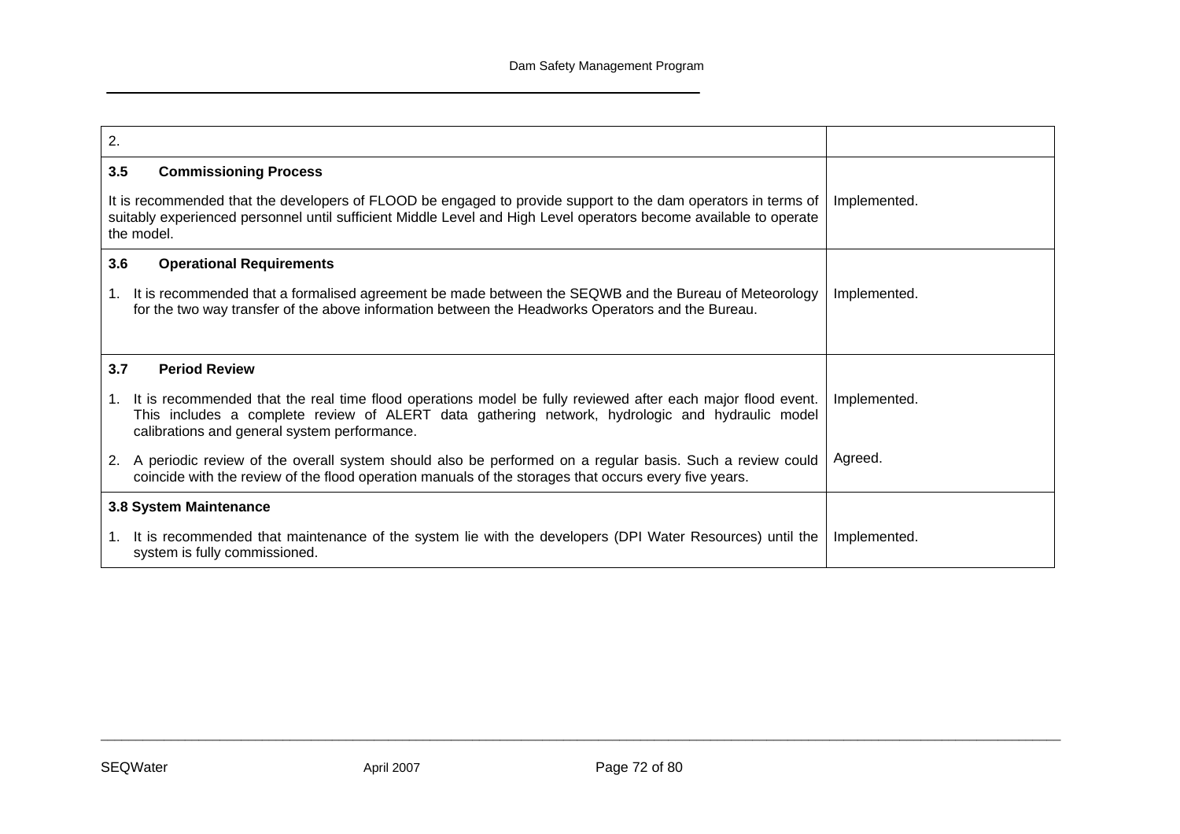| | |
|---|---|
| 2. | |
| **3.5 Commissioning Process**<br><br>It is recommended that the developers of FLOOD be engaged to provide support to the dam operators in terms of suitably experienced personnel until sufficient Middle Level and High Level operators become available to operate the model. | Implemented. |
| **3.6 Operational Requirements**<br><br>1. It is recommended that a formalised agreement be made between the SEQWB and the Bureau of Meteorology for the two way transfer of the above information between the Headworks Operators and the Bureau. | Implemented. |
| **3.7 Period Review**<br><br>1. It is recommended that the real time flood operations model be fully reviewed after each major flood event. This includes a complete review of ALERT data gathering network, hydrologic and hydraulic model calibrations and general system performance.<br><br>2. A periodic review of the overall system should also be performed on a regular basis. Such a review could coincide with the review of the flood operation manuals of the storages that occurs every five years. | Implemented.<br><br>Agreed. |
| **3.8 System Maintenance**<br><br>1. It is recommended that maintenance of the system lie with the developers (DPI Water Resources) until the system is fully commissioned. | Implemented. |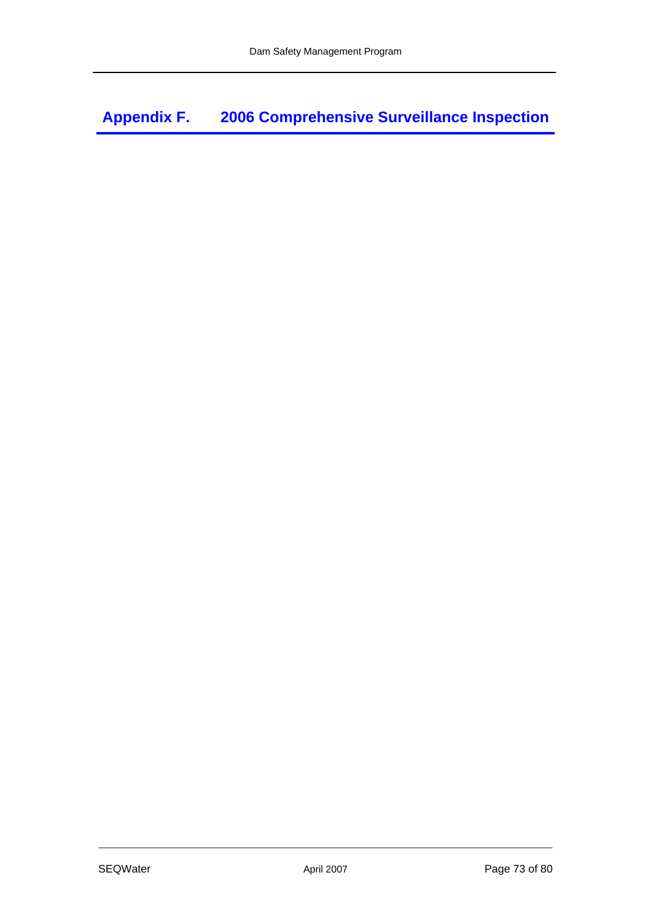# Appendix F. 2006 Comprehensive Surveillance Inspection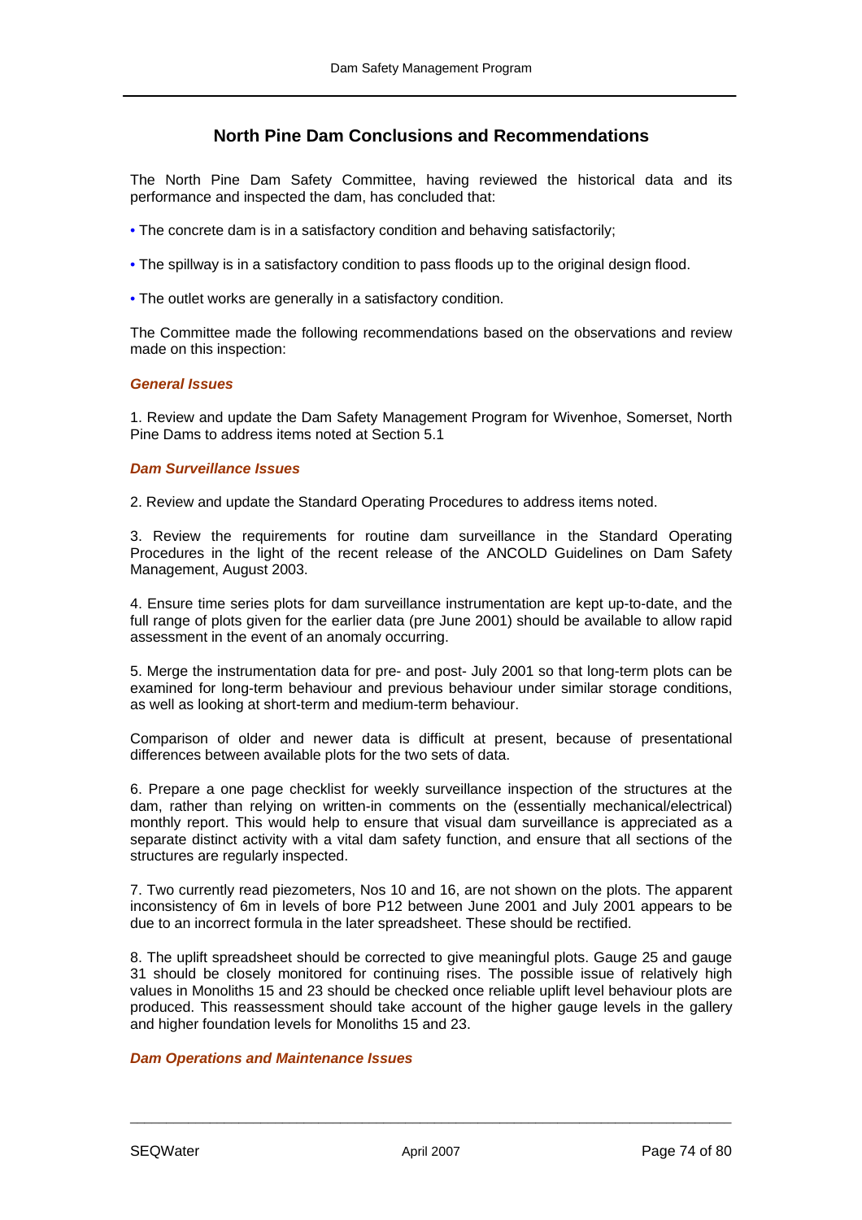## North Pine Dam Conclusions and Recommendations

The North Pine Dam Safety Committee, having reviewed the historical data and its performance and inspected the dam, has concluded that:

- The concrete dam is in a satisfactory condition and behaving satisfactorily;
- The spillway is in a satisfactory condition to pass floods up to the original design flood.
- The outlet works are generally in a satisfactory condition.

The Committee made the following recommendations based on the observations and review made on this inspection:

### *General Issues*

1. Review and update the Dam Safety Management Program for Wivenhoe, Somerset, North Pine Dams to address items noted at Section 5.1

### *Dam Surveillance Issues*

2. Review and update the Standard Operating Procedures to address items noted.

3. Review the requirements for routine dam surveillance in the Standard Operating Procedures in the light of the recent release of the ANCOLD Guidelines on Dam Safety Management, August 2003.

4. Ensure time series plots for dam surveillance instrumentation are kept up-to-date, and the full range of plots given for the earlier data (pre June 2001) should be available to allow rapid assessment in the event of an anomaly occurring.

5. Merge the instrumentation data for pre- and post- July 2001 so that long-term plots can be examined for long-term behaviour and previous behaviour under similar storage conditions, as well as looking at short-term and medium-term behaviour.

Comparison of older and newer data is difficult at present, because of presentational differences between available plots for the two sets of data.

6. Prepare a one page checklist for weekly surveillance inspection of the structures at the dam, rather than relying on written-in comments on the (essentially mechanical/electrical) monthly report. This would help to ensure that visual dam surveillance is appreciated as a separate distinct activity with a vital dam safety function, and ensure that all sections of the structures are regularly inspected.

7. Two currently read piezometers, Nos 10 and 16, are not shown on the plots. The apparent inconsistency of 6m in levels of bore P12 between June 2001 and July 2001 appears to be due to an incorrect formula in the later spreadsheet. These should be rectified.

8. The uplift spreadsheet should be corrected to give meaningful plots. Gauge 25 and gauge 31 should be closely monitored for continuing rises. The possible issue of relatively high values in Monoliths 15 and 23 should be checked once reliable uplift level behaviour plots are produced. This reassessment should take account of the higher gauge levels in the gallery and higher foundation levels for Monoliths 15 and 23.

### *Dam Operations and Maintenance Issues*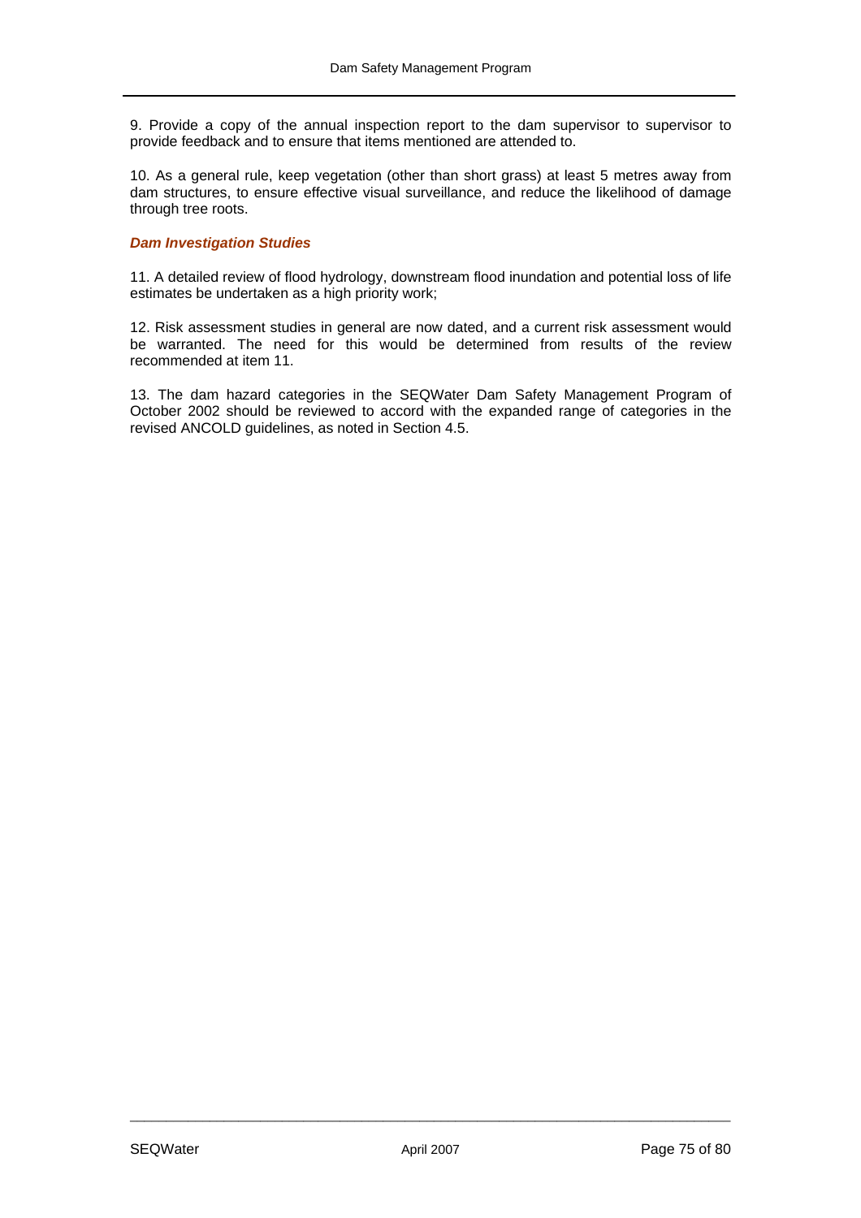9. Provide a copy of the annual inspection report to the dam supervisor to supervisor to provide feedback and to ensure that items mentioned are attended to.

10. As a general rule, keep vegetation (other than short grass) at least 5 metres away from dam structures, to ensure effective visual surveillance, and reduce the likelihood of damage through tree roots.

***Dam Investigation Studies***

11. A detailed review of flood hydrology, downstream flood inundation and potential loss of life estimates be undertaken as a high priority work;

12. Risk assessment studies in general are now dated, and a current risk assessment would be warranted. The need for this would be determined from results of the review recommended at item 11.

13. The dam hazard categories in the SEQWater Dam Safety Management Program of October 2002 should be reviewed to accord with the expanded range of categories in the revised ANCOLD guidelines, as noted in Section 4.5.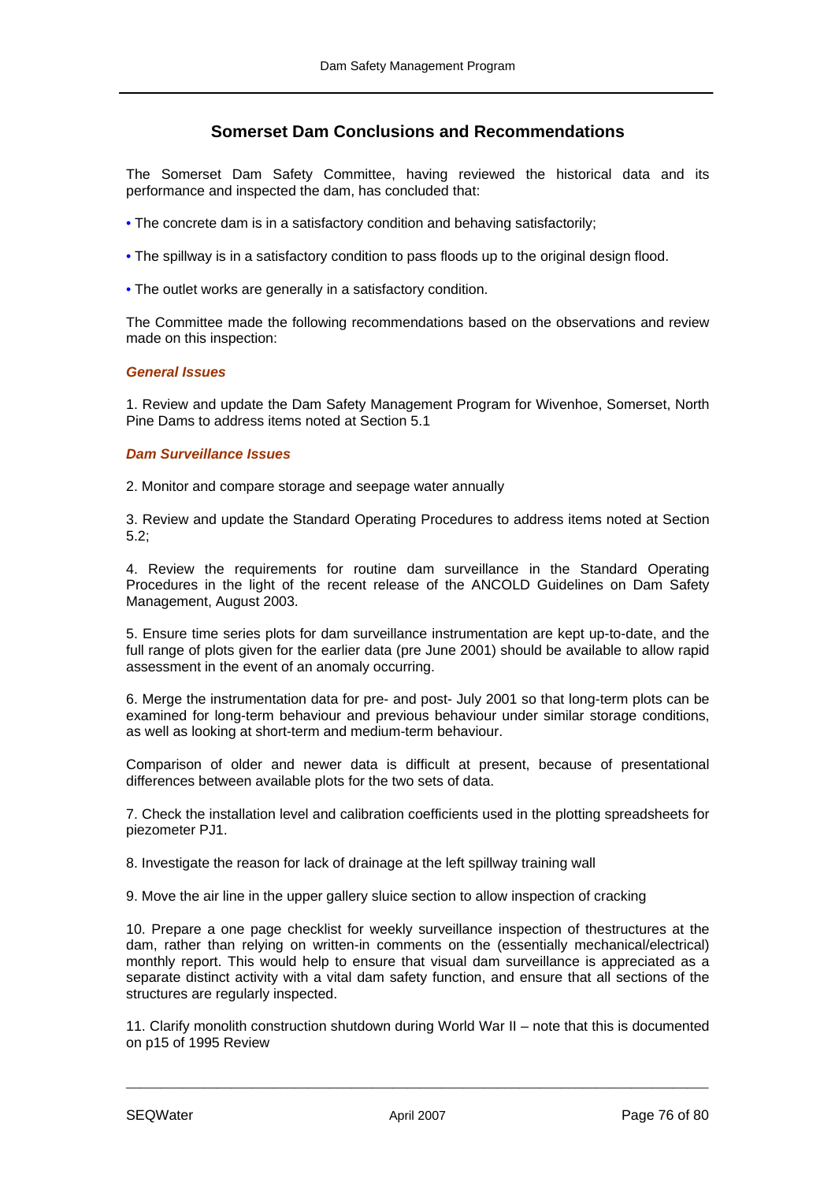## Somerset Dam Conclusions and Recommendations

The Somerset Dam Safety Committee, having reviewed the historical data and its performance and inspected the dam, has concluded that:

- The concrete dam is in a satisfactory condition and behaving satisfactorily;
- The spillway is in a satisfactory condition to pass floods up to the original design flood.
- The outlet works are generally in a satisfactory condition.

The Committee made the following recommendations based on the observations and review made on this inspection:

### *General Issues*

1. Review and update the Dam Safety Management Program for Wivenhoe, Somerset, North Pine Dams to address items noted at Section 5.1

### *Dam Surveillance Issues*

2. Monitor and compare storage and seepage water annually

3. Review and update the Standard Operating Procedures to address items noted at Section 5.2;

4. Review the requirements for routine dam surveillance in the Standard Operating Procedures in the light of the recent release of the ANCOLD Guidelines on Dam Safety Management, August 2003.

5. Ensure time series plots for dam surveillance instrumentation are kept up-to-date, and the full range of plots given for the earlier data (pre June 2001) should be available to allow rapid assessment in the event of an anomaly occurring.

6. Merge the instrumentation data for pre- and post- July 2001 so that long-term plots can be examined for long-term behaviour and previous behaviour under similar storage conditions, as well as looking at short-term and medium-term behaviour.

Comparison of older and newer data is difficult at present, because of presentational differences between available plots for the two sets of data.

7. Check the installation level and calibration coefficients used in the plotting spreadsheets for piezometer PJ1.

8. Investigate the reason for lack of drainage at the left spillway training wall

9. Move the air line in the upper gallery sluice section to allow inspection of cracking

10. Prepare a one page checklist for weekly surveillance inspection of thestructures at the dam, rather than relying on written-in comments on the (essentially mechanical/electrical) monthly report. This would help to ensure that visual dam surveillance is appreciated as a separate distinct activity with a vital dam safety function, and ensure that all sections of the structures are regularly inspected.

11. Clarify monolith construction shutdown during World War II – note that this is documented on p15 of 1995 Review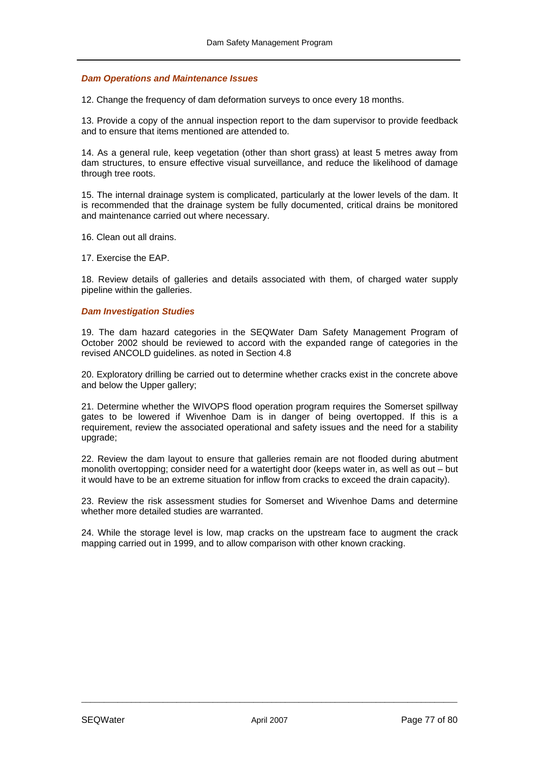### *Dam Operations and Maintenance Issues*

12. Change the frequency of dam deformation surveys to once every 18 months.

13. Provide a copy of the annual inspection report to the dam supervisor to provide feedback and to ensure that items mentioned are attended to.

14. As a general rule, keep vegetation (other than short grass) at least 5 metres away from dam structures, to ensure effective visual surveillance, and reduce the likelihood of damage through tree roots.

15. The internal drainage system is complicated, particularly at the lower levels of the dam. It is recommended that the drainage system be fully documented, critical drains be monitored and maintenance carried out where necessary.

16. Clean out all drains.

17. Exercise the EAP.

18. Review details of galleries and details associated with them, of charged water supply pipeline within the galleries.

### *Dam Investigation Studies*

19. The dam hazard categories in the SEQWater Dam Safety Management Program of October 2002 should be reviewed to accord with the expanded range of categories in the revised ANCOLD guidelines. as noted in Section 4.8

20. Exploratory drilling be carried out to determine whether cracks exist in the concrete above and below the Upper gallery;

21. Determine whether the WIVOPS flood operation program requires the Somerset spillway gates to be lowered if Wivenhoe Dam is in danger of being overtopped. If this is a requirement, review the associated operational and safety issues and the need for a stability upgrade;

22. Review the dam layout to ensure that galleries remain are not flooded during abutment monolith overtopping; consider need for a watertight door (keeps water in, as well as out – but it would have to be an extreme situation for inflow from cracks to exceed the drain capacity).

23. Review the risk assessment studies for Somerset and Wivenhoe Dams and determine whether more detailed studies are warranted.

24. While the storage level is low, map cracks on the upstream face to augment the crack mapping carried out in 1999, and to allow comparison with other known cracking.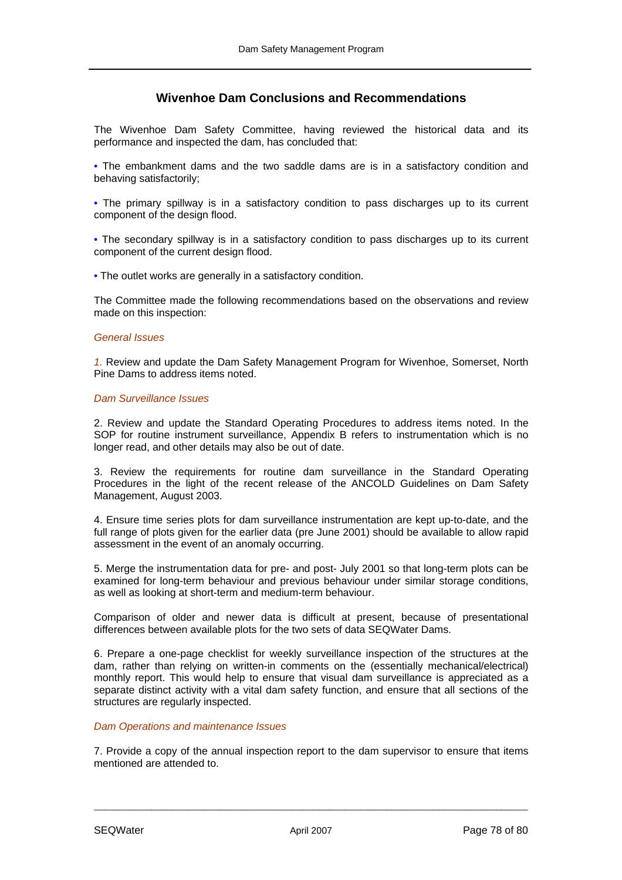## Wivenhoe Dam Conclusions and Recommendations

The Wivenhoe Dam Safety Committee, having reviewed the historical data and its performance and inspected the dam, has concluded that:

• The embankment dams and the two saddle dams are is in a satisfactory condition and behaving satisfactorily;

• The primary spillway is in a satisfactory condition to pass discharges up to its current component of the design flood.

• The secondary spillway is in a satisfactory condition to pass discharges up to its current component of the current design flood.

• The outlet works are generally in a satisfactory condition.

The Committee made the following recommendations based on the observations and review made on this inspection:

*General Issues*

1. Review and update the Dam Safety Management Program for Wivenhoe, Somerset, North Pine Dams to address items noted.

*Dam Surveillance Issues*

2. Review and update the Standard Operating Procedures to address items noted. In the SOP for routine instrument surveillance, Appendix B refers to instrumentation which is no longer read, and other details may also be out of date.

3. Review the requirements for routine dam surveillance in the Standard Operating Procedures in the light of the recent release of the ANCOLD Guidelines on Dam Safety Management, August 2003.

4. Ensure time series plots for dam surveillance instrumentation are kept up-to-date, and the full range of plots given for the earlier data (pre June 2001) should be available to allow rapid assessment in the event of an anomaly occurring.

5. Merge the instrumentation data for pre- and post- July 2001 so that long-term plots can be examined for long-term behaviour and previous behaviour under similar storage conditions, as well as looking at short-term and medium-term behaviour.

Comparison of older and newer data is difficult at present, because of presentational differences between available plots for the two sets of data SEQWater Dams.

6. Prepare a one-page checklist for weekly surveillance inspection of the structures at the dam, rather than relying on written-in comments on the (essentially mechanical/electrical) monthly report. This would help to ensure that visual dam surveillance is appreciated as a separate distinct activity with a vital dam safety function, and ensure that all sections of the structures are regularly inspected.

*Dam Operations and maintenance Issues*

7. Provide a copy of the annual inspection report to the dam supervisor to ensure that items mentioned are attended to.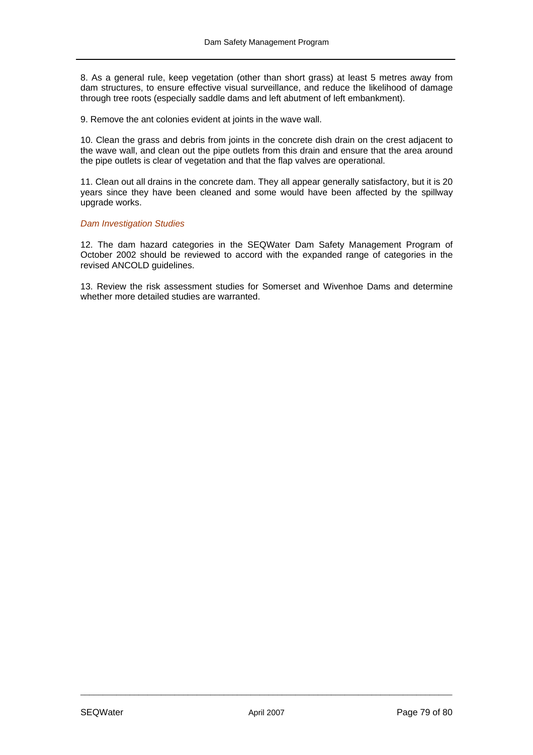8. As a general rule, keep vegetation (other than short grass) at least 5 metres away from dam structures, to ensure effective visual surveillance, and reduce the likelihood of damage through tree roots (especially saddle dams and left abutment of left embankment).

9. Remove the ant colonies evident at joints in the wave wall.

10. Clean the grass and debris from joints in the concrete dish drain on the crest adjacent to the wave wall, and clean out the pipe outlets from this drain and ensure that the area around the pipe outlets is clear of vegetation and that the flap valves are operational.

11. Clean out all drains in the concrete dam. They all appear generally satisfactory, but it is 20 years since they have been cleaned and some would have been affected by the spillway upgrade works.

*Dam Investigation Studies*

12. The dam hazard categories in the SEQWater Dam Safety Management Program of October 2002 should be reviewed to accord with the expanded range of categories in the revised ANCOLD guidelines.

13. Review the risk assessment studies for Somerset and Wivenhoe Dams and determine whether more detailed studies are warranted.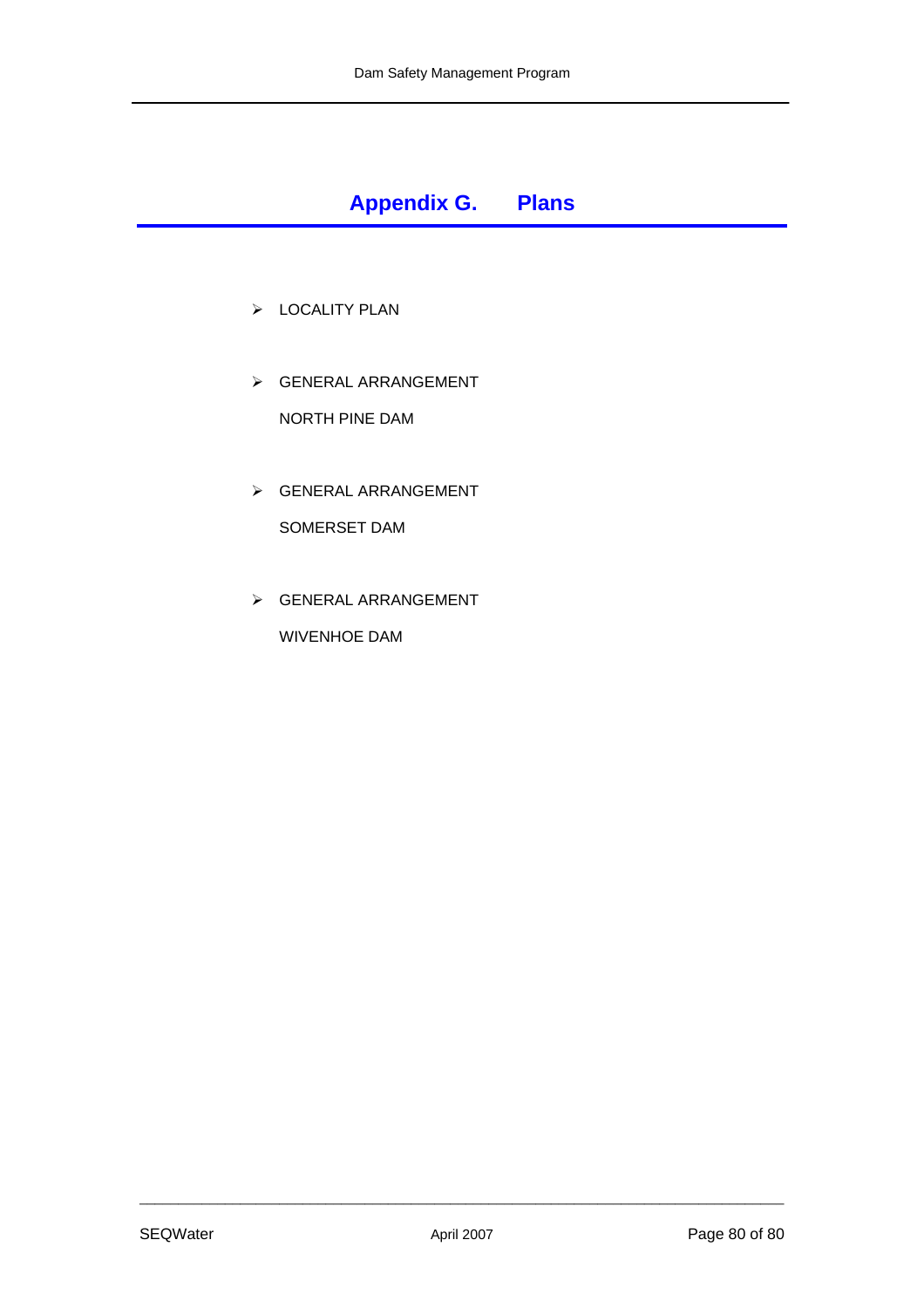# Appendix G. Plans

- LOCALITY PLAN

- GENERAL ARRANGEMENT

  NORTH PINE DAM

- GENERAL ARRANGEMENT

  SOMERSET DAM

- GENERAL ARRANGEMENT

  WIVENHOE DAM